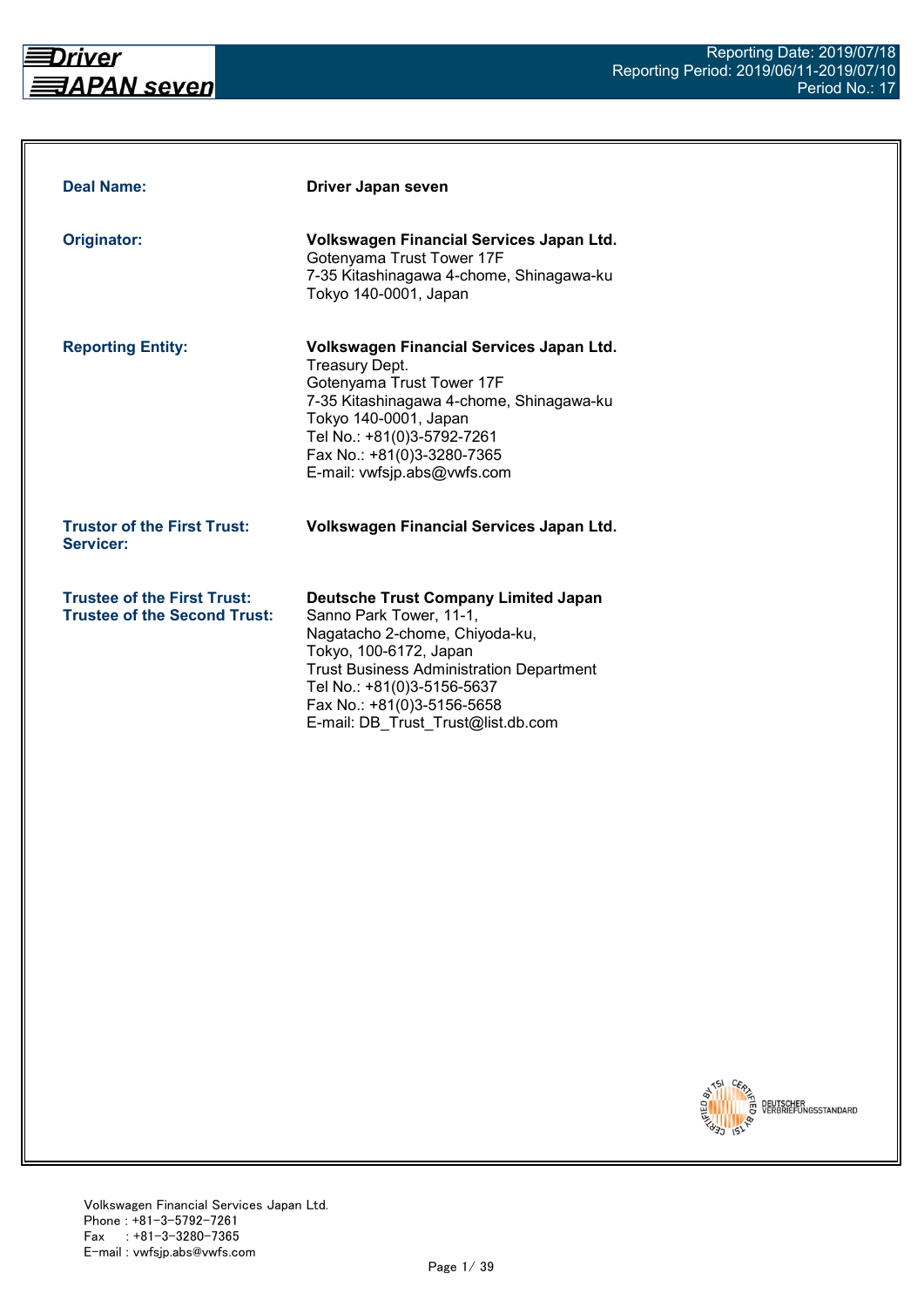| | |
|---|---|
| **Deal Name:** | **Driver Japan seven** |
| **Originator:** | **Volkswagen Financial Services Japan Ltd.**<br>Gotenyama Trust Tower 17F<br>7-35 Kitashinagawa 4-chome, Shinagawa-ku<br>Tokyo 140-0001, Japan |
| **Reporting Entity:** | **Volkswagen Financial Services Japan Ltd.**<br>Treasury Dept.<br>Gotenyama Trust Tower 17F<br>7-35 Kitashinagawa 4-chome, Shinagawa-ku<br>Tokyo 140-0001, Japan<br>Tel No.: +81(0)3-5792-7261<br>Fax No.: +81(0)3-3280-7365<br>E-mail: vwfsjp.abs@vwfs.com |
| **Trustor of the First Trust:**<br>**Servicer:** | **Volkswagen Financial Services Japan Ltd.** |
| **Trustee of the First Trust:**<br>**Trustee of the Second Trust:** | **Deutsche Trust Company Limited Japan**<br>Sanno Park Tower, 11-1,<br>Nagatacho 2-chome, Chiyoda-ku,<br>Tokyo, 100-6172, Japan<br>Trust Business Administration Department<br>Tel No.: +81(0)3-5156-5637<br>Fax No.: +81(0)3-5156-5658<br>E-mail: DB_Trust_Trust@list.db.com |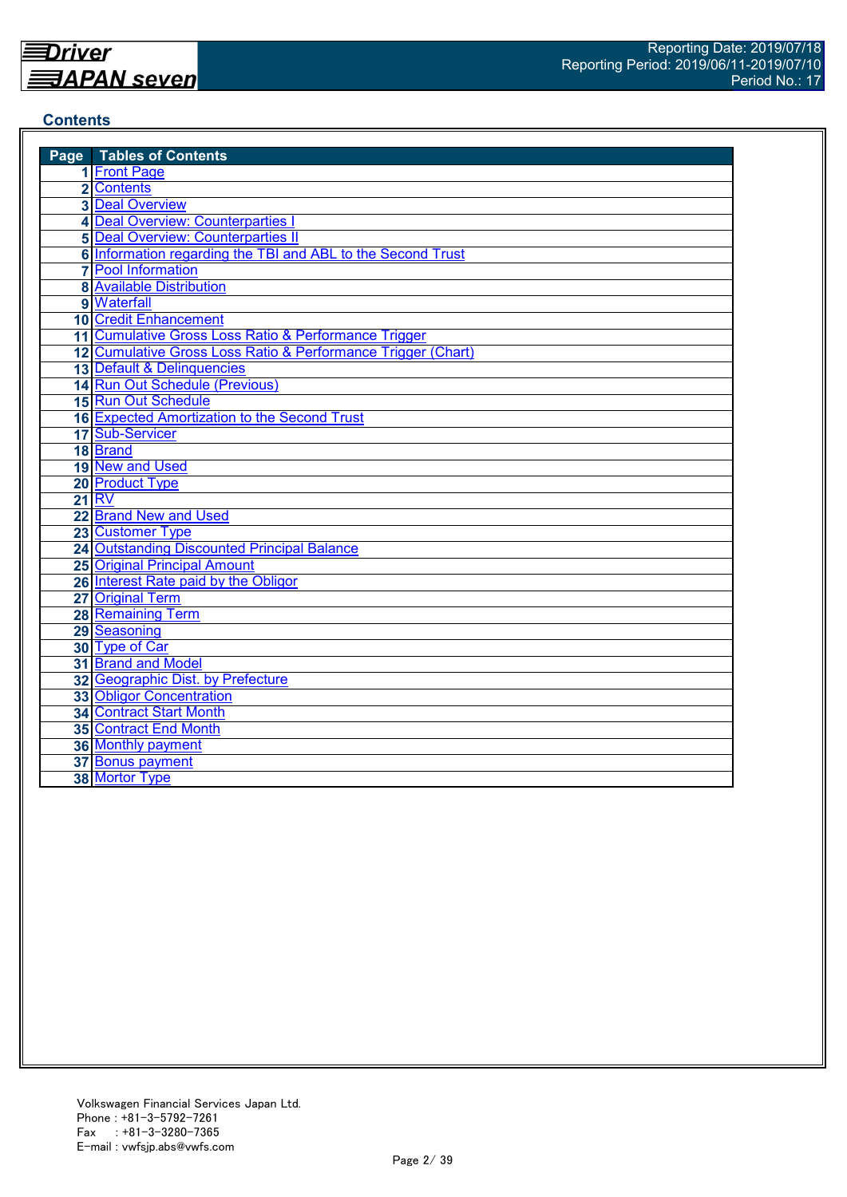## Contents

| Page | Tables of Contents |
|---|---|
| 1 | Front Page |
| 2 | Contents |
| 3 | Deal Overview |
| 4 | Deal Overview: Counterparties I |
| 5 | Deal Overview: Counterparties II |
| 6 | Information regarding the TBI and ABL to the Second Trust |
| 7 | Pool Information |
| 8 | Available Distribution |
| 9 | Waterfall |
| 10 | Credit Enhancement |
| 11 | Cumulative Gross Loss Ratio & Performance Trigger |
| 12 | Cumulative Gross Loss Ratio & Performance Trigger (Chart) |
| 13 | Default & Delinquencies |
| 14 | Run Out Schedule (Previous) |
| 15 | Run Out Schedule |
| 16 | Expected Amortization to the Second Trust |
| 17 | Sub-Servicer |
| 18 | Brand |
| 19 | New and Used |
| 20 | Product Type |
| 21 | RV |
| 22 | Brand New and Used |
| 23 | Customer Type |
| 24 | Outstanding Discounted Principal Balance |
| 25 | Original Principal Amount |
| 26 | Interest Rate paid by the Obligor |
| 27 | Original Term |
| 28 | Remaining Term |
| 29 | Seasoning |
| 30 | Type of Car |
| 31 | Brand and Model |
| 32 | Geographic Dist. by Prefecture |
| 33 | Obligor Concentration |
| 34 | Contract Start Month |
| 35 | Contract End Month |
| 36 | Monthly payment |
| 37 | Bonus payment |
| 38 | Mortor Type |

Volkswagen Financial Services Japan Ltd.
Phone : +81-3-5792-7261
Fax : +81-3-3280-7365
E-mail : vwfsjp.abs@vwfs.com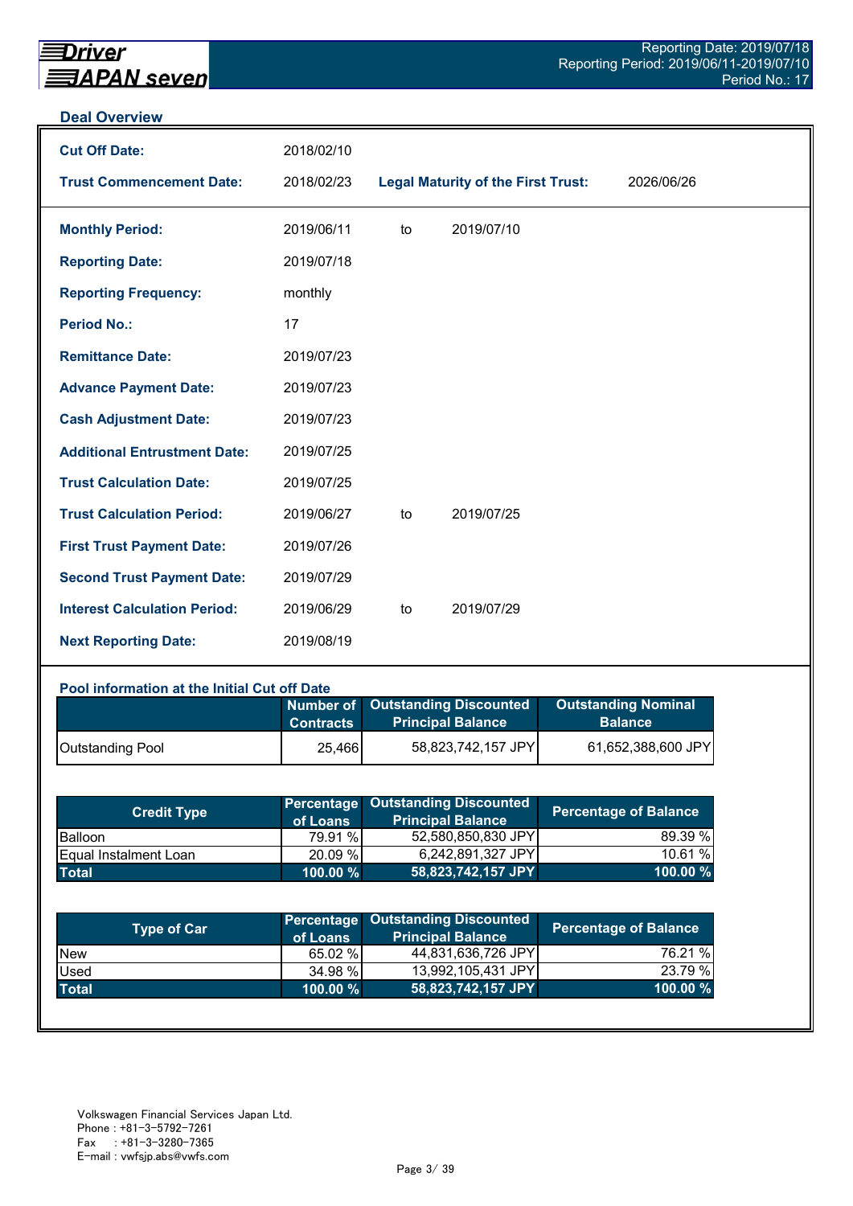## Deal Overview

| | | | |
|---|---|---|---|
| **Cut Off Date:** | 2018/02/10 | | |
| **Trust Commencement Date:** | 2018/02/23 | **Legal Maturity of the First Trust:** | 2026/06/26 |

| | | | |
|---|---|---|---|
| **Monthly Period:** | 2019/06/11 | to | 2019/07/10 |
| **Reporting Date:** | 2019/07/18 | | |
| **Reporting Frequency:** | monthly | | |
| **Period No.:** | 17 | | |
| **Remittance Date:** | 2019/07/23 | | |
| **Advance Payment Date:** | 2019/07/23 | | |
| **Cash Adjustment Date:** | 2019/07/23 | | |
| **Additional Entrustment Date:** | 2019/07/25 | | |
| **Trust Calculation Date:** | 2019/07/25 | | |
| **Trust Calculation Period:** | 2019/06/27 | to | 2019/07/25 |
| **First Trust Payment Date:** | 2019/07/26 | | |
| **Second Trust Payment Date:** | 2019/07/29 | | |
| **Interest Calculation Period:** | 2019/06/29 | to | 2019/07/29 |
| **Next Reporting Date:** | 2019/08/19 | | |

### Pool information at the Initial Cut off Date

| | Number of Contracts | Outstanding Discounted Principal Balance | Outstanding Nominal Balance |
|---|---|---|---|
| Outstanding Pool | 25,466 | 58,823,742,157 JPY | 61,652,388,600 JPY |

| Credit Type | Percentage of Loans | Outstanding Discounted Principal Balance | Percentage of Balance |
|---|---|---|---|
| Balloon | 79.91 % | 52,580,850,830 JPY | 89.39 % |
| Equal Instalment Loan | 20.09 % | 6,242,891,327 JPY | 10.61 % |
| **Total** | **100.00 %** | **58,823,742,157 JPY** | **100.00 %** |

| Type of Car | Percentage of Loans | Outstanding Discounted Principal Balance | Percentage of Balance |
|---|---|---|---|
| New | 65.02 % | 44,831,636,726 JPY | 76.21 % |
| Used | 34.98 % | 13,992,105,431 JPY | 23.79 % |
| **Total** | **100.00 %** | **58,823,742,157 JPY** | **100.00 %** |

Volkswagen Financial Services Japan Ltd.
Phone : +81-3-5792-7261
Fax : +81-3-3280-7365
E-mail : vwfsjp.abs@vwfs.com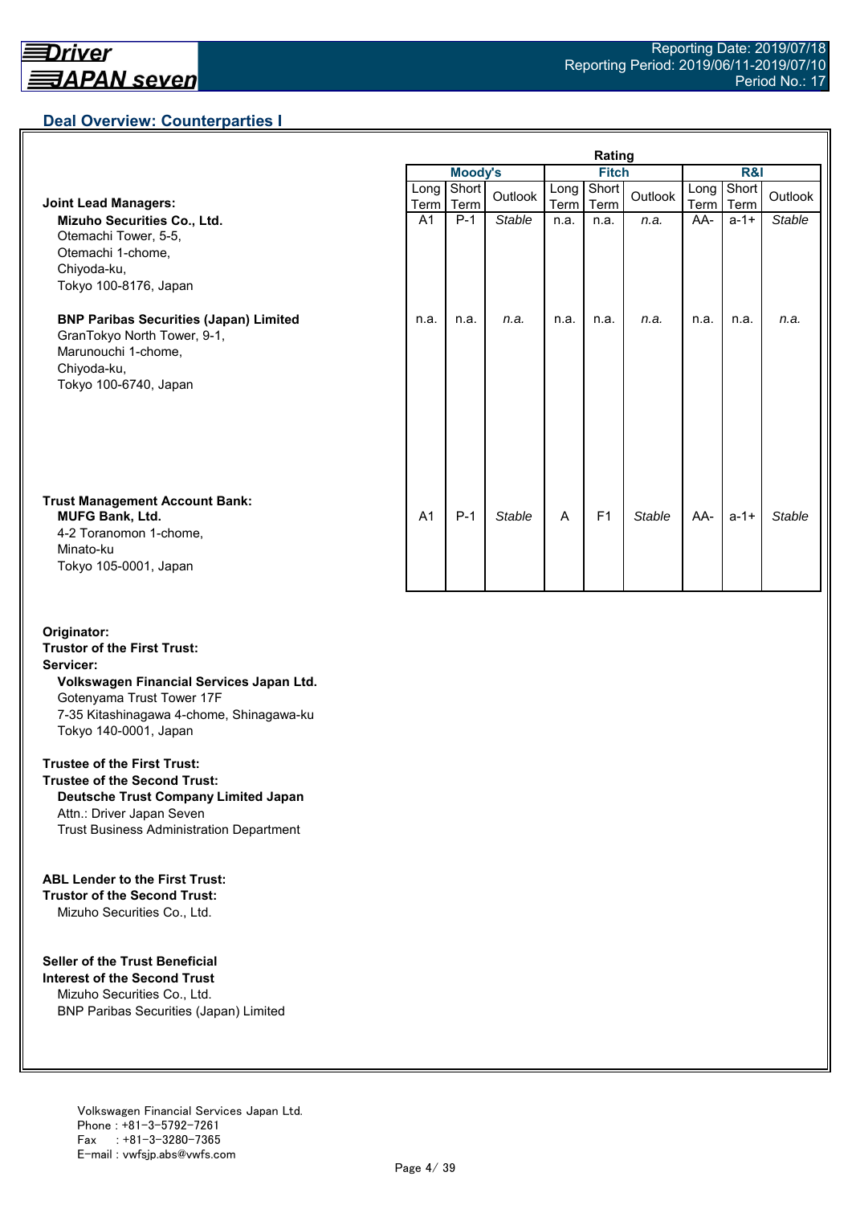## Deal Overview: Counterparties I

| | Moody's | | | Fitch | | | R&I | | |
|---|---|---|---|---|---|---|---|---|---|
| | Long Term | Short Term | Outlook | Long Term | Short Term | Outlook | Long Term | Short Term | Outlook |
| **Joint Lead Managers:**<br>**Mizuho Securities Co., Ltd.**<br>Otemachi Tower, 5-5,<br>Otemachi 1-chome,<br>Chiyoda-ku,<br>Tokyo 100-8176, Japan | A1 | P-1 | *Stable* | n.a. | n.a. | *n.a.* | AA- | a-1+ | *Stable* |
| **BNP Paribas Securities (Japan) Limited**<br>GranTokyo North Tower, 9-1,<br>Marunouchi 1-chome,<br>Chiyoda-ku,<br>Tokyo 100-6740, Japan | n.a. | n.a. | *n.a.* | n.a. | n.a. | *n.a.* | n.a. | n.a. | *n.a.* |
| **Trust Management Account Bank:**<br>**MUFG Bank, Ltd.**<br>4-2 Toranomon 1-chome,<br>Minato-ku<br>Tokyo 105-0001, Japan | A1 | P-1 | *Stable* | A | F1 | *Stable* | AA- | a-1+ | *Stable* |

**Originator:**
**Trustor of the First Trust:**
**Servicer:**
**Volkswagen Financial Services Japan Ltd.**
Gotenyama Trust Tower 17F
7-35 Kitashinagawa 4-chome, Shinagawa-ku
Tokyo 140-0001, Japan

**Trustee of the First Trust:**
**Trustee of the Second Trust:**
**Deutsche Trust Company Limited Japan**
Attn.: Driver Japan Seven
Trust Business Administration Department

**ABL Lender to the First Trust:**
**Trustor of the Second Trust:**
Mizuho Securities Co., Ltd.

**Seller of the Trust Beneficial Interest of the Second Trust**
Mizuho Securities Co., Ltd.
BNP Paribas Securities (Japan) Limited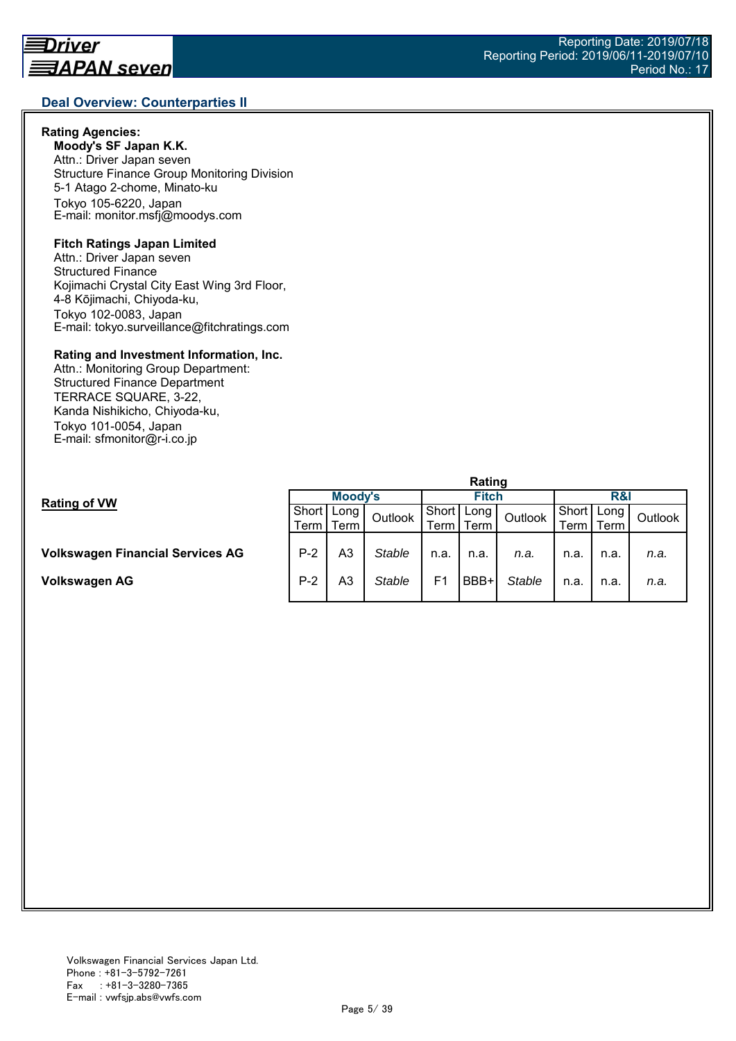## Deal Overview: Counterparties II

**Rating Agencies:**

**Moody's SF Japan K.K.**
Attn.: Driver Japan seven
Structure Finance Group Monitoring Division
5-1 Atago 2-chome, Minato-ku
Tokyo 105-6220, Japan
E-mail: monitor.msfj@moodys.com

**Fitch Ratings Japan Limited**
Attn.: Driver Japan seven
Structured Finance
Kojimachi Crystal City East Wing 3rd Floor,
4-8 Kōjimachi, Chiyoda-ku,
Tokyo 102-0083, Japan
E-mail: tokyo.surveillance@fitchratings.com

**Rating and Investment Information, Inc.**
Attn.: Monitoring Group Department:
Structured Finance Department
TERRACE SQUARE, 3-22,
Kanda Nishikicho, Chiyoda-ku,
Tokyo 101-0054, Japan
E-mail: sfmonitor@r-i.co.jp

**Rating of VW**

| | Rating | | | | | | | | |
|---|---|---|---|---|---|---|---|---|---|
| | Moody's | | | Fitch | | | R&I | | |
| | Short Term | Long Term | Outlook | Short Term | Long Term | Outlook | Short Term | Long Term | Outlook |
| **Volkswagen Financial Services AG** | P-2 | A3 | *Stable* | n.a. | n.a. | *n.a.* | n.a. | n.a. | *n.a.* |
| **Volkswagen AG** | P-2 | A3 | *Stable* | F1 | BBB+ | *Stable* | n.a. | n.a. | *n.a.* |

Volkswagen Financial Services Japan Ltd.
Phone : +81-3-5792-7261
Fax : +81-3-3280-7365
E-mail : vwfsjp.abs@vwfs.com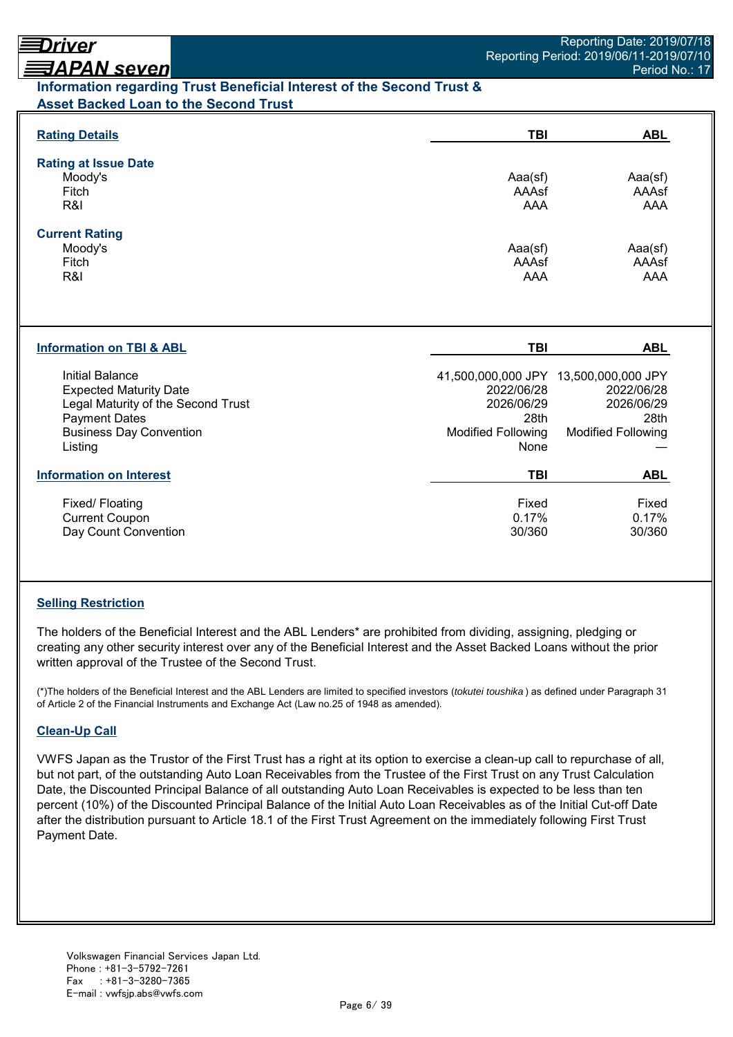## Information regarding Trust Beneficial Interest of the Second Trust & Asset Backed Loan to the Second Trust

| Rating Details | TBI | ABL |
|---|---|---|
| **Rating at Issue Date** | | |
| Moody's | Aaa(sf) | Aaa(sf) |
| Fitch | AAAsf | AAAsf |
| R&I | AAA | AAA |
| **Current Rating** | | |
| Moody's | Aaa(sf) | Aaa(sf) |
| Fitch | AAAsf | AAAsf |
| R&I | AAA | AAA |

| Information on TBI & ABL | TBI | ABL |
|---|---|---|
| Initial Balance | 41,500,000,000 JPY | 13,500,000,000 JPY |
| Expected Maturity Date | 2022/06/28 | 2022/06/28 |
| Legal Maturity of the Second Trust | 2026/06/29 | 2026/06/29 |
| Payment Dates | 28th | 28th |
| Business Day Convention | Modified Following | Modified Following |
| Listing | None | — |

| Information on Interest | TBI | ABL |
|---|---|---|
| Fixed/ Floating | Fixed | Fixed |
| Current Coupon | 0.17% | 0.17% |
| Day Count Convention | 30/360 | 30/360 |

### Selling Restriction

The holders of the Beneficial Interest and the ABL Lenders* are prohibited from dividing, assigning, pledging or creating any other security interest over any of the Beneficial Interest and the Asset Backed Loans without the prior written approval of the Trustee of the Second Trust.

(*)The holders of the Beneficial Interest and the ABL Lenders are limited to specified investors (*tokutei toushika*) as defined under Paragraph 31 of Article 2 of the Financial Instruments and Exchange Act (Law no.25 of 1948 as amended).

### Clean-Up Call

VWFS Japan as the Trustor of the First Trust has a right at its option to exercise a clean-up call to repurchase of all, but not part, of the outstanding Auto Loan Receivables from the Trustee of the First Trust on any Trust Calculation Date, the Discounted Principal Balance of all outstanding Auto Loan Receivables is expected to be less than ten percent (10%) of the Discounted Principal Balance of the Initial Auto Loan Receivables as of the Initial Cut-off Date after the distribution pursuant to Article 18.1 of the First Trust Agreement on the immediately following First Trust Payment Date.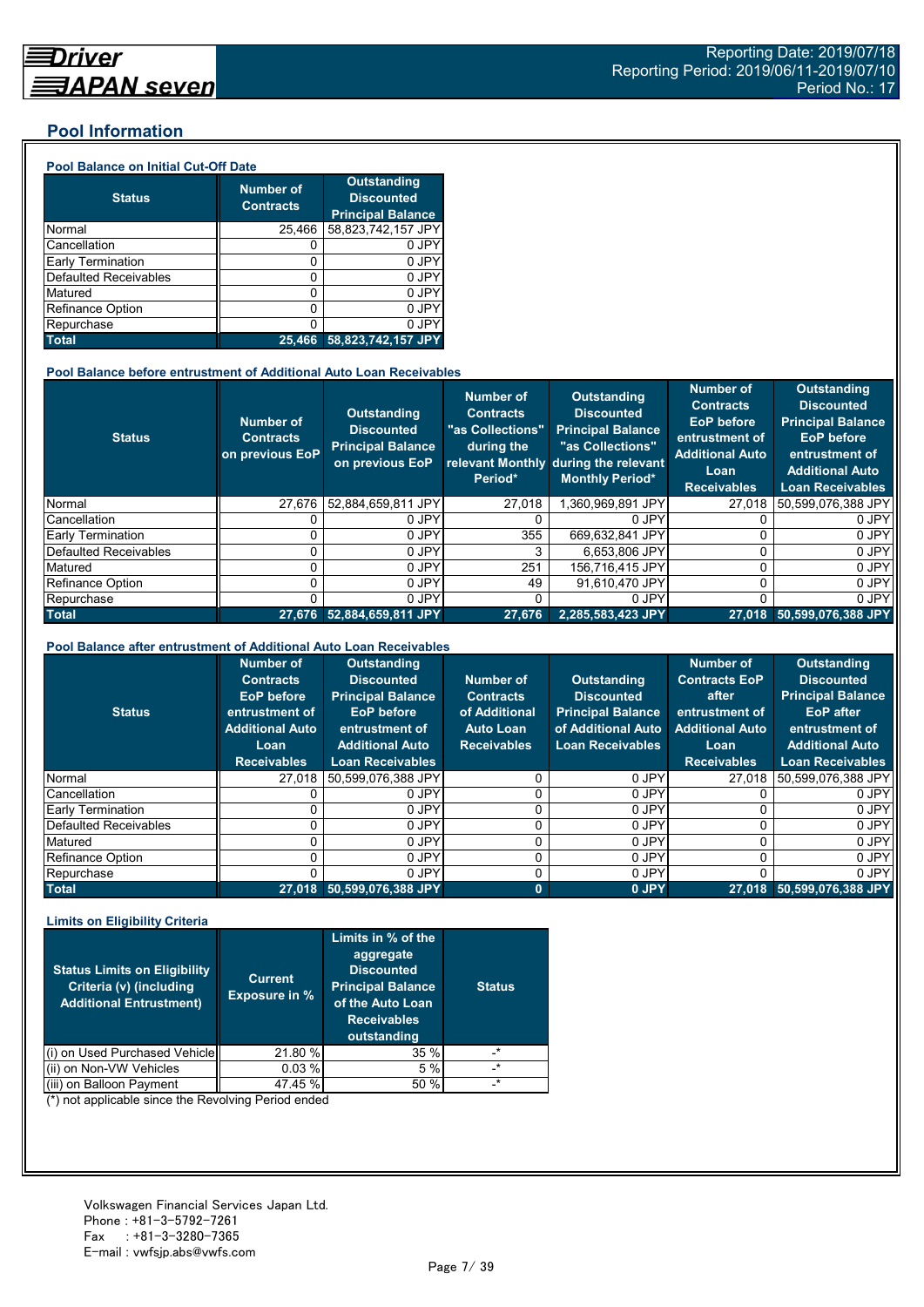## Pool Information

### Pool Balance on Initial Cut-Off Date

| Status | Number of Contracts | Outstanding Discounted Principal Balance |
|---|---|---|
| Normal | 25,466 | 58,823,742,157 JPY |
| Cancellation | 0 | 0 JPY |
| Early Termination | 0 | 0 JPY |
| Defaulted Receivables | 0 | 0 JPY |
| Matured | 0 | 0 JPY |
| Refinance Option | 0 | 0 JPY |
| Repurchase | 0 | 0 JPY |
| **Total** | **25,466** | **58,823,742,157 JPY** |

### Pool Balance before entrustment of Additional Auto Loan Receivables

| Status | Number of Contracts on previous EoP | Outstanding Discounted Principal Balance on previous EoP | Number of Contracts "as Collections" during the relevant Monthly Period* | Outstanding Discounted Principal Balance "as Collections" during the relevant Monthly Period* | Number of Contracts EoP before entrustment of Additional Auto Loan Receivables | Outstanding Discounted Principal Balance EoP before entrustment of Additional Auto Loan Receivables |
|---|---|---|---|---|---|---|
| Normal | 27,676 | 52,884,659,811 JPY | 27,018 | 1,360,969,891 JPY | 27,018 | 50,599,076,388 JPY |
| Cancellation | 0 | 0 JPY | 0 | 0 JPY | 0 | 0 JPY |
| Early Termination | 0 | 0 JPY | 355 | 669,632,841 JPY | 0 | 0 JPY |
| Defaulted Receivables | 0 | 0 JPY | 3 | 6,653,806 JPY | 0 | 0 JPY |
| Matured | 0 | 0 JPY | 251 | 156,716,415 JPY | 0 | 0 JPY |
| Refinance Option | 0 | 0 JPY | 49 | 91,610,470 JPY | 0 | 0 JPY |
| Repurchase | 0 | 0 JPY | 0 | 0 JPY | 0 | 0 JPY |
| **Total** | **27,676** | **52,884,659,811 JPY** | **27,676** | **2,285,583,423 JPY** | **27,018** | **50,599,076,388 JPY** |

### Pool Balance after entrustment of Additional Auto Loan Receivables

| Status | Number of Contracts EoP before entrustment of Additional Auto Loan Receivables | Outstanding Discounted Principal Balance EoP before entrustment of Additional Auto Loan Receivables | Number of Contracts of Additional Auto Loan Receivables | Outstanding Discounted Principal Balance of Additional Auto Loan Receivables | Number of Contracts EoP after entrustment of Additional Auto Loan Receivables | Outstanding Discounted Principal Balance EoP after entrustment of Additional Auto Loan Receivables |
|---|---|---|---|---|---|---|
| Normal | 27,018 | 50,599,076,388 JPY | 0 | 0 JPY | 27,018 | 50,599,076,388 JPY |
| Cancellation | 0 | 0 JPY | 0 | 0 JPY | 0 | 0 JPY |
| Early Termination | 0 | 0 JPY | 0 | 0 JPY | 0 | 0 JPY |
| Defaulted Receivables | 0 | 0 JPY | 0 | 0 JPY | 0 | 0 JPY |
| Matured | 0 | 0 JPY | 0 | 0 JPY | 0 | 0 JPY |
| Refinance Option | 0 | 0 JPY | 0 | 0 JPY | 0 | 0 JPY |
| Repurchase | 0 | 0 JPY | 0 | 0 JPY | 0 | 0 JPY |
| **Total** | **27,018** | **50,599,076,388 JPY** | **0** | **0 JPY** | **27,018** | **50,599,076,388 JPY** |

### Limits on Eligibility Criteria

| Status Limits on Eligibility Criteria (v) (including Additional Entrustment) | Current Exposure in % | Limits in % of the aggregate Discounted Principal Balance of the Auto Loan Receivables outstanding | Status |
|---|---|---|---|
| (i) on Used Purchased Vehicle | 21.80 % | 35 % | -* |
| (ii) on Non-VW Vehicles | 0.03 % | 5 % | -* |
| (iii) on Balloon Payment | 47.45 % | 50 % | -* |

(*) not applicable since the Revolving Period ended

Volkswagen Financial Services Japan Ltd.
Phone : +81-3-5792-7261
Fax : +81-3-3280-7365
E-mail : vwfsjp.abs@vwfs.com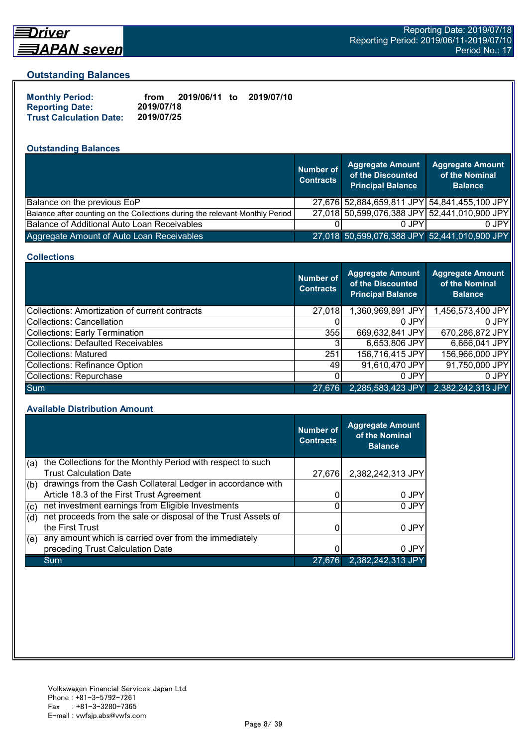## Outstanding Balances

**Monthly Period:** from 2019/06/11 to 2019/07/10
**Reporting Date:** 2019/07/18
**Trust Calculation Date:** 2019/07/25

### Outstanding Balances

| | Number of Contracts | Aggregate Amount of the Discounted Principal Balance | Aggregate Amount of the Nominal Balance |
|---|---|---|---|
| Balance on the previous EoP | 27,676 | 52,884,659,811 JPY | 54,841,455,100 JPY |
| Balance after counting on the Collections during the relevant Monthly Period | 27,018 | 50,599,076,388 JPY | 52,441,010,900 JPY |
| Balance of Additional Auto Loan Receivables | 0 | 0 JPY | 0 JPY |
| Aggregate Amount of Auto Loan Receivables | 27,018 | 50,599,076,388 JPY | 52,441,010,900 JPY |

### Collections

| | Number of Contracts | Aggregate Amount of the Discounted Principal Balance | Aggregate Amount of the Nominal Balance |
|---|---|---|---|
| Collections: Amortization of current contracts | 27,018 | 1,360,969,891 JPY | 1,456,573,400 JPY |
| Collections: Cancellation | 0 | 0 JPY | 0 JPY |
| Collections: Early Termination | 355 | 669,632,841 JPY | 670,286,872 JPY |
| Collections: Defaulted Receivables | 3 | 6,653,806 JPY | 6,666,041 JPY |
| Collections: Matured | 251 | 156,716,415 JPY | 156,966,000 JPY |
| Collections: Refinance Option | 49 | 91,610,470 JPY | 91,750,000 JPY |
| Collections: Repurchase | 0 | 0 JPY | 0 JPY |
| Sum | 27,676 | 2,285,583,423 JPY | 2,382,242,313 JPY |

### Available Distribution Amount

| | Number of Contracts | Aggregate Amount of the Nominal Balance |
|---|---|---|
| (a) the Collections for the Monthly Period with respect to such Trust Calculation Date | 27,676 | 2,382,242,313 JPY |
| (b) drawings from the Cash Collateral Ledger in accordance with Article 18.3 of the First Trust Agreement | 0 | 0 JPY |
| (c) net investment earnings from Eligible Investments | 0 | 0 JPY |
| (d) net proceeds from the sale or disposal of the Trust Assets of the First Trust | 0 | 0 JPY |
| (e) any amount which is carried over from the immediately preceding Trust Calculation Date | 0 | 0 JPY |
| Sum | 27,676 | 2,382,242,313 JPY |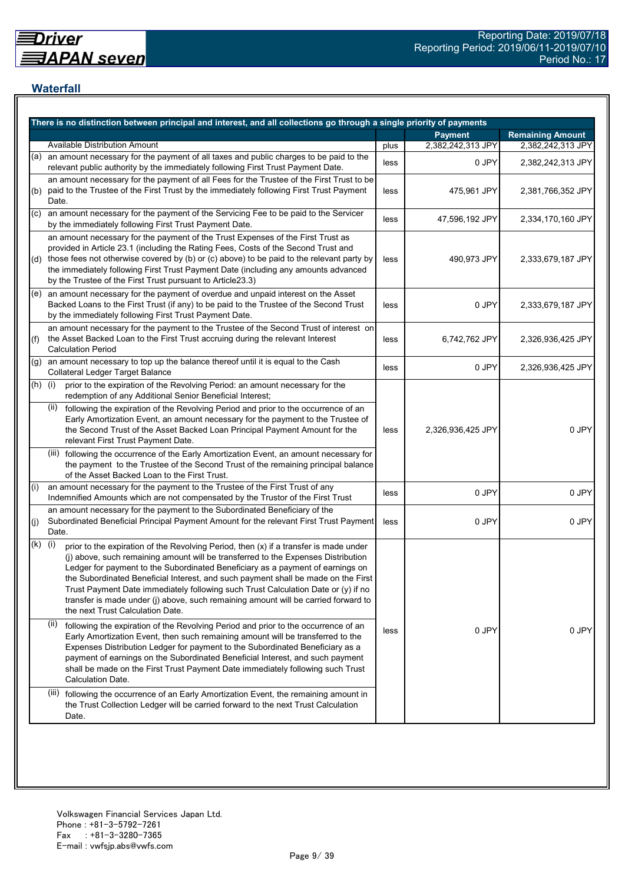## Waterfall

| There is no distinction between principal and interest, and all collections go through a single priority of payments | | | Payment | Remaining Amount |
|---|---|---|---|---|
| | Available Distribution Amount | plus | 2,382,242,313 JPY | 2,382,242,313 JPY |
| (a) | an amount necessary for the payment of all taxes and public charges to be paid to the relevant public authority by the immediately following First Trust Payment Date. | less | 0 JPY | 2,382,242,313 JPY |
| (b) | an amount necessary for the payment of all Fees for the Trustee of the First Trust to be paid to the Trustee of the First Trust by the immediately following First Trust Payment Date. | less | 475,961 JPY | 2,381,766,352 JPY |
| (c) | an amount necessary for the payment of the Servicing Fee to be paid to the Servicer by the immediately following First Trust Payment Date. | less | 47,596,192 JPY | 2,334,170,160 JPY |
| (d) | an amount necessary for the payment of the Trust Expenses of the First Trust as provided in Article 23.1 (including the Rating Fees, Costs of the Second Trust and those fees not otherwise covered by (b) or (c) above) to be paid to the relevant party by the immediately following First Trust Payment Date (including any amounts advanced by the Trustee of the First Trust pursuant to Article23.3) | less | 490,973 JPY | 2,333,679,187 JPY |
| (e) | an amount necessary for the payment of overdue and unpaid interest on the Asset Backed Loans to the First Trust (if any) to be paid to the Trustee of the Second Trust by the immediately following First Trust Payment Date. | less | 0 JPY | 2,333,679,187 JPY |
| (f) | an amount necessary for the payment to the Trustee of the Second Trust of interest on the Asset Backed Loan to the First Trust accruing during the relevant Interest Calculation Period | less | 6,742,762 JPY | 2,326,936,425 JPY |
| (g) | an amount necessary to top up the balance thereof until it is equal to the Cash Collateral Ledger Target Balance | less | 0 JPY | 2,326,936,425 JPY |
| (h) | (i) prior to the expiration of the Revolving Period: an amount necessary for the redemption of any Additional Senior Beneficial Interest;<br>(ii) following the expiration of the Revolving Period and prior to the occurrence of an Early Amortization Event, an amount necessary for the payment to the Trustee of the Second Trust of the Asset Backed Loan Principal Payment Amount for the relevant First Trust Payment Date.<br>(iii) following the occurrence of the Early Amortization Event, an amount necessary for the payment to the Trustee of the Second Trust of the remaining principal balance of the Asset Backed Loan to the First Trust. | less | 2,326,936,425 JPY | 0 JPY |
| (i) | an amount necessary for the payment to the Trustee of the First Trust of any Indemnified Amounts which are not compensated by the Trustor of the First Trust | less | 0 JPY | 0 JPY |
| (j) | an amount necessary for the payment to the Subordinated Beneficiary of the Subordinated Beneficial Principal Payment Amount for the relevant First Trust Payment Date. | less | 0 JPY | 0 JPY |
| (k) | (i) prior to the expiration of the Revolving Period, then (x) if a transfer is made under (j) above, such remaining amount will be transferred to the Expenses Distribution Ledger for payment to the Subordinated Beneficiary as a payment of earnings on the Subordinated Beneficial Interest, and such payment shall be made on the First Trust Payment Date immediately following such Trust Calculation Date or (y) if no transfer is made under (j) above, such remaining amount will be carried forward to the next Trust Calculation Date.<br>(ii) following the expiration of the Revolving Period and prior to the occurrence of an Early Amortization Event, then such remaining amount will be transferred to the Expenses Distribution Ledger for payment to the Subordinated Beneficiary as a payment of earnings on the Subordinated Beneficial Interest, and such payment shall be made on the First Trust Payment Date immediately following such Trust Calculation Date.<br>(iii) following the occurrence of an Early Amortization Event, the remaining amount in the Trust Collection Ledger will be carried forward to the next Trust Calculation Date. | less | 0 JPY | 0 JPY |

Volkswagen Financial Services Japan Ltd.
Phone : +81-3-5792-7261
Fax : +81-3-3280-7365
E-mail : vwfsjp.abs@vwfs.com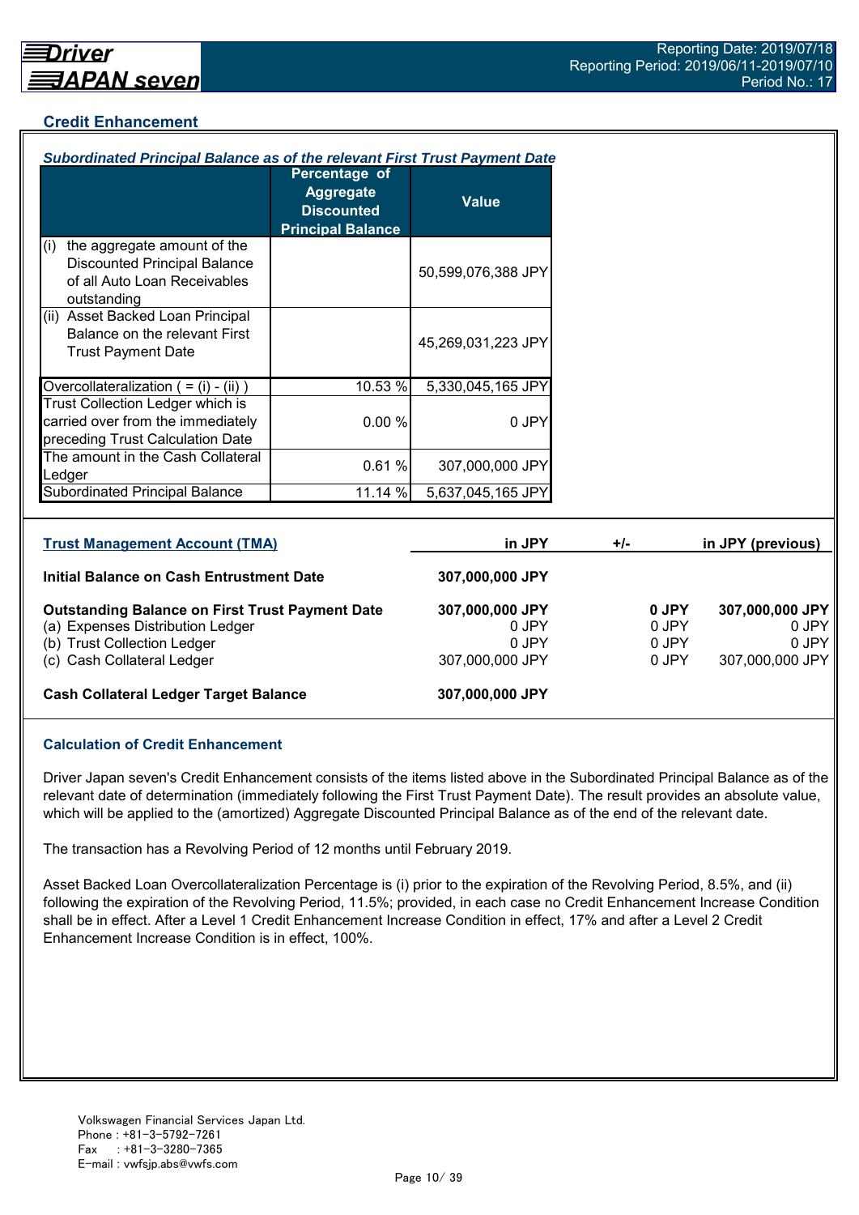## Credit Enhancement

### *Subordinated Principal Balance as of the relevant First Trust Payment Date*

| | Percentage of Aggregate Discounted Principal Balance | Value |
|---|---|---|
| (i) the aggregate amount of the Discounted Principal Balance of all Auto Loan Receivables outstanding | | 50,599,076,388 JPY |
| (ii) Asset Backed Loan Principal Balance on the relevant First Trust Payment Date | | 45,269,031,223 JPY |
| Overcollateralization ( = (i) - (ii) ) | 10.53 % | 5,330,045,165 JPY |
| Trust Collection Ledger which is carried over from the immediately preceding Trust Calculation Date | 0.00 % | 0 JPY |
| The amount in the Cash Collateral Ledger | 0.61 % | 307,000,000 JPY |
| Subordinated Principal Balance | 11.14 % | 5,637,045,165 JPY |

| Trust Management Account (TMA) | in JPY | +/- | in JPY (previous) |
|---|---|---|---|
| **Initial Balance on Cash Entrustment Date** | **307,000,000 JPY** | | |
| **Outstanding Balance on First Trust Payment Date** | **307,000,000 JPY** | **0 JPY** | **307,000,000 JPY** |
| (a) Expenses Distribution Ledger | 0 JPY | 0 JPY | 0 JPY |
| (b) Trust Collection Ledger | 0 JPY | 0 JPY | 0 JPY |
| (c) Cash Collateral Ledger | 307,000,000 JPY | 0 JPY | 307,000,000 JPY |
| **Cash Collateral Ledger Target Balance** | **307,000,000 JPY** | | |

### Calculation of Credit Enhancement

Driver Japan seven's Credit Enhancement consists of the items listed above in the Subordinated Principal Balance as of the relevant date of determination (immediately following the First Trust Payment Date). The result provides an absolute value, which will be applied to the (amortized) Aggregate Discounted Principal Balance as of the end of the relevant date.

The transaction has a Revolving Period of 12 months until February 2019.

Asset Backed Loan Overcollateralization Percentage is (i) prior to the expiration of the Revolving Period, 8.5%, and (ii) following the expiration of the Revolving Period, 11.5%; provided, in each case no Credit Enhancement Increase Condition shall be in effect. After a Level 1 Credit Enhancement Increase Condition in effect, 17% and after a Level 2 Credit Enhancement Increase Condition is in effect, 100%.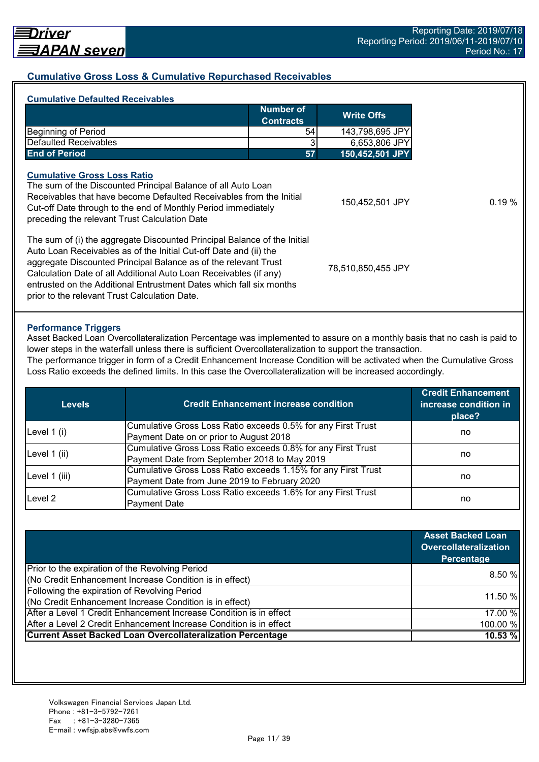## Cumulative Gross Loss & Cumulative Repurchased Receivables

### Cumulative Defaulted Receivables

| | Number of Contracts | Write Offs |
|---|---|---|
| Beginning of Period | 54 | 143,798,695 JPY |
| Defaulted Receivables | 3 | 6,653,806 JPY |
| **End of Period** | **57** | **150,452,501 JPY** |

### Cumulative Gross Loss Ratio

| | | |
|---|---|---|
| The sum of the Discounted Principal Balance of all Auto Loan Receivables that have become Defaulted Receivables from the Initial Cut-off Date through to the end of Monthly Period immediately preceding the relevant Trust Calculation Date | 150,452,501 JPY | 0.19 % |
| The sum of (i) the aggregate Discounted Principal Balance of the Initial Auto Loan Receivables as of the Initial Cut-off Date and (ii) the aggregate Discounted Principal Balance as of the relevant Trust Calculation Date of all Additional Auto Loan Receivables (if any) entrusted on the Additional Entrustment Dates which fall six months prior to the relevant Trust Calculation Date. | 78,510,850,455 JPY | |

### Performance Triggers

Asset Backed Loan Overcollateralization Percentage was implemented to assure on a monthly basis that no cash is paid to lower steps in the waterfall unless there is sufficient Overcollateralization to support the transaction.
The performance trigger in form of a Credit Enhancement Increase Condition will be activated when the Cumulative Gross Loss Ratio exceeds the defined limits. In this case the Overcollateralization will be increased accordingly.

| Levels | Credit Enhancement increase condition | Credit Enhancement increase condition in place? |
|---|---|---|
| Level 1 (i) | Cumulative Gross Loss Ratio exceeds 0.5% for any First Trust Payment Date on or prior to August 2018 | no |
| Level 1 (ii) | Cumulative Gross Loss Ratio exceeds 0.8% for any First Trust Payment Date from September 2018 to May 2019 | no |
| Level 1 (iii) | Cumulative Gross Loss Ratio exceeds 1.15% for any First Trust Payment Date from June 2019 to February 2020 | no |
| Level 2 | Cumulative Gross Loss Ratio exceeds 1.6% for any First Trust Payment Date | no |

| | Asset Backed Loan Overcollateralization Percentage |
|---|---|
| Prior to the expiration of the Revolving Period (No Credit Enhancement Increase Condition is in effect) | 8.50 % |
| Following the expiration of Revolving Period (No Credit Enhancement Increase Condition is in effect) | 11.50 % |
| After a Level 1 Credit Enhancement Increase Condition is in effect | 17.00 % |
| After a Level 2 Credit Enhancement Increase Condition is in effect | 100.00 % |
| **Current Asset Backed Loan Overcollateralization Percentage** | **10.53 %** |

Volkswagen Financial Services Japan Ltd.
Phone : +81-3-5792-7261
Fax : +81-3-3280-7365
E-mail : vwfsjp.abs@vwfs.com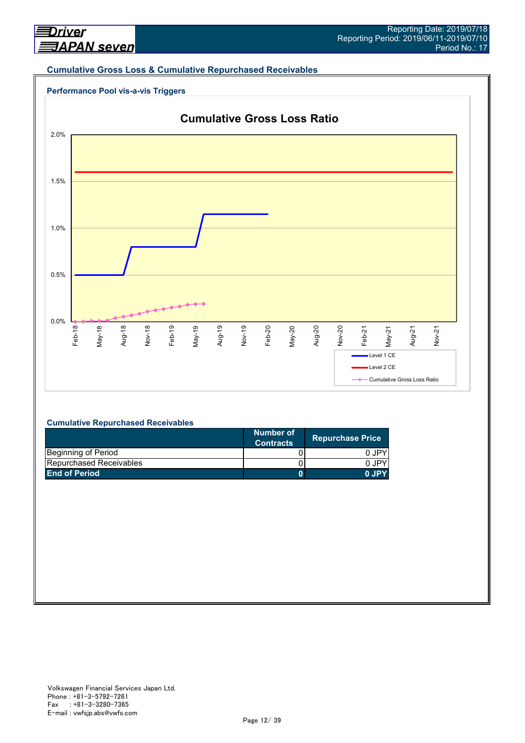## Cumulative Gross Loss & Cumulative Repurchased Receivables

### Performance Pool vis-a-vis Triggers

**Cumulative Gross Loss Ratio**

2.0%
1.5%
1.0%
0.5%
0.0%

Feb-18 May-18 Aug-18 Nov-18 Feb-19 May-19 Aug-19 Nov-19 Feb-20 May-20 Aug-20 Nov-20 Feb-21 May-21 Aug-21 Nov-21

Level 1 CE
Level 2 CE
Cumulative Gross Loss Ratio

### Cumulative Repurchased Receivables

| | Number of Contracts | Repurchase Price |
|---|---|---|
| Beginning of Period | 0 | 0 JPY |
| Repurchased Receivables | 0 | 0 JPY |
| **End of Period** | **0** | **0 JPY** |

Volkswagen Financial Services Japan Ltd.
Phone : +81-3-5792-7261
Fax : +81-3-3280-7365
E-mail : vwfsjp.abs@vwfs.com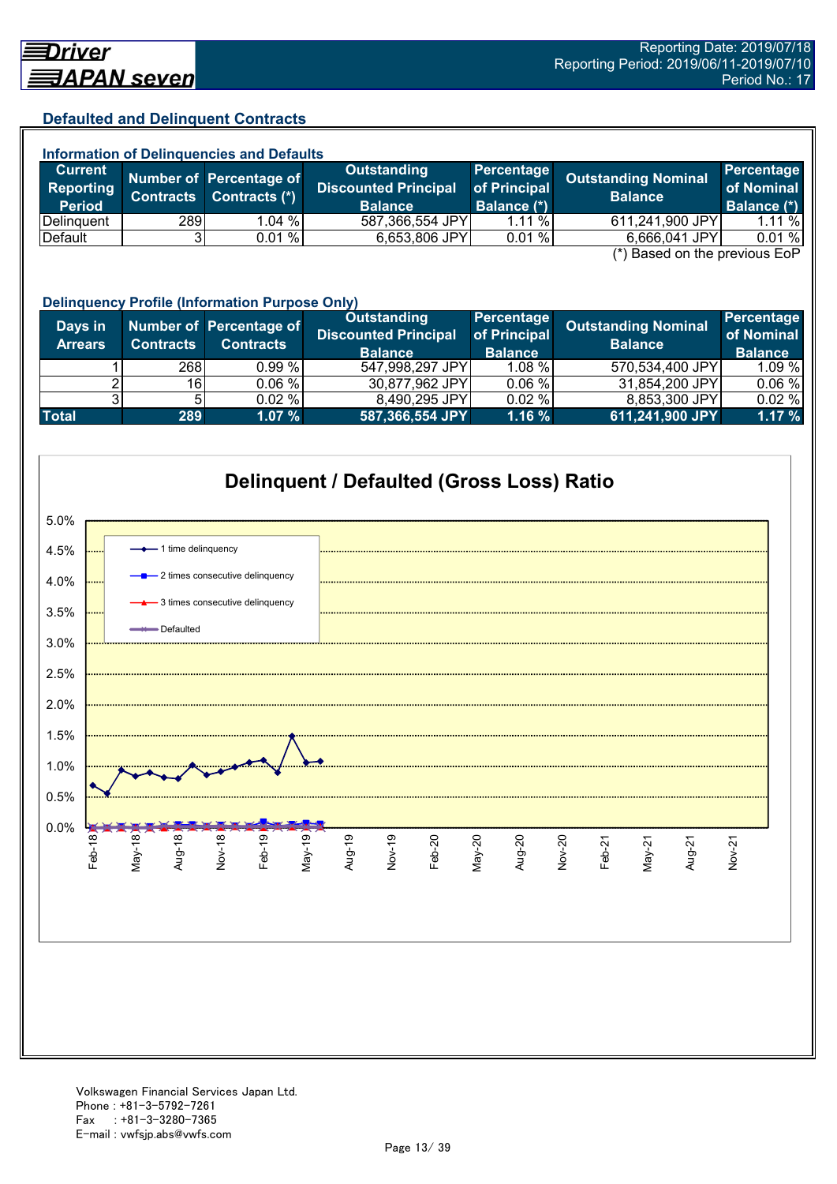## Defaulted and Delinquent Contracts

### Information of Delinquencies and Defaults

| Current Reporting Period | Number of Contracts | Percentage of Contracts (*) | Outstanding Discounted Principal Balance | Percentage of Principal Balance (*) | Outstanding Nominal Balance | Percentage of Nominal Balance (*) |
|---|---|---|---|---|---|---|
| Delinquent | 289 | 1.04 % | 587,366,554 JPY | 1.11 % | 611,241,900 JPY | 1.11 % |
| Default | 3 | 0.01 % | 6,653,806 JPY | 0.01 % | 6,666,041 JPY | 0.01 % |

(*) Based on the previous EoP

### Delinquency Profile (Information Purpose Only)

| Days in Arrears | Number of Contracts | Percentage of Contracts | Outstanding Discounted Principal Balance | Percentage of Principal Balance | Outstanding Nominal Balance | Percentage of Nominal Balance |
|---|---|---|---|---|---|---|
| 1 | 268 | 0.99 % | 547,998,297 JPY | 1.08 % | 570,534,400 JPY | 1.09 % |
| 2 | 16 | 0.06 % | 30,877,962 JPY | 0.06 % | 31,854,200 JPY | 0.06 % |
| 3 | 5 | 0.02 % | 8,490,295 JPY | 0.02 % | 8,853,300 JPY | 0.02 % |
| **Total** | **289** | **1.07 %** | **587,366,554 JPY** | **1.16 %** | **611,241,900 JPY** | **1.17 %** |

**Delinquent / Defaulted (Gross Loss) Ratio**

Legend: 1 time delinquency; 2 times consecutive delinquency; 3 times consecutive delinquency; Defaulted

Volkswagen Financial Services Japan Ltd.
Phone : +81-3-5792-7261
Fax : +81-3-3280-7365
E-mail : vwfsjp.abs@vwfs.com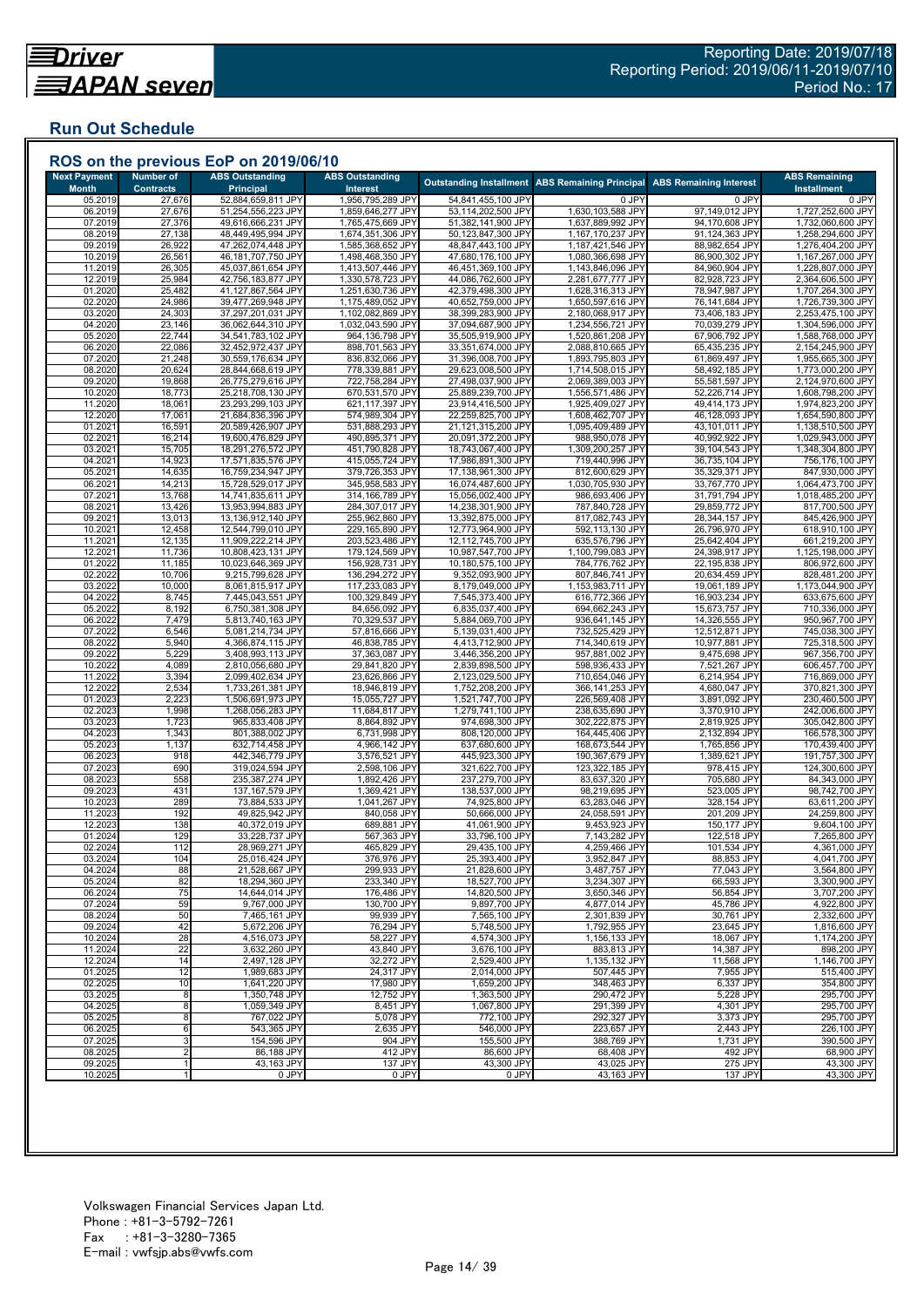Driver JAPAN seven

Reporting Date: 2019/07/18
Reporting Period: 2019/06/11-2019/07/10
Period No.: 17

## Run Out Schedule

### ROS on the previous EoP on 2019/06/10

| Next Payment Month | Number of Contracts | ABS Outstanding Principal | ABS Outstanding Interest | Outstanding Installment | ABS Remaining Principal | ABS Remaining Interest | ABS Remaining Installment |
|---|---|---|---|---|---|---|---|
| 05.2019 | 27,676 | 52,884,659,811 JPY | 1,956,795,289 JPY | 54,841,455,100 JPY | 0 JPY | 0 JPY | 0 JPY |
| 06.2019 | 27,676 | 51,254,556,223 JPY | 1,859,646,277 JPY | 53,114,202,500 JPY | 1,630,103,588 JPY | 97,149,012 JPY | 1,727,252,600 JPY |
| 07.2019 | 27,376 | 49,616,666,231 JPY | 1,765,475,669 JPY | 51,382,141,900 JPY | 1,637,889,992 JPY | 94,170,608 JPY | 1,732,060,600 JPY |
| 08.2019 | 27,138 | 48,449,495,994 JPY | 1,674,351,306 JPY | 50,123,847,300 JPY | 1,167,170,237 JPY | 91,124,363 JPY | 1,258,294,600 JPY |
| 09.2019 | 26,922 | 47,262,074,448 JPY | 1,585,368,652 JPY | 48,847,443,100 JPY | 1,187,421,546 JPY | 88,982,654 JPY | 1,276,404,200 JPY |
| 10.2019 | 26,561 | 46,181,707,750 JPY | 1,498,468,350 JPY | 47,680,176,100 JPY | 1,080,366,698 JPY | 86,900,302 JPY | 1,167,267,000 JPY |
| 11.2019 | 26,305 | 45,037,861,654 JPY | 1,413,507,446 JPY | 46,451,369,100 JPY | 1,143,846,096 JPY | 84,960,904 JPY | 1,228,807,000 JPY |
| 12.2019 | 25,984 | 42,756,183,877 JPY | 1,330,578,723 JPY | 44,086,762,600 JPY | 2,281,677,777 JPY | 82,928,723 JPY | 2,364,606,500 JPY |
| 01.2020 | 25,482 | 41,127,867,564 JPY | 1,251,630,736 JPY | 42,379,498,300 JPY | 1,628,316,313 JPY | 78,947,987 JPY | 1,707,264,300 JPY |
| 02.2020 | 24,986 | 39,477,269,948 JPY | 1,175,489,052 JPY | 40,652,759,000 JPY | 1,650,597,616 JPY | 76,141,684 JPY | 1,726,739,300 JPY |
| 03.2020 | 24,303 | 37,297,201,031 JPY | 1,102,082,869 JPY | 38,399,283,900 JPY | 2,180,068,917 JPY | 73,406,183 JPY | 2,253,475,100 JPY |
| 04.2020 | 23,146 | 36,062,644,310 JPY | 1,032,043,590 JPY | 37,094,687,900 JPY | 1,234,556,721 JPY | 70,039,279 JPY | 1,304,596,000 JPY |
| 05.2020 | 22,744 | 34,541,783,102 JPY | 964,136,798 JPY | 35,505,919,900 JPY | 1,520,861,208 JPY | 67,906,792 JPY | 1,588,768,000 JPY |
| 06.2020 | 22,086 | 32,452,972,437 JPY | 898,701,563 JPY | 33,351,674,000 JPY | 2,088,810,665 JPY | 65,435,235 JPY | 2,154,245,900 JPY |
| 07.2020 | 21,248 | 30,559,176,634 JPY | 836,832,066 JPY | 31,396,008,700 JPY | 1,893,795,803 JPY | 61,869,497 JPY | 1,955,665,300 JPY |
| 08.2020 | 20,624 | 28,844,668,619 JPY | 778,339,881 JPY | 29,623,008,500 JPY | 1,714,508,015 JPY | 58,492,185 JPY | 1,773,000,200 JPY |
| 09.2020 | 19,868 | 26,775,279,616 JPY | 722,758,284 JPY | 27,498,037,900 JPY | 2,069,389,003 JPY | 55,581,597 JPY | 2,124,970,600 JPY |
| 10.2020 | 18,773 | 25,218,708,130 JPY | 670,531,570 JPY | 25,889,239,700 JPY | 1,556,571,486 JPY | 52,226,714 JPY | 1,608,798,200 JPY |
| 11.2020 | 18,061 | 23,293,299,103 JPY | 621,117,397 JPY | 23,914,416,500 JPY | 1,925,409,027 JPY | 49,414,173 JPY | 1,974,823,200 JPY |
| 12.2020 | 17,061 | 21,684,836,396 JPY | 574,989,304 JPY | 22,259,825,700 JPY | 1,608,462,707 JPY | 46,128,093 JPY | 1,654,590,800 JPY |
| 01.2021 | 16,591 | 20,589,426,907 JPY | 531,888,293 JPY | 21,121,315,200 JPY | 1,095,409,489 JPY | 43,101,011 JPY | 1,138,510,500 JPY |
| 02.2021 | 16,214 | 19,600,476,829 JPY | 490,895,371 JPY | 20,091,372,200 JPY | 988,950,078 JPY | 40,992,922 JPY | 1,029,943,000 JPY |
| 03.2021 | 15,705 | 18,291,276,572 JPY | 451,790,828 JPY | 18,743,067,400 JPY | 1,309,200,257 JPY | 39,104,543 JPY | 1,348,304,800 JPY |
| 04.2021 | 14,923 | 17,571,835,576 JPY | 415,055,724 JPY | 17,986,891,300 JPY | 719,440,996 JPY | 36,735,104 JPY | 756,176,100 JPY |
| 05.2021 | 14,635 | 16,759,234,947 JPY | 379,726,353 JPY | 17,138,961,300 JPY | 812,600,629 JPY | 35,329,371 JPY | 847,930,000 JPY |
| 06.2021 | 14,213 | 15,728,529,017 JPY | 345,958,583 JPY | 16,074,487,600 JPY | 1,030,705,930 JPY | 33,767,770 JPY | 1,064,473,700 JPY |
| 07.2021 | 13,768 | 14,741,835,611 JPY | 314,166,789 JPY | 15,056,002,400 JPY | 986,693,406 JPY | 31,791,794 JPY | 1,018,485,200 JPY |
| 08.2021 | 13,426 | 13,953,994,883 JPY | 284,307,017 JPY | 14,238,301,900 JPY | 787,840,728 JPY | 29,859,772 JPY | 817,700,500 JPY |
| 09.2021 | 13,013 | 13,136,912,140 JPY | 255,962,860 JPY | 13,392,875,000 JPY | 817,082,743 JPY | 28,344,157 JPY | 845,426,900 JPY |
| 10.2021 | 12,458 | 12,544,799,010 JPY | 229,165,890 JPY | 12,773,964,900 JPY | 592,113,130 JPY | 26,796,970 JPY | 618,910,100 JPY |
| 11.2021 | 12,135 | 11,909,222,214 JPY | 203,523,486 JPY | 12,112,745,700 JPY | 635,576,796 JPY | 25,642,404 JPY | 661,219,200 JPY |
| 12.2021 | 11,736 | 10,808,423,131 JPY | 179,124,569 JPY | 10,987,547,700 JPY | 1,100,799,083 JPY | 24,398,917 JPY | 1,125,198,000 JPY |
| 01.2022 | 11,185 | 10,023,646,369 JPY | 156,928,731 JPY | 10,180,575,100 JPY | 784,776,762 JPY | 22,195,838 JPY | 806,972,600 JPY |
| 02.2022 | 10,706 | 9,215,799,628 JPY | 136,294,272 JPY | 9,352,093,900 JPY | 807,846,741 JPY | 20,634,459 JPY | 828,481,200 JPY |
| 03.2022 | 10,000 | 8,061,815,917 JPY | 117,233,083 JPY | 8,179,049,000 JPY | 1,153,983,711 JPY | 19,061,189 JPY | 1,173,044,900 JPY |
| 04.2022 | 8,745 | 7,445,043,551 JPY | 100,329,849 JPY | 7,545,373,400 JPY | 616,772,366 JPY | 16,903,234 JPY | 633,675,600 JPY |
| 05.2022 | 8,192 | 6,750,381,308 JPY | 84,656,092 JPY | 6,835,037,400 JPY | 694,662,243 JPY | 15,673,757 JPY | 710,336,000 JPY |
| 06.2022 | 7,479 | 5,813,740,163 JPY | 70,329,537 JPY | 5,884,069,700 JPY | 936,641,145 JPY | 14,326,555 JPY | 950,967,700 JPY |
| 07.2022 | 6,546 | 5,081,214,734 JPY | 57,816,666 JPY | 5,139,031,400 JPY | 732,525,429 JPY | 12,512,871 JPY | 745,038,300 JPY |
| 08.2022 | 5,940 | 4,366,874,115 JPY | 46,838,785 JPY | 4,413,712,900 JPY | 714,340,619 JPY | 10,977,881 JPY | 725,318,500 JPY |
| 09.2022 | 5,229 | 3,408,993,113 JPY | 37,363,087 JPY | 3,446,356,200 JPY | 957,881,002 JPY | 9,475,698 JPY | 967,356,700 JPY |
| 10.2022 | 4,089 | 2,810,056,680 JPY | 29,841,820 JPY | 2,839,898,500 JPY | 598,936,433 JPY | 7,521,267 JPY | 606,457,700 JPY |
| 11.2022 | 3,394 | 2,099,402,634 JPY | 23,626,866 JPY | 2,123,029,500 JPY | 710,654,046 JPY | 6,214,954 JPY | 716,869,000 JPY |
| 12.2022 | 2,534 | 1,733,261,381 JPY | 18,946,819 JPY | 1,752,208,200 JPY | 366,141,253 JPY | 4,680,047 JPY | 370,821,300 JPY |
| 01.2023 | 2,223 | 1,506,691,973 JPY | 15,055,727 JPY | 1,521,747,700 JPY | 226,569,408 JPY | 3,891,092 JPY | 230,460,500 JPY |
| 02.2023 | 1,998 | 1,268,056,283 JPY | 11,684,817 JPY | 1,279,741,100 JPY | 238,635,690 JPY | 3,370,910 JPY | 242,006,600 JPY |
| 03.2023 | 1,723 | 965,833,408 JPY | 8,864,892 JPY | 974,698,300 JPY | 302,222,875 JPY | 2,819,925 JPY | 305,042,800 JPY |
| 04.2023 | 1,343 | 801,388,002 JPY | 6,731,998 JPY | 808,120,000 JPY | 164,445,406 JPY | 2,132,894 JPY | 166,578,300 JPY |
| 05.2023 | 1,137 | 632,714,458 JPY | 4,966,142 JPY | 637,680,600 JPY | 168,673,544 JPY | 1,765,856 JPY | 170,439,400 JPY |
| 06.2023 | 918 | 442,346,779 JPY | 3,576,521 JPY | 445,923,300 JPY | 190,367,679 JPY | 1,389,621 JPY | 191,757,300 JPY |
| 07.2023 | 690 | 319,024,594 JPY | 2,598,106 JPY | 321,622,700 JPY | 123,322,185 JPY | 978,415 JPY | 124,300,600 JPY |
| 08.2023 | 558 | 235,387,274 JPY | 1,892,426 JPY | 237,279,700 JPY | 83,637,320 JPY | 705,680 JPY | 84,343,000 JPY |
| 09.2023 | 431 | 137,167,579 JPY | 1,369,421 JPY | 138,537,000 JPY | 98,219,695 JPY | 523,005 JPY | 98,742,700 JPY |
| 10.2023 | 289 | 73,884,533 JPY | 1,041,267 JPY | 74,925,800 JPY | 63,283,046 JPY | 328,154 JPY | 63,611,200 JPY |
| 11.2023 | 192 | 49,825,942 JPY | 840,058 JPY | 50,666,000 JPY | 24,058,591 JPY | 201,209 JPY | 24,259,800 JPY |
| 12.2023 | 138 | 40,372,019 JPY | 689,881 JPY | 41,061,900 JPY | 9,453,923 JPY | 150,177 JPY | 9,604,100 JPY |
| 01.2024 | 129 | 33,228,737 JPY | 567,363 JPY | 33,796,100 JPY | 7,143,282 JPY | 122,518 JPY | 7,265,800 JPY |
| 02.2024 | 112 | 28,969,271 JPY | 465,829 JPY | 29,435,100 JPY | 4,259,466 JPY | 101,534 JPY | 4,361,000 JPY |
| 03.2024 | 104 | 25,016,424 JPY | 376,976 JPY | 25,393,400 JPY | 3,952,847 JPY | 88,853 JPY | 4,041,700 JPY |
| 04.2024 | 88 | 21,528,667 JPY | 299,933 JPY | 21,828,600 JPY | 3,487,757 JPY | 77,043 JPY | 3,564,800 JPY |
| 05.2024 | 82 | 18,294,360 JPY | 233,340 JPY | 18,527,700 JPY | 3,234,307 JPY | 66,593 JPY | 3,300,900 JPY |
| 06.2024 | 75 | 14,644,014 JPY | 176,486 JPY | 14,820,500 JPY | 3,650,346 JPY | 56,854 JPY | 3,707,200 JPY |
| 07.2024 | 59 | 9,767,000 JPY | 130,700 JPY | 9,897,700 JPY | 4,877,014 JPY | 45,786 JPY | 4,922,800 JPY |
| 08.2024 | 50 | 7,465,161 JPY | 99,939 JPY | 7,565,100 JPY | 2,301,839 JPY | 30,761 JPY | 2,332,600 JPY |
| 09.2024 | 42 | 5,672,206 JPY | 76,294 JPY | 5,748,500 JPY | 1,792,955 JPY | 23,645 JPY | 1,816,600 JPY |
| 10.2024 | 28 | 4,516,073 JPY | 58,227 JPY | 4,574,300 JPY | 1,156,133 JPY | 18,067 JPY | 1,174,200 JPY |
| 11.2024 | 22 | 3,632,260 JPY | 43,840 JPY | 3,676,100 JPY | 883,813 JPY | 14,387 JPY | 898,200 JPY |
| 12.2024 | 14 | 2,497,128 JPY | 32,272 JPY | 2,529,400 JPY | 1,135,132 JPY | 11,568 JPY | 1,146,700 JPY |
| 01.2025 | 12 | 1,989,683 JPY | 24,317 JPY | 2,014,000 JPY | 507,445 JPY | 7,955 JPY | 515,400 JPY |
| 02.2025 | 10 | 1,641,220 JPY | 17,980 JPY | 1,659,200 JPY | 348,463 JPY | 6,337 JPY | 354,800 JPY |
| 03.2025 | 8 | 1,350,748 JPY | 12,752 JPY | 1,363,500 JPY | 290,472 JPY | 5,228 JPY | 295,700 JPY |
| 04.2025 | 8 | 1,059,349 JPY | 8,451 JPY | 1,067,800 JPY | 291,399 JPY | 4,301 JPY | 295,700 JPY |
| 05.2025 | 8 | 767,022 JPY | 5,078 JPY | 772,100 JPY | 292,327 JPY | 3,373 JPY | 295,700 JPY |
| 06.2025 | 6 | 543,365 JPY | 2,635 JPY | 546,000 JPY | 223,657 JPY | 2,443 JPY | 226,100 JPY |
| 07.2025 | 3 | 154,596 JPY | 904 JPY | 155,500 JPY | 388,769 JPY | 1,731 JPY | 390,500 JPY |
| 08.2025 | 2 | 86,188 JPY | 412 JPY | 86,600 JPY | 68,408 JPY | 492 JPY | 68,900 JPY |
| 09.2025 | 1 | 43,163 JPY | 137 JPY | 43,300 JPY | 43,025 JPY | 275 JPY | 43,300 JPY |
| 10.2025 | 1 | 0 JPY | 0 JPY | 0 JPY | 43,163 JPY | 137 JPY | 43,300 JPY |

Volkswagen Financial Services Japan Ltd.
Phone : +81-3-5792-7261
Fax : +81-3-3280-7365
E-mail : vwfsjp.abs@vwfs.com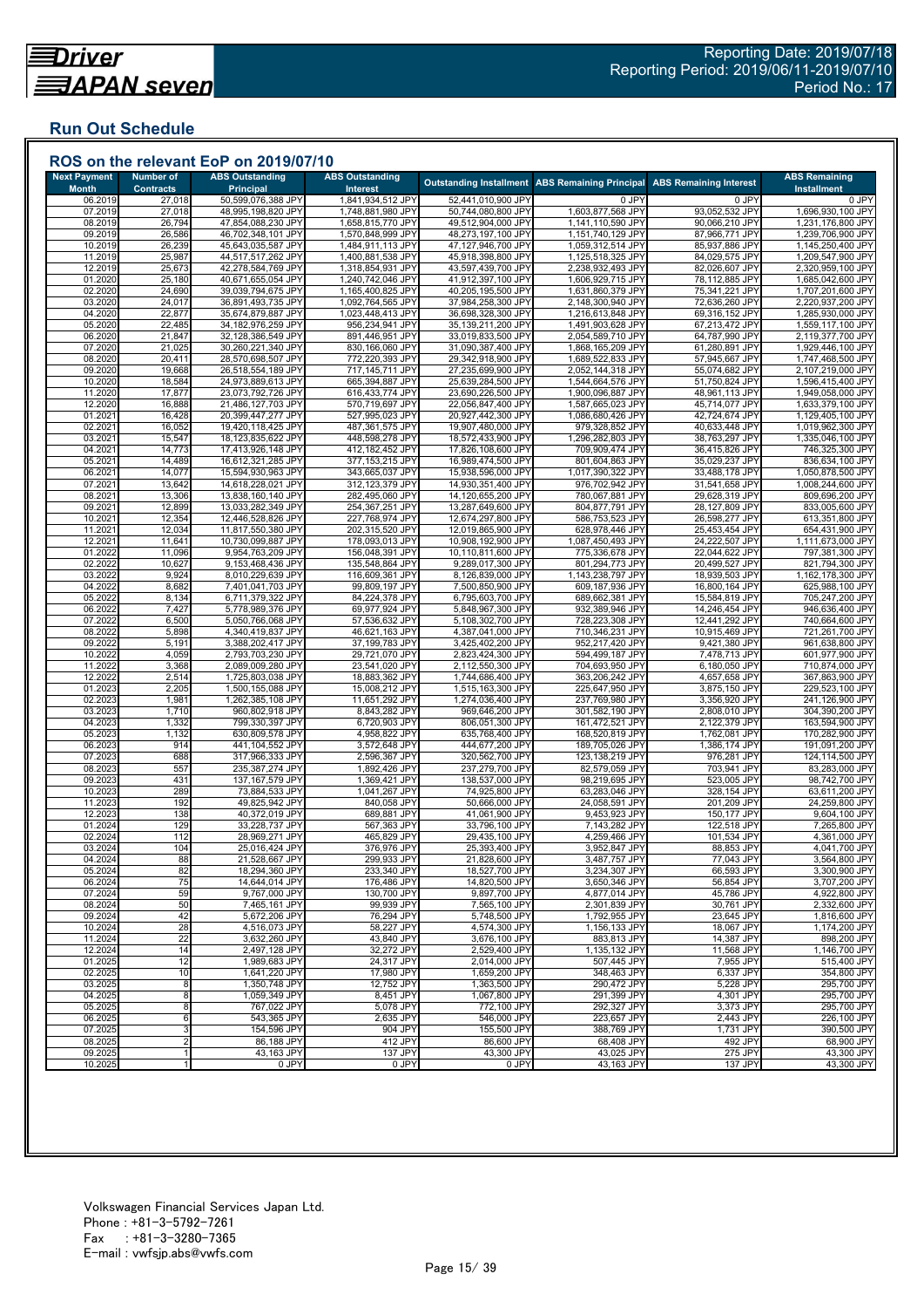## Run Out Schedule

### ROS on the relevant EoP on 2019/07/10

| Next Payment Month | Number of Contracts | ABS Outstanding Principal | ABS Outstanding Interest | Outstanding Installment | ABS Remaining Principal | ABS Remaining Interest | ABS Remaining Installment |
|---|---|---|---|---|---|---|---|
| 06.2019 | 27,018 | 50,599,076,388 JPY | 1,841,934,512 JPY | 52,441,010,900 JPY | 0 JPY | 0 JPY | 0 JPY |
| 07.2019 | 27,018 | 48,995,198,820 JPY | 1,748,881,980 JPY | 50,744,080,800 JPY | 1,603,877,568 JPY | 93,052,532 JPY | 1,696,930,100 JPY |
| 08.2019 | 26,794 | 47,854,088,230 JPY | 1,658,815,770 JPY | 49,512,904,000 JPY | 1,141,110,590 JPY | 90,066,210 JPY | 1,231,176,800 JPY |
| 09.2019 | 26,586 | 46,702,348,101 JPY | 1,570,848,999 JPY | 48,273,197,100 JPY | 1,151,740,129 JPY | 87,966,771 JPY | 1,239,706,900 JPY |
| 10.2019 | 26,239 | 45,643,035,587 JPY | 1,484,911,113 JPY | 47,127,946,700 JPY | 1,059,312,514 JPY | 85,937,886 JPY | 1,145,250,400 JPY |
| 11.2019 | 25,987 | 44,517,517,262 JPY | 1,400,881,538 JPY | 45,918,398,800 JPY | 1,125,518,325 JPY | 84,029,575 JPY | 1,209,547,900 JPY |
| 12.2019 | 25,673 | 42,278,584,769 JPY | 1,318,854,931 JPY | 43,597,439,700 JPY | 2,238,932,493 JPY | 82,026,607 JPY | 2,320,959,100 JPY |
| 01.2020 | 25,180 | 40,671,655,054 JPY | 1,240,742,046 JPY | 41,912,397,100 JPY | 1,606,929,715 JPY | 78,112,885 JPY | 1,685,042,600 JPY |
| 02.2020 | 24,690 | 39,039,794,675 JPY | 1,165,400,825 JPY | 40,205,195,500 JPY | 1,631,860,379 JPY | 75,341,221 JPY | 1,707,201,600 JPY |
| 03.2020 | 24,017 | 36,891,493,735 JPY | 1,092,764,565 JPY | 37,984,258,300 JPY | 2,148,300,940 JPY | 72,636,260 JPY | 2,220,937,200 JPY |
| 04.2020 | 22,877 | 35,674,879,887 JPY | 1,023,448,413 JPY | 36,698,328,300 JPY | 1,216,613,848 JPY | 69,316,152 JPY | 1,285,930,000 JPY |
| 05.2020 | 22,485 | 34,182,976,259 JPY | 956,234,941 JPY | 35,139,211,200 JPY | 1,491,903,628 JPY | 67,213,472 JPY | 1,559,117,100 JPY |
| 06.2020 | 21,847 | 32,128,386,549 JPY | 891,446,951 JPY | 33,019,833,500 JPY | 2,054,589,710 JPY | 64,787,990 JPY | 2,119,377,700 JPY |
| 07.2020 | 21,025 | 30,260,221,340 JPY | 830,166,060 JPY | 31,090,387,400 JPY | 1,868,165,209 JPY | 61,280,891 JPY | 1,929,446,100 JPY |
| 08.2020 | 20,411 | 28,570,698,507 JPY | 772,220,393 JPY | 29,342,918,900 JPY | 1,689,522,833 JPY | 57,945,667 JPY | 1,747,468,500 JPY |
| 09.2020 | 19,668 | 26,518,554,189 JPY | 717,145,711 JPY | 27,235,699,900 JPY | 2,052,144,318 JPY | 55,074,682 JPY | 2,107,219,000 JPY |
| 10.2020 | 18,584 | 24,973,889,613 JPY | 665,394,887 JPY | 25,639,284,500 JPY | 1,544,664,576 JPY | 51,750,824 JPY | 1,596,415,400 JPY |
| 11.2020 | 17,877 | 23,073,792,726 JPY | 616,433,774 JPY | 23,690,226,500 JPY | 1,900,096,887 JPY | 48,961,113 JPY | 1,949,058,000 JPY |
| 12.2020 | 16,888 | 21,486,127,703 JPY | 570,719,697 JPY | 22,056,847,400 JPY | 1,587,665,023 JPY | 45,714,077 JPY | 1,633,379,100 JPY |
| 01.2021 | 16,428 | 20,399,447,277 JPY | 527,995,023 JPY | 20,927,442,300 JPY | 1,086,680,426 JPY | 42,724,674 JPY | 1,129,405,100 JPY |
| 02.2021 | 16,052 | 19,420,118,425 JPY | 487,361,575 JPY | 19,907,480,000 JPY | 979,328,852 JPY | 40,633,448 JPY | 1,019,962,300 JPY |
| 03.2021 | 15,547 | 18,123,835,622 JPY | 448,598,278 JPY | 18,572,433,900 JPY | 1,296,282,803 JPY | 38,763,297 JPY | 1,335,046,100 JPY |
| 04.2021 | 14,773 | 17,413,926,148 JPY | 412,182,452 JPY | 17,826,108,600 JPY | 709,909,474 JPY | 36,415,826 JPY | 746,325,300 JPY |
| 05.2021 | 14,489 | 16,612,321,285 JPY | 377,153,215 JPY | 16,989,474,500 JPY | 801,604,863 JPY | 35,029,237 JPY | 836,634,100 JPY |
| 06.2021 | 14,077 | 15,594,930,963 JPY | 343,665,037 JPY | 15,938,596,000 JPY | 1,017,390,322 JPY | 33,488,178 JPY | 1,050,878,500 JPY |
| 07.2021 | 13,642 | 14,618,228,021 JPY | 312,123,379 JPY | 14,930,351,400 JPY | 976,702,942 JPY | 31,541,658 JPY | 1,008,244,600 JPY |
| 08.2021 | 13,306 | 13,838,160,140 JPY | 282,495,060 JPY | 14,120,655,200 JPY | 780,067,881 JPY | 29,628,319 JPY | 809,696,200 JPY |
| 09.2021 | 12,899 | 13,033,282,349 JPY | 254,367,251 JPY | 13,287,649,600 JPY | 804,877,791 JPY | 28,127,809 JPY | 833,005,600 JPY |
| 10.2021 | 12,354 | 12,446,528,826 JPY | 227,768,974 JPY | 12,674,297,800 JPY | 586,753,523 JPY | 26,598,277 JPY | 613,351,800 JPY |
| 11.2021 | 12,034 | 11,817,550,380 JPY | 202,315,520 JPY | 12,019,865,900 JPY | 628,978,446 JPY | 25,453,454 JPY | 654,431,900 JPY |
| 12.2021 | 11,641 | 10,730,099,887 JPY | 178,093,013 JPY | 10,908,192,900 JPY | 1,087,450,493 JPY | 24,222,507 JPY | 1,111,673,000 JPY |
| 01.2022 | 11,096 | 9,954,763,209 JPY | 156,048,391 JPY | 10,110,811,600 JPY | 775,336,678 JPY | 22,044,622 JPY | 797,381,300 JPY |
| 02.2022 | 10,627 | 9,153,468,436 JPY | 135,548,864 JPY | 9,289,017,300 JPY | 801,294,773 JPY | 20,499,527 JPY | 821,794,300 JPY |
| 03.2022 | 9,924 | 8,010,229,639 JPY | 116,609,361 JPY | 8,126,839,000 JPY | 1,143,238,797 JPY | 18,939,503 JPY | 1,162,178,300 JPY |
| 04.2022 | 8,682 | 7,401,041,703 JPY | 99,809,197 JPY | 7,500,850,900 JPY | 609,187,936 JPY | 16,800,164 JPY | 625,988,100 JPY |
| 05.2022 | 8,134 | 6,711,379,322 JPY | 84,224,378 JPY | 6,795,603,700 JPY | 689,662,381 JPY | 15,584,819 JPY | 705,247,200 JPY |
| 06.2022 | 7,427 | 5,778,989,376 JPY | 69,977,924 JPY | 5,848,967,300 JPY | 932,389,946 JPY | 14,246,454 JPY | 946,636,400 JPY |
| 07.2022 | 6,500 | 5,050,766,068 JPY | 57,536,632 JPY | 5,108,302,700 JPY | 728,223,308 JPY | 12,441,292 JPY | 740,664,600 JPY |
| 08.2022 | 5,898 | 4,340,419,837 JPY | 46,621,163 JPY | 4,387,041,000 JPY | 710,346,231 JPY | 10,915,469 JPY | 721,261,700 JPY |
| 09.2022 | 5,191 | 3,388,202,417 JPY | 37,199,783 JPY | 3,425,402,200 JPY | 952,217,420 JPY | 9,421,380 JPY | 961,638,800 JPY |
| 10.2022 | 4,059 | 2,793,703,230 JPY | 29,721,070 JPY | 2,823,424,300 JPY | 594,499,187 JPY | 7,478,713 JPY | 601,977,900 JPY |
| 11.2022 | 3,368 | 2,089,009,280 JPY | 23,541,020 JPY | 2,112,550,300 JPY | 704,693,950 JPY | 6,180,050 JPY | 710,874,000 JPY |
| 12.2022 | 2,514 | 1,725,803,038 JPY | 18,883,362 JPY | 1,744,686,400 JPY | 363,206,242 JPY | 4,657,658 JPY | 367,863,900 JPY |
| 01.2023 | 2,205 | 1,500,155,088 JPY | 15,008,212 JPY | 1,515,163,300 JPY | 225,647,950 JPY | 3,875,150 JPY | 229,523,100 JPY |
| 02.2023 | 1,981 | 1,262,385,108 JPY | 11,651,292 JPY | 1,274,036,400 JPY | 237,769,980 JPY | 3,356,920 JPY | 241,126,900 JPY |
| 03.2023 | 1,710 | 960,802,918 JPY | 8,843,282 JPY | 969,646,200 JPY | 301,582,190 JPY | 2,808,010 JPY | 304,390,200 JPY |
| 04.2023 | 1,332 | 799,330,397 JPY | 6,720,903 JPY | 806,051,300 JPY | 161,472,521 JPY | 2,122,379 JPY | 163,594,900 JPY |
| 05.2023 | 1,132 | 630,809,578 JPY | 4,958,822 JPY | 635,768,400 JPY | 168,520,819 JPY | 1,762,081 JPY | 170,282,900 JPY |
| 06.2023 | 914 | 441,104,552 JPY | 3,572,648 JPY | 444,677,200 JPY | 189,705,026 JPY | 1,386,174 JPY | 191,091,200 JPY |
| 07.2023 | 688 | 317,966,333 JPY | 2,596,367 JPY | 320,562,700 JPY | 123,138,219 JPY | 976,281 JPY | 124,114,500 JPY |
| 08.2023 | 557 | 235,387,274 JPY | 1,892,426 JPY | 237,279,700 JPY | 82,579,059 JPY | 703,941 JPY | 83,283,000 JPY |
| 09.2023 | 431 | 137,167,579 JPY | 1,369,421 JPY | 138,537,000 JPY | 98,219,695 JPY | 523,005 JPY | 98,742,700 JPY |
| 10.2023 | 289 | 73,884,533 JPY | 1,041,267 JPY | 74,925,800 JPY | 63,283,046 JPY | 328,154 JPY | 63,611,200 JPY |
| 11.2023 | 192 | 49,825,942 JPY | 840,058 JPY | 50,666,000 JPY | 24,058,591 JPY | 201,209 JPY | 24,259,800 JPY |
| 12.2023 | 138 | 40,372,019 JPY | 689,881 JPY | 41,061,900 JPY | 9,453,923 JPY | 150,177 JPY | 9,604,100 JPY |
| 01.2024 | 129 | 33,228,737 JPY | 567,363 JPY | 33,796,100 JPY | 7,143,282 JPY | 122,518 JPY | 7,265,800 JPY |
| 02.2024 | 112 | 28,969,271 JPY | 465,829 JPY | 29,435,100 JPY | 4,259,466 JPY | 101,534 JPY | 4,361,000 JPY |
| 03.2024 | 104 | 25,016,424 JPY | 376,976 JPY | 25,393,400 JPY | 3,952,847 JPY | 88,853 JPY | 4,041,700 JPY |
| 04.2024 | 88 | 21,528,667 JPY | 299,933 JPY | 21,828,600 JPY | 3,487,757 JPY | 77,043 JPY | 3,564,800 JPY |
| 05.2024 | 82 | 18,294,360 JPY | 233,340 JPY | 18,527,700 JPY | 3,234,307 JPY | 66,593 JPY | 3,300,900 JPY |
| 06.2024 | 75 | 14,644,014 JPY | 176,486 JPY | 14,820,500 JPY | 3,650,346 JPY | 56,854 JPY | 3,707,200 JPY |
| 07.2024 | 59 | 9,767,000 JPY | 130,700 JPY | 9,897,700 JPY | 4,877,014 JPY | 45,786 JPY | 4,922,800 JPY |
| 08.2024 | 50 | 7,465,161 JPY | 99,939 JPY | 7,565,100 JPY | 2,301,839 JPY | 30,761 JPY | 2,332,600 JPY |
| 09.2024 | 42 | 5,672,206 JPY | 76,294 JPY | 5,748,500 JPY | 1,792,955 JPY | 23,645 JPY | 1,816,600 JPY |
| 10.2024 | 28 | 4,516,073 JPY | 58,227 JPY | 4,574,300 JPY | 1,156,133 JPY | 18,067 JPY | 1,174,200 JPY |
| 11.2024 | 22 | 3,632,260 JPY | 43,840 JPY | 3,676,100 JPY | 883,813 JPY | 14,387 JPY | 898,200 JPY |
| 12.2024 | 14 | 2,497,128 JPY | 32,272 JPY | 2,529,400 JPY | 1,135,132 JPY | 11,568 JPY | 1,146,700 JPY |
| 01.2025 | 12 | 1,989,683 JPY | 24,317 JPY | 2,014,000 JPY | 507,445 JPY | 7,955 JPY | 515,400 JPY |
| 02.2025 | 10 | 1,641,220 JPY | 17,980 JPY | 1,659,200 JPY | 348,463 JPY | 6,337 JPY | 354,800 JPY |
| 03.2025 | 8 | 1,350,748 JPY | 12,752 JPY | 1,363,500 JPY | 290,472 JPY | 5,228 JPY | 295,700 JPY |
| 04.2025 | 8 | 1,059,349 JPY | 8,451 JPY | 1,067,800 JPY | 291,399 JPY | 4,301 JPY | 295,700 JPY |
| 05.2025 | 8 | 767,022 JPY | 5,078 JPY | 772,100 JPY | 292,327 JPY | 3,373 JPY | 295,700 JPY |
| 06.2025 | 6 | 543,365 JPY | 2,635 JPY | 546,000 JPY | 223,657 JPY | 2,443 JPY | 226,100 JPY |
| 07.2025 | 3 | 154,596 JPY | 904 JPY | 155,500 JPY | 388,769 JPY | 1,731 JPY | 390,500 JPY |
| 08.2025 | 2 | 86,188 JPY | 412 JPY | 86,600 JPY | 68,408 JPY | 492 JPY | 68,900 JPY |
| 09.2025 | 1 | 43,163 JPY | 137 JPY | 43,300 JPY | 43,025 JPY | 275 JPY | 43,300 JPY |
| 10.2025 | 1 | 0 JPY | 0 JPY | 0 JPY | 43,163 JPY | 137 JPY | 43,300 JPY |

Volkswagen Financial Services Japan Ltd.
Phone : +81-3-5792-7261
Fax : +81-3-3280-7365
E-mail : vwfsjp.abs@vwfs.com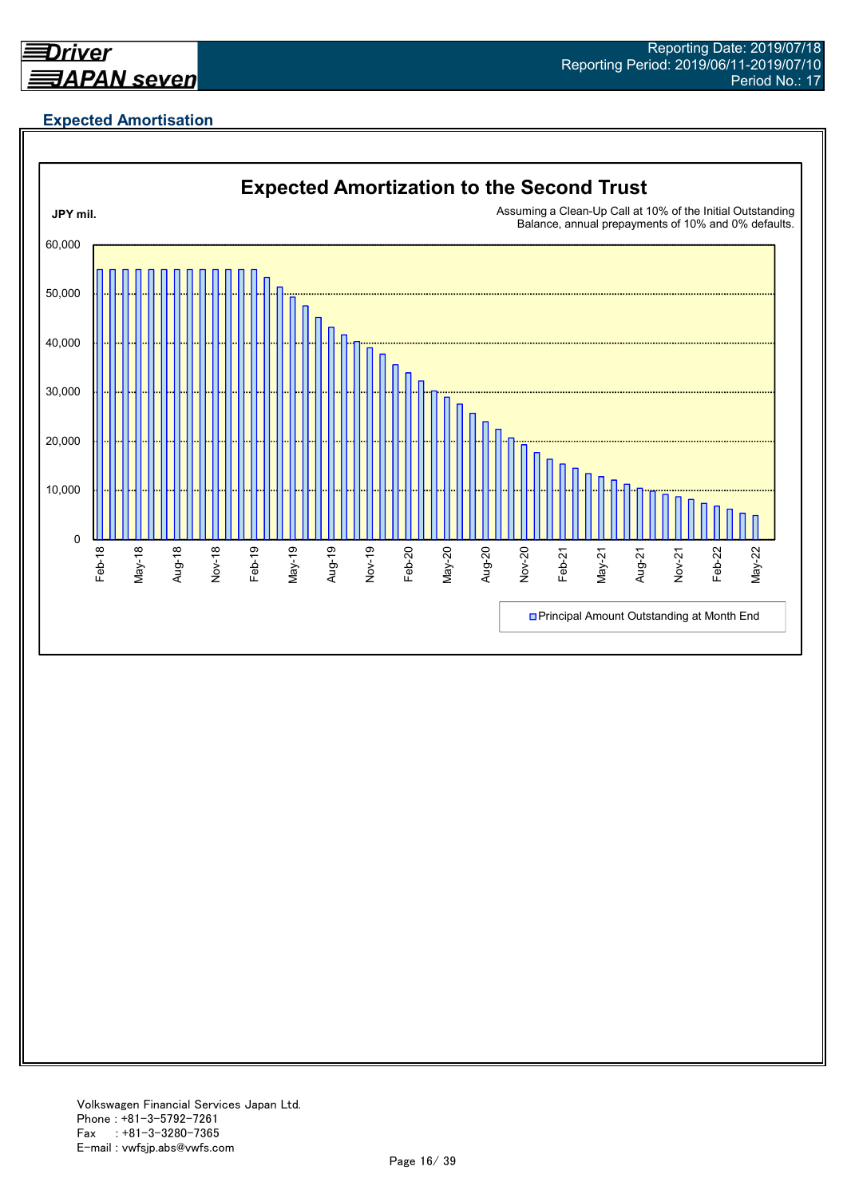## Expected Amortisation

**Expected Amortization to the Second Trust**

JPY mil.

Assuming a Clean-Up Call at 10% of the Initial Outstanding Balance, annual prepayments of 10% and 0% defaults.

Principal Amount Outstanding at Month End

Volkswagen Financial Services Japan Ltd.
Phone : +81-3-5792-7261
Fax : +81-3-3280-7365
E-mail : vwfsjp.abs@vwfs.com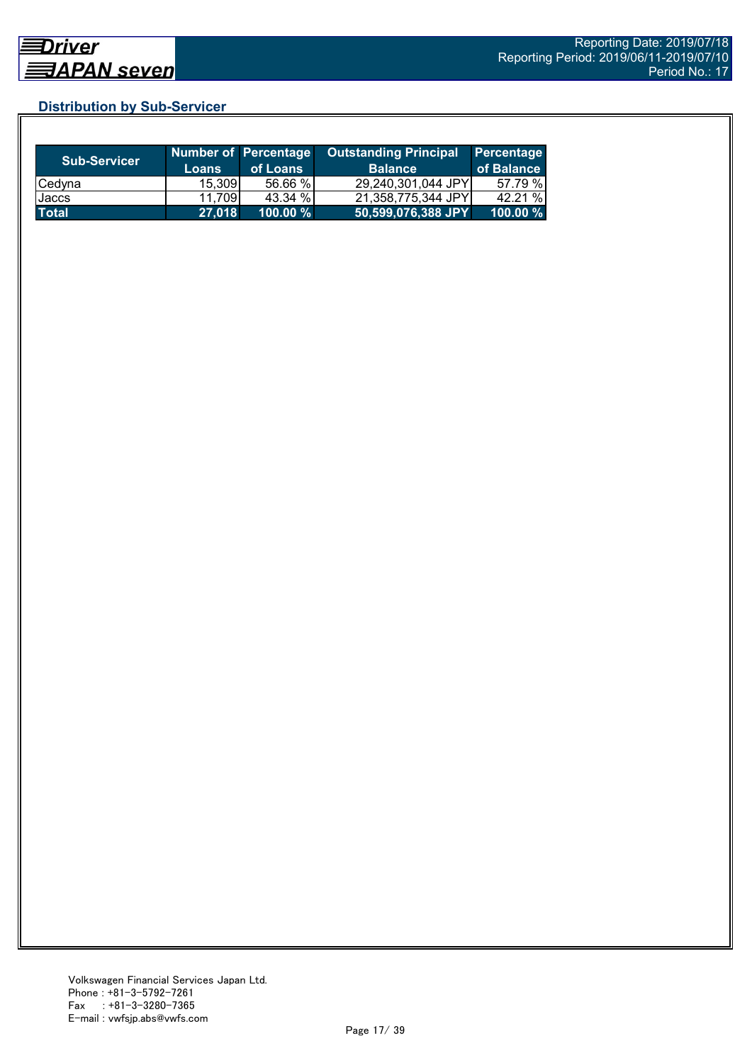## Distribution by Sub-Servicer

| Sub-Servicer | Number of Loans | Percentage of Loans | Outstanding Principal Balance | Percentage of Balance |
|---|---|---|---|---|
| Cedyna | 15,309 | 56.66 % | 29,240,301,044 JPY | 57.79 % |
| Jaccs | 11,709 | 43.34 % | 21,358,775,344 JPY | 42.21 % |
| **Total** | **27,018** | **100.00 %** | **50,599,076,388 JPY** | **100.00 %** |

Volkswagen Financial Services Japan Ltd.
Phone : +81-3-5792-7261
Fax : +81-3-3280-7365
E-mail : vwfsjp.abs@vwfs.com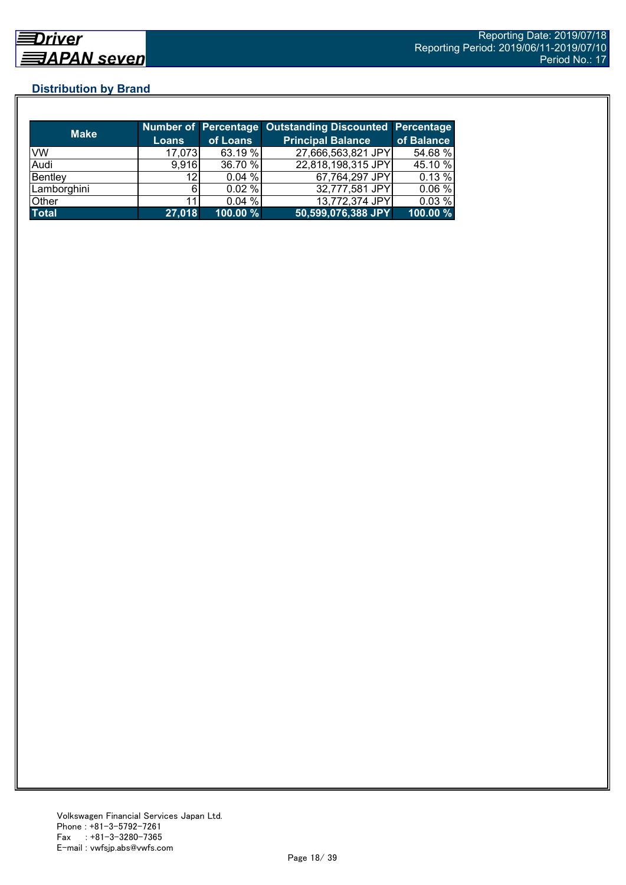## Distribution by Brand

| Make | Number of Loans | Percentage of Loans | Outstanding Discounted Principal Balance | Percentage of Balance |
|---|---|---|---|---|
| VW | 17,073 | 63.19 % | 27,666,563,821 JPY | 54.68 % |
| Audi | 9,916 | 36.70 % | 22,818,198,315 JPY | 45.10 % |
| Bentley | 12 | 0.04 % | 67,764,297 JPY | 0.13 % |
| Lamborghini | 6 | 0.02 % | 32,777,581 JPY | 0.06 % |
| Other | 11 | 0.04 % | 13,772,374 JPY | 0.03 % |
| **Total** | **27,018** | **100.00 %** | **50,599,076,388 JPY** | **100.00 %** |

Volkswagen Financial Services Japan Ltd.
Phone : +81-3-5792-7261
Fax : +81-3-3280-7365
E-mail : vwfsjp.abs@vwfs.com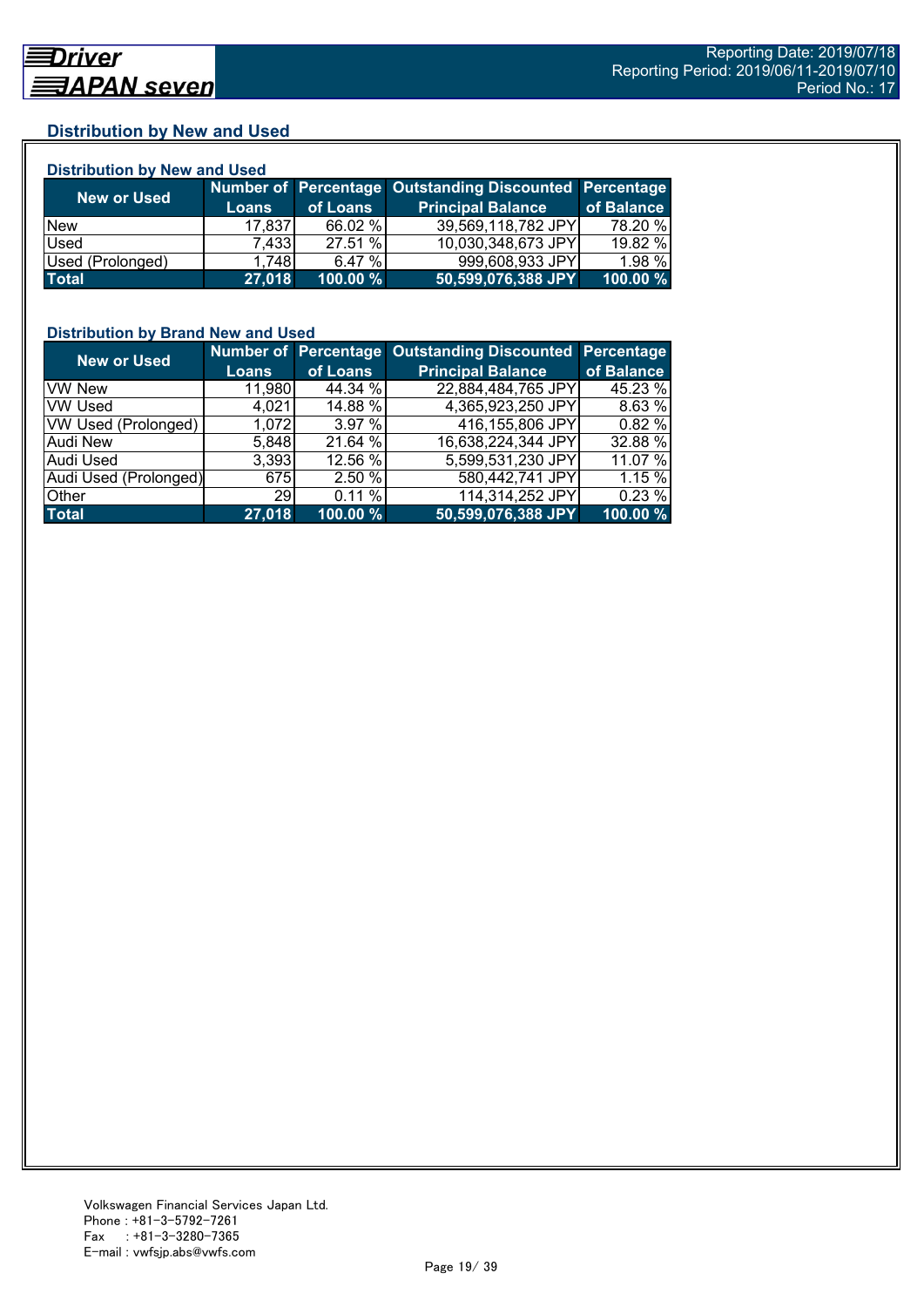## Distribution by New and Used

### Distribution by New and Used

| New or Used | Number of Loans | Percentage of Loans | Outstanding Discounted Principal Balance | Percentage of Balance |
|---|---|---|---|---|
| New | 17,837 | 66.02 % | 39,569,118,782 JPY | 78.20 % |
| Used | 7,433 | 27.51 % | 10,030,348,673 JPY | 19.82 % |
| Used (Prolonged) | 1,748 | 6.47 % | 999,608,933 JPY | 1.98 % |
| **Total** | **27,018** | **100.00 %** | **50,599,076,388 JPY** | **100.00 %** |

### Distribution by Brand New and Used

| New or Used | Number of Loans | Percentage of Loans | Outstanding Discounted Principal Balance | Percentage of Balance |
|---|---|---|---|---|
| VW New | 11,980 | 44.34 % | 22,884,484,765 JPY | 45.23 % |
| VW Used | 4,021 | 14.88 % | 4,365,923,250 JPY | 8.63 % |
| VW Used (Prolonged) | 1,072 | 3.97 % | 416,155,806 JPY | 0.82 % |
| Audi New | 5,848 | 21.64 % | 16,638,224,344 JPY | 32.88 % |
| Audi Used | 3,393 | 12.56 % | 5,599,531,230 JPY | 11.07 % |
| Audi Used (Prolonged) | 675 | 2.50 % | 580,442,741 JPY | 1.15 % |
| Other | 29 | 0.11 % | 114,314,252 JPY | 0.23 % |
| **Total** | **27,018** | **100.00 %** | **50,599,076,388 JPY** | **100.00 %** |

Volkswagen Financial Services Japan Ltd.
Phone : +81-3-5792-7261
Fax : +81-3-3280-7365
E-mail : vwfsjp.abs@vwfs.com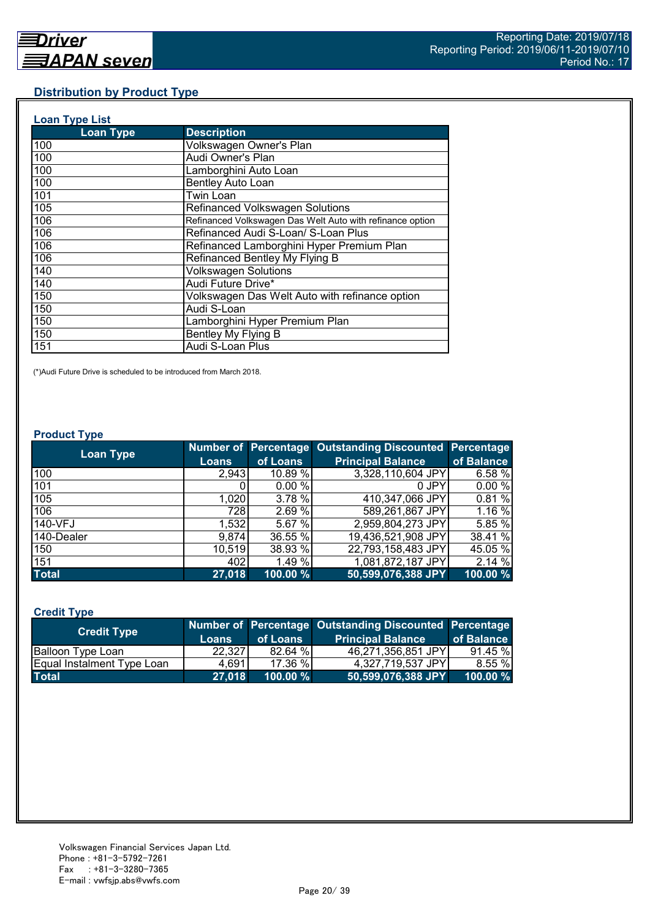## Distribution by Product Type

### Loan Type List

| Loan Type | Description |
|---|---|
| 100 | Volkswagen Owner's Plan |
| 100 | Audi Owner's Plan |
| 100 | Lamborghini Auto Loan |
| 100 | Bentley Auto Loan |
| 101 | Twin Loan |
| 105 | Refinanced Volkswagen Solutions |
| 106 | Refinanced Volkswagen Das Welt Auto with refinance option |
| 106 | Refinanced Audi S-Loan/ S-Loan Plus |
| 106 | Refinanced Lamborghini Hyper Premium Plan |
| 106 | Refinanced Bentley My Flying B |
| 140 | Volkswagen Solutions |
| 140 | Audi Future Drive* |
| 150 | Volkswagen Das Welt Auto with refinance option |
| 150 | Audi S-Loan |
| 150 | Lamborghini Hyper Premium Plan |
| 150 | Bentley My Flying B |
| 151 | Audi S-Loan Plus |

(*)Audi Future Drive is scheduled to be introduced from March 2018.

### Product Type

| Loan Type | Number of Loans | Percentage of Loans | Outstanding Discounted Principal Balance | Percentage of Balance |
|---|---|---|---|---|
| 100 | 2,943 | 10.89 % | 3,328,110,604 JPY | 6.58 % |
| 101 | 0 | 0.00 % | 0 JPY | 0.00 % |
| 105 | 1,020 | 3.78 % | 410,347,066 JPY | 0.81 % |
| 106 | 728 | 2.69 % | 589,261,867 JPY | 1.16 % |
| 140-VFJ | 1,532 | 5.67 % | 2,959,804,273 JPY | 5.85 % |
| 140-Dealer | 9,874 | 36.55 % | 19,436,521,908 JPY | 38.41 % |
| 150 | 10,519 | 38.93 % | 22,793,158,483 JPY | 45.05 % |
| 151 | 402 | 1.49 % | 1,081,872,187 JPY | 2.14 % |
| **Total** | **27,018** | **100.00 %** | **50,599,076,388 JPY** | **100.00 %** |

### Credit Type

| Credit Type | Number of Loans | Percentage of Loans | Outstanding Discounted Principal Balance | Percentage of Balance |
|---|---|---|---|---|
| Balloon Type Loan | 22,327 | 82.64 % | 46,271,356,851 JPY | 91.45 % |
| Equal Instalment Type Loan | 4,691 | 17.36 % | 4,327,719,537 JPY | 8.55 % |
| **Total** | **27,018** | **100.00 %** | **50,599,076,388 JPY** | **100.00 %** |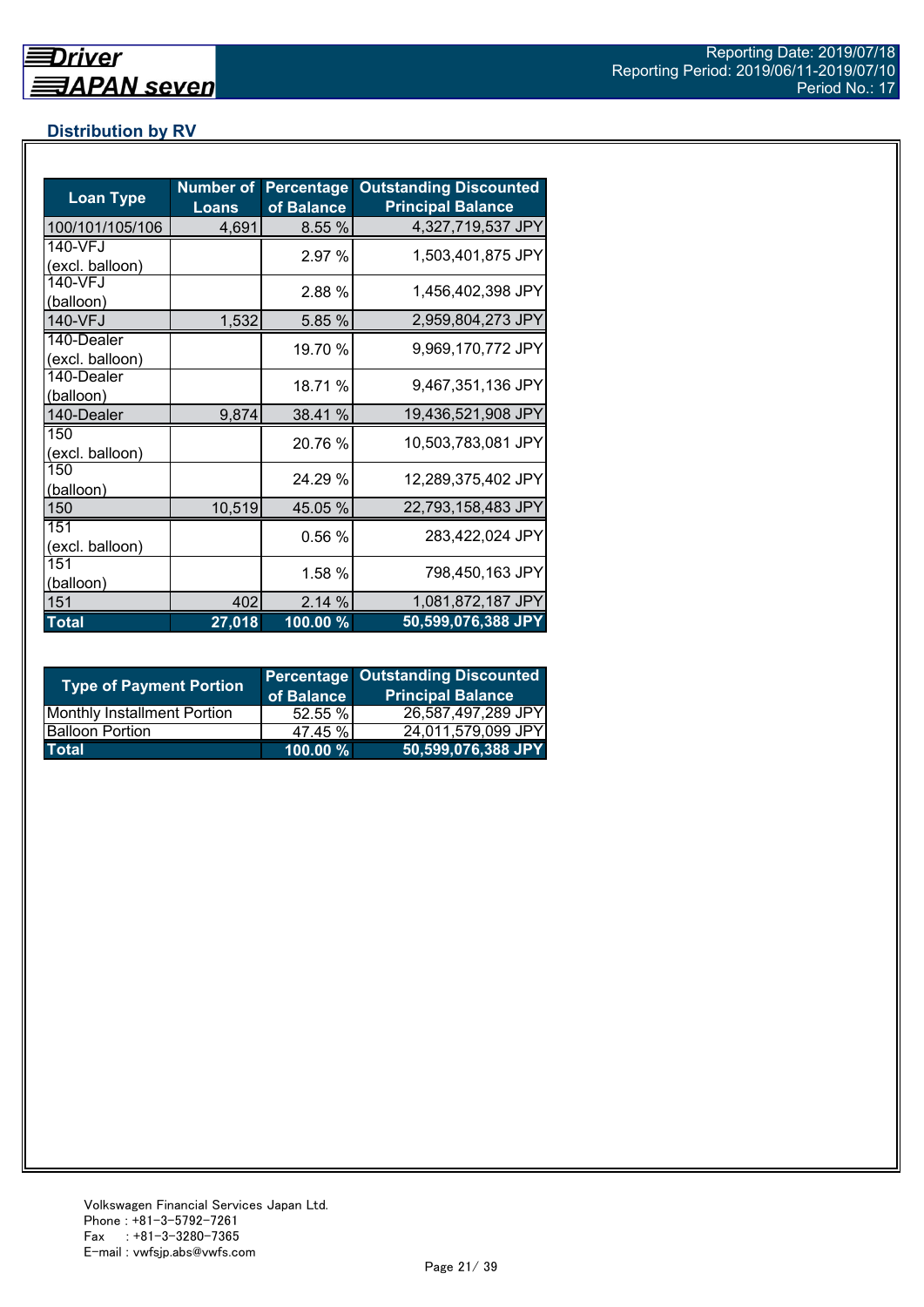## Distribution by RV

| Loan Type | Number of Loans | Percentage of Balance | Outstanding Discounted Principal Balance |
|---|---|---|---|
| 100/101/105/106 | 4,691 | 8.55 % | 4,327,719,537 JPY |
| 140-VFJ (excl. balloon) | | 2.97 % | 1,503,401,875 JPY |
| 140-VFJ (balloon) | | 2.88 % | 1,456,402,398 JPY |
| 140-VFJ | 1,532 | 5.85 % | 2,959,804,273 JPY |
| 140-Dealer (excl. balloon) | | 19.70 % | 9,969,170,772 JPY |
| 140-Dealer (balloon) | | 18.71 % | 9,467,351,136 JPY |
| 140-Dealer | 9,874 | 38.41 % | 19,436,521,908 JPY |
| 150 (excl. balloon) | | 20.76 % | 10,503,783,081 JPY |
| 150 (balloon) | | 24.29 % | 12,289,375,402 JPY |
| 150 | 10,519 | 45.05 % | 22,793,158,483 JPY |
| 151 (excl. balloon) | | 0.56 % | 283,422,024 JPY |
| 151 (balloon) | | 1.58 % | 798,450,163 JPY |
| 151 | 402 | 2.14 % | 1,081,872,187 JPY |
| **Total** | **27,018** | **100.00 %** | **50,599,076,388 JPY** |

| Type of Payment Portion | Percentage of Balance | Outstanding Discounted Principal Balance |
|---|---|---|
| Monthly Installment Portion | 52.55 % | 26,587,497,289 JPY |
| Balloon Portion | 47.45 % | 24,011,579,099 JPY |
| **Total** | **100.00 %** | **50,599,076,388 JPY** |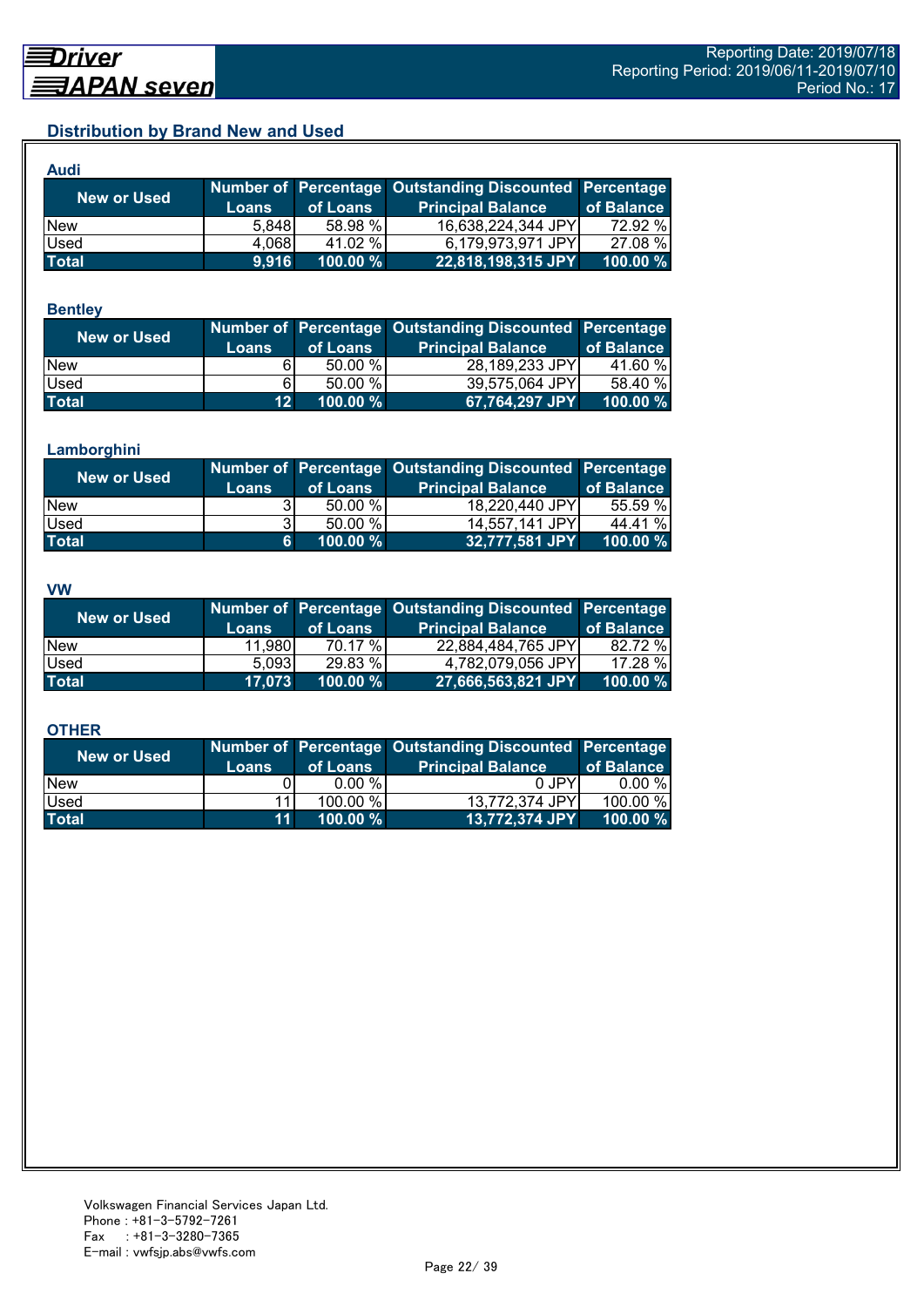## Distribution by Brand New and Used

### Audi

| New or Used | Number of Loans | Percentage of Loans | Outstanding Discounted Principal Balance | Percentage of Balance |
|---|---|---|---|---|
| New | 5,848 | 58.98 % | 16,638,224,344 JPY | 72.92 % |
| Used | 4,068 | 41.02 % | 6,179,973,971 JPY | 27.08 % |
| **Total** | **9,916** | **100.00 %** | **22,818,198,315 JPY** | **100.00 %** |

### Bentley

| New or Used | Number of Loans | Percentage of Loans | Outstanding Discounted Principal Balance | Percentage of Balance |
|---|---|---|---|---|
| New | 6 | 50.00 % | 28,189,233 JPY | 41.60 % |
| Used | 6 | 50.00 % | 39,575,064 JPY | 58.40 % |
| **Total** | **12** | **100.00 %** | **67,764,297 JPY** | **100.00 %** |

### Lamborghini

| New or Used | Number of Loans | Percentage of Loans | Outstanding Discounted Principal Balance | Percentage of Balance |
|---|---|---|---|---|
| New | 3 | 50.00 % | 18,220,440 JPY | 55.59 % |
| Used | 3 | 50.00 % | 14,557,141 JPY | 44.41 % |
| **Total** | **6** | **100.00 %** | **32,777,581 JPY** | **100.00 %** |

### VW

| New or Used | Number of Loans | Percentage of Loans | Outstanding Discounted Principal Balance | Percentage of Balance |
|---|---|---|---|---|
| New | 11,980 | 70.17 % | 22,884,484,765 JPY | 82.72 % |
| Used | 5,093 | 29.83 % | 4,782,079,056 JPY | 17.28 % |
| **Total** | **17,073** | **100.00 %** | **27,666,563,821 JPY** | **100.00 %** |

### OTHER

| New or Used | Number of Loans | Percentage of Loans | Outstanding Discounted Principal Balance | Percentage of Balance |
|---|---|---|---|---|
| New | 0 | 0.00 % | 0 JPY | 0.00 % |
| Used | 11 | 100.00 % | 13,772,374 JPY | 100.00 % |
| **Total** | **11** | **100.00 %** | **13,772,374 JPY** | **100.00 %** |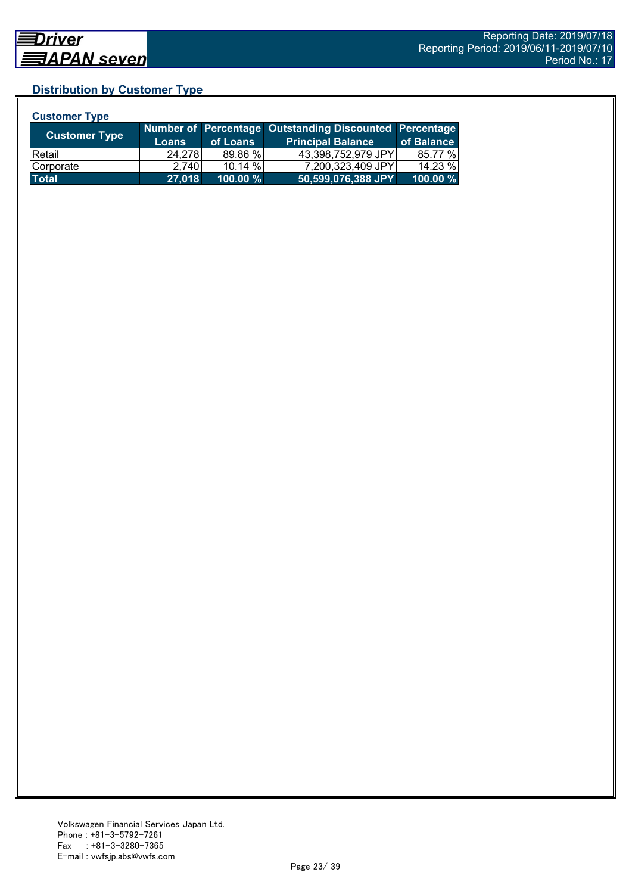## Distribution by Customer Type

### Customer Type

| Customer Type | Number of Loans | Percentage of Loans | Outstanding Discounted Principal Balance | Percentage of Balance |
|---|---|---|---|---|
| Retail | 24,278 | 89.86 % | 43,398,752,979 JPY | 85.77 % |
| Corporate | 2,740 | 10.14 % | 7,200,323,409 JPY | 14.23 % |
| **Total** | **27,018** | **100.00 %** | **50,599,076,388 JPY** | **100.00 %** |

Volkswagen Financial Services Japan Ltd.
Phone : +81-3-5792-7261
Fax : +81-3-3280-7365
E-mail : vwfsjp.abs@vwfs.com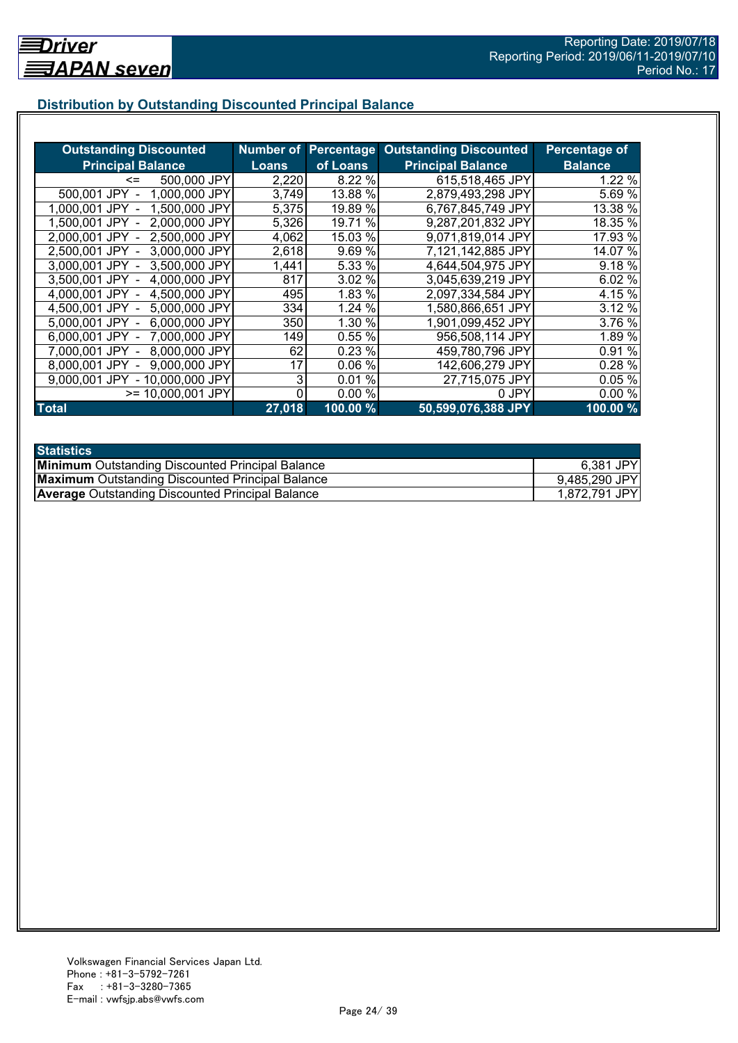## Distribution by Outstanding Discounted Principal Balance

| Outstanding Discounted Principal Balance | Number of Loans | Percentage of Loans | Outstanding Discounted Principal Balance | Percentage of Balance |
|---|---|---|---|---|
| <= 500,000 JPY | 2,220 | 8.22 % | 615,518,465 JPY | 1.22 % |
| 500,001 JPY - 1,000,000 JPY | 3,749 | 13.88 % | 2,879,493,298 JPY | 5.69 % |
| 1,000,001 JPY - 1,500,000 JPY | 5,375 | 19.89 % | 6,767,845,749 JPY | 13.38 % |
| 1,500,001 JPY - 2,000,000 JPY | 5,326 | 19.71 % | 9,287,201,832 JPY | 18.35 % |
| 2,000,001 JPY - 2,500,000 JPY | 4,062 | 15.03 % | 9,071,819,014 JPY | 17.93 % |
| 2,500,001 JPY - 3,000,000 JPY | 2,618 | 9.69 % | 7,121,142,885 JPY | 14.07 % |
| 3,000,001 JPY - 3,500,000 JPY | 1,441 | 5.33 % | 4,644,504,975 JPY | 9.18 % |
| 3,500,001 JPY - 4,000,000 JPY | 817 | 3.02 % | 3,045,639,219 JPY | 6.02 % |
| 4,000,001 JPY - 4,500,000 JPY | 495 | 1.83 % | 2,097,334,584 JPY | 4.15 % |
| 4,500,001 JPY - 5,000,000 JPY | 334 | 1.24 % | 1,580,866,651 JPY | 3.12 % |
| 5,000,001 JPY - 6,000,000 JPY | 350 | 1.30 % | 1,901,099,452 JPY | 3.76 % |
| 6,000,001 JPY - 7,000,000 JPY | 149 | 0.55 % | 956,508,114 JPY | 1.89 % |
| 7,000,001 JPY - 8,000,000 JPY | 62 | 0.23 % | 459,780,796 JPY | 0.91 % |
| 8,000,001 JPY - 9,000,000 JPY | 17 | 0.06 % | 142,606,279 JPY | 0.28 % |
| 9,000,001 JPY - 10,000,000 JPY | 3 | 0.01 % | 27,715,075 JPY | 0.05 % |
| >= 10,000,001 JPY | 0 | 0.00 % | 0 JPY | 0.00 % |
| **Total** | **27,018** | **100.00 %** | **50,599,076,388 JPY** | **100.00 %** |

| Statistics | |
|---|---|
| **Minimum** Outstanding Discounted Principal Balance | 6,381 JPY |
| **Maximum** Outstanding Discounted Principal Balance | 9,485,290 JPY |
| **Average** Outstanding Discounted Principal Balance | 1,872,791 JPY |

Volkswagen Financial Services Japan Ltd.
Phone : +81-3-5792-7261
Fax : +81-3-3280-7365
E-mail : vwfsjp.abs@vwfs.com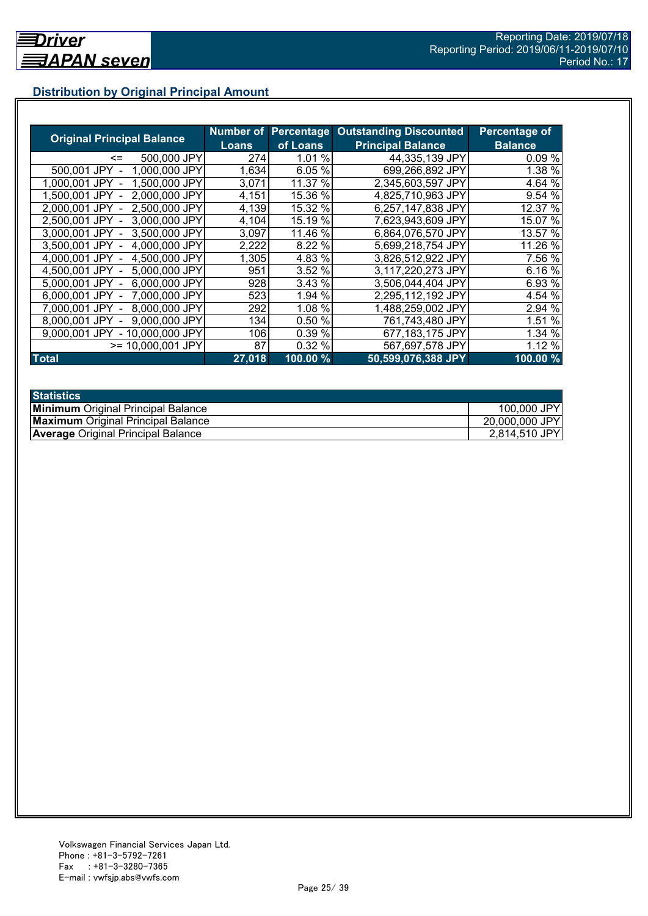## Distribution by Original Principal Amount

| Original Principal Balance | Number of Loans | Percentage of Loans | Outstanding Discounted Principal Balance | Percentage of Balance |
|---|---|---|---|---|
| <= 500,000 JPY | 274 | 1.01 % | 44,335,139 JPY | 0.09 % |
| 500,001 JPY - 1,000,000 JPY | 1,634 | 6.05 % | 699,266,892 JPY | 1.38 % |
| 1,000,001 JPY - 1,500,000 JPY | 3,071 | 11.37 % | 2,345,603,597 JPY | 4.64 % |
| 1,500,001 JPY - 2,000,000 JPY | 4,151 | 15.36 % | 4,825,710,963 JPY | 9.54 % |
| 2,000,001 JPY - 2,500,000 JPY | 4,139 | 15.32 % | 6,257,147,838 JPY | 12.37 % |
| 2,500,001 JPY - 3,000,000 JPY | 4,104 | 15.19 % | 7,623,943,609 JPY | 15.07 % |
| 3,000,001 JPY - 3,500,000 JPY | 3,097 | 11.46 % | 6,864,076,570 JPY | 13.57 % |
| 3,500,001 JPY - 4,000,000 JPY | 2,222 | 8.22 % | 5,699,218,754 JPY | 11.26 % |
| 4,000,001 JPY - 4,500,000 JPY | 1,305 | 4.83 % | 3,826,512,922 JPY | 7.56 % |
| 4,500,001 JPY - 5,000,000 JPY | 951 | 3.52 % | 3,117,220,273 JPY | 6.16 % |
| 5,000,001 JPY - 6,000,000 JPY | 928 | 3.43 % | 3,506,044,404 JPY | 6.93 % |
| 6,000,001 JPY - 7,000,000 JPY | 523 | 1.94 % | 2,295,112,192 JPY | 4.54 % |
| 7,000,001 JPY - 8,000,000 JPY | 292 | 1.08 % | 1,488,259,002 JPY | 2.94 % |
| 8,000,001 JPY - 9,000,000 JPY | 134 | 0.50 % | 761,743,480 JPY | 1.51 % |
| 9,000,001 JPY - 10,000,000 JPY | 106 | 0.39 % | 677,183,175 JPY | 1.34 % |
| >= 10,000,001 JPY | 87 | 0.32 % | 567,697,578 JPY | 1.12 % |
| **Total** | **27,018** | **100.00 %** | **50,599,076,388 JPY** | **100.00 %** |

| Statistics | |
|---|---|
| **Minimum** Original Principal Balance | 100,000 JPY |
| **Maximum** Original Principal Balance | 20,000,000 JPY |
| **Average** Original Principal Balance | 2,814,510 JPY |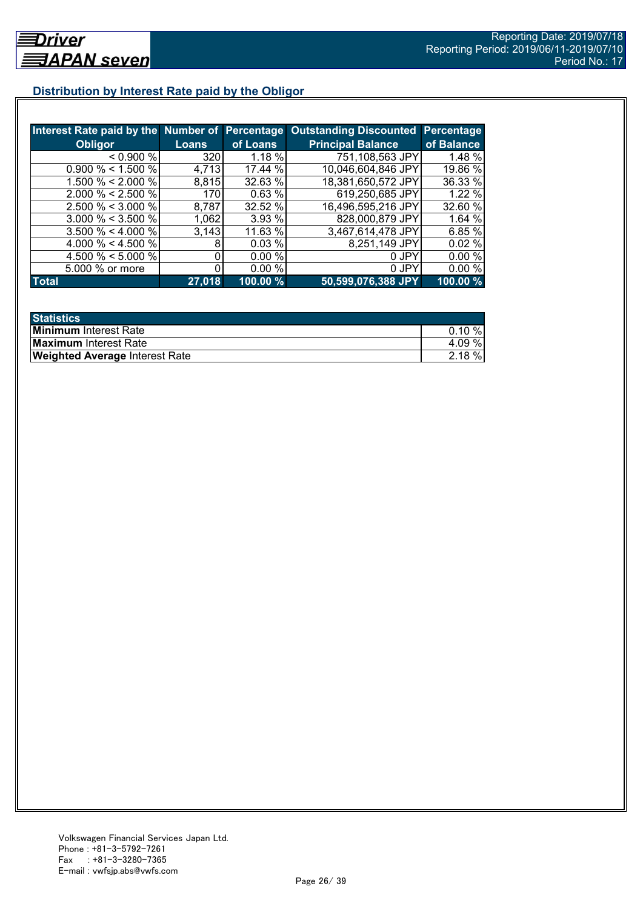## Distribution by Interest Rate paid by the Obligor

| Interest Rate paid by the Obligor | Number of Loans | Percentage of Loans | Outstanding Discounted Principal Balance | Percentage of Balance |
|---|---|---|---|---|
| < 0.900 % | 320 | 1.18 % | 751,108,563 JPY | 1.48 % |
| 0.900 % < 1.500 % | 4,713 | 17.44 % | 10,046,604,846 JPY | 19.86 % |
| 1.500 % < 2.000 % | 8,815 | 32.63 % | 18,381,650,572 JPY | 36.33 % |
| 2.000 % < 2.500 % | 170 | 0.63 % | 619,250,685 JPY | 1.22 % |
| 2.500 % < 3.000 % | 8,787 | 32.52 % | 16,496,595,216 JPY | 32.60 % |
| 3.000 % < 3.500 % | 1,062 | 3.93 % | 828,000,879 JPY | 1.64 % |
| 3.500 % < 4.000 % | 3,143 | 11.63 % | 3,467,614,478 JPY | 6.85 % |
| 4.000 % < 4.500 % | 8 | 0.03 % | 8,251,149 JPY | 0.02 % |
| 4.500 % < 5.000 % | 0 | 0.00 % | 0 JPY | 0.00 % |
| 5.000 % or more | 0 | 0.00 % | 0 JPY | 0.00 % |
| **Total** | **27,018** | **100.00 %** | **50,599,076,388 JPY** | **100.00 %** |

| Statistics | |
|---|---|
| **Minimum** Interest Rate | 0.10 % |
| **Maximum** Interest Rate | 4.09 % |
| **Weighted Average** Interest Rate | 2.18 % |

Volkswagen Financial Services Japan Ltd.
Phone : +81-3-5792-7261
Fax : +81-3-3280-7365
E-mail : vwfsjp.abs@vwfs.com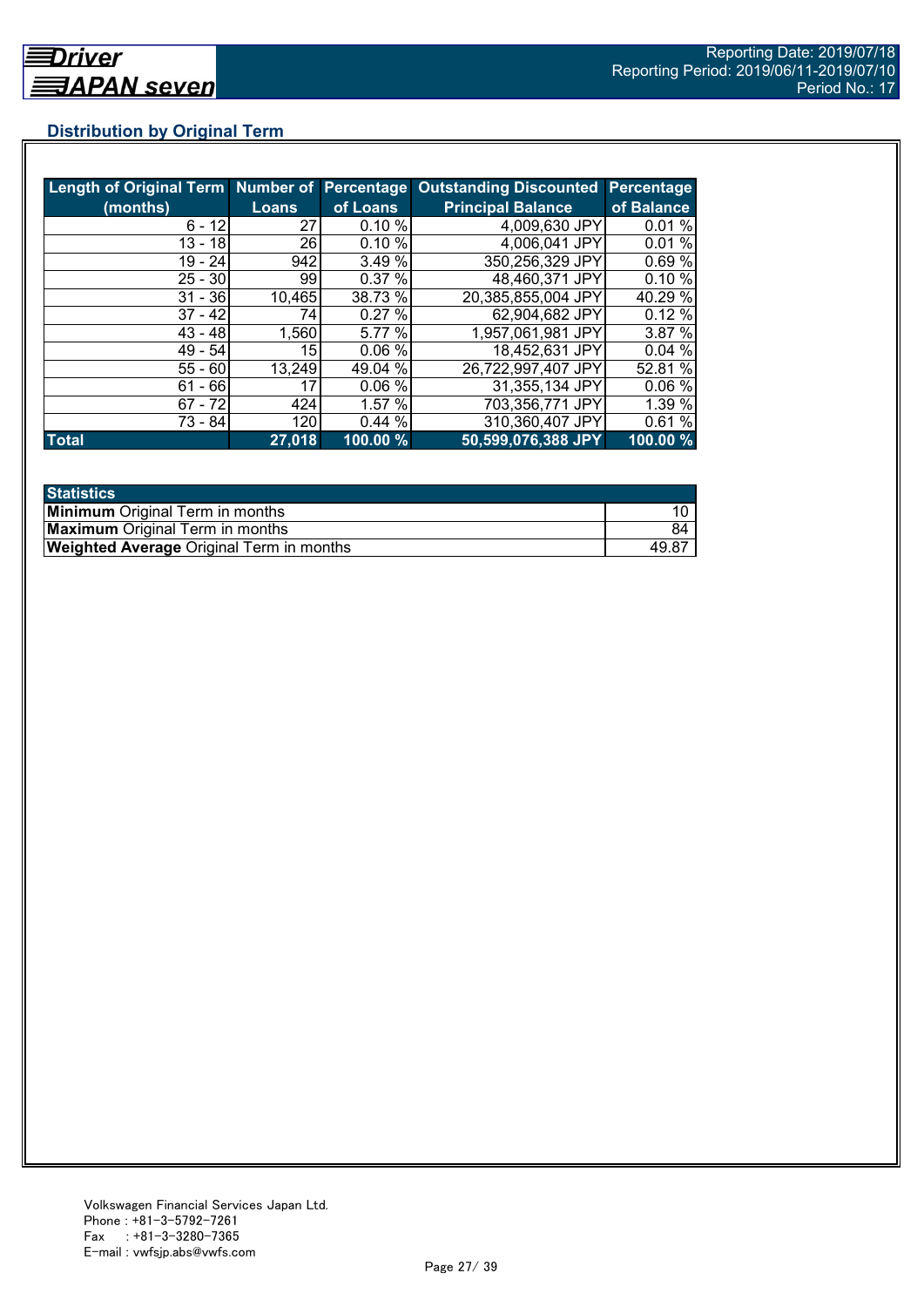## Distribution by Original Term

| Length of Original Term (months) | Number of Loans | Percentage of Loans | Outstanding Discounted Principal Balance | Percentage of Balance |
|---|---|---|---|---|
| 6 - 12 | 27 | 0.10 % | 4,009,630 JPY | 0.01 % |
| 13 - 18 | 26 | 0.10 % | 4,006,041 JPY | 0.01 % |
| 19 - 24 | 942 | 3.49 % | 350,256,329 JPY | 0.69 % |
| 25 - 30 | 99 | 0.37 % | 48,460,371 JPY | 0.10 % |
| 31 - 36 | 10,465 | 38.73 % | 20,385,855,004 JPY | 40.29 % |
| 37 - 42 | 74 | 0.27 % | 62,904,682 JPY | 0.12 % |
| 43 - 48 | 1,560 | 5.77 % | 1,957,061,981 JPY | 3.87 % |
| 49 - 54 | 15 | 0.06 % | 18,452,631 JPY | 0.04 % |
| 55 - 60 | 13,249 | 49.04 % | 26,722,997,407 JPY | 52.81 % |
| 61 - 66 | 17 | 0.06 % | 31,355,134 JPY | 0.06 % |
| 67 - 72 | 424 | 1.57 % | 703,356,771 JPY | 1.39 % |
| 73 - 84 | 120 | 0.44 % | 310,360,407 JPY | 0.61 % |
| **Total** | **27,018** | **100.00 %** | **50,599,076,388 JPY** | **100.00 %** |

| Statistics | |
|---|---|
| **Minimum** Original Term in months | 10 |
| **Maximum** Original Term in months | 84 |
| **Weighted Average** Original Term in months | 49.87 |

Volkswagen Financial Services Japan Ltd.
Phone : +81-3-5792-7261
Fax : +81-3-3280-7365
E-mail : vwfsjp.abs@vwfs.com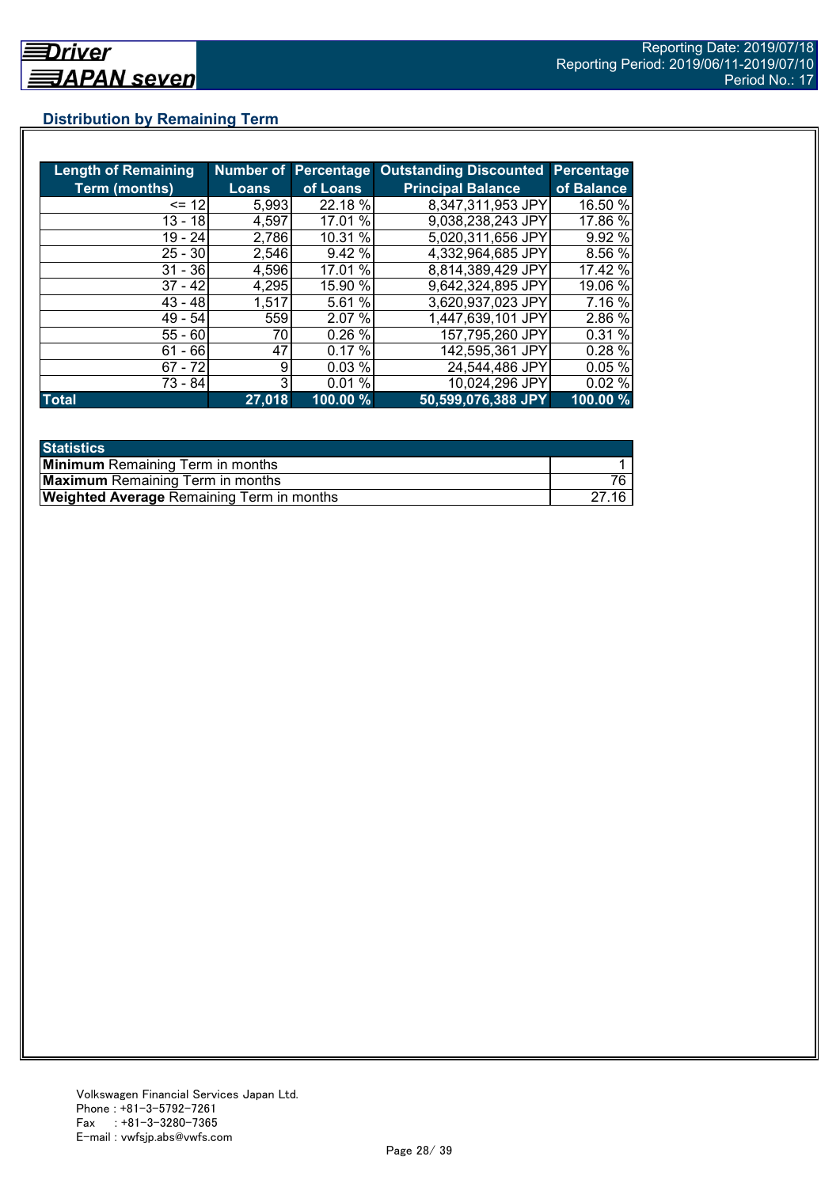## Distribution by Remaining Term

| Length of Remaining Term (months) | Number of Loans | Percentage of Loans | Outstanding Discounted Principal Balance | Percentage of Balance |
|---|---|---|---|---|
| <= 12 | 5,993 | 22.18 % | 8,347,311,953 JPY | 16.50 % |
| 13 - 18 | 4,597 | 17.01 % | 9,038,238,243 JPY | 17.86 % |
| 19 - 24 | 2,786 | 10.31 % | 5,020,311,656 JPY | 9.92 % |
| 25 - 30 | 2,546 | 9.42 % | 4,332,964,685 JPY | 8.56 % |
| 31 - 36 | 4,596 | 17.01 % | 8,814,389,429 JPY | 17.42 % |
| 37 - 42 | 4,295 | 15.90 % | 9,642,324,895 JPY | 19.06 % |
| 43 - 48 | 1,517 | 5.61 % | 3,620,937,023 JPY | 7.16 % |
| 49 - 54 | 559 | 2.07 % | 1,447,639,101 JPY | 2.86 % |
| 55 - 60 | 70 | 0.26 % | 157,795,260 JPY | 0.31 % |
| 61 - 66 | 47 | 0.17 % | 142,595,361 JPY | 0.28 % |
| 67 - 72 | 9 | 0.03 % | 24,544,486 JPY | 0.05 % |
| 73 - 84 | 3 | 0.01 % | 10,024,296 JPY | 0.02 % |
| **Total** | **27,018** | **100.00 %** | **50,599,076,388 JPY** | **100.00 %** |

| Statistics | |
|---|---|
| **Minimum** Remaining Term in months | 1 |
| **Maximum** Remaining Term in months | 76 |
| **Weighted Average** Remaining Term in months | 27.16 |

Volkswagen Financial Services Japan Ltd.
Phone : +81-3-5792-7261
Fax : +81-3-3280-7365
E-mail : vwfsjp.abs@vwfs.com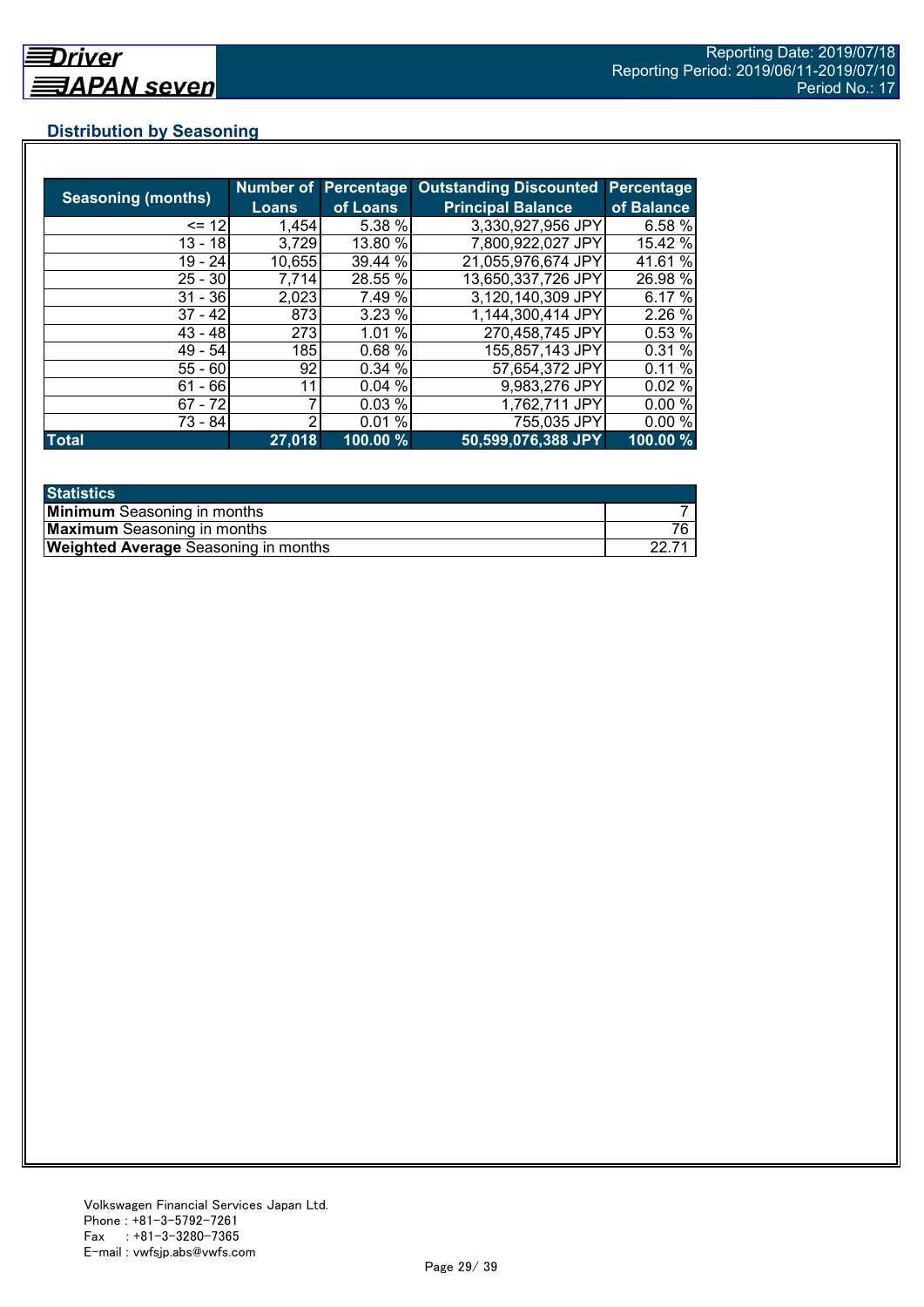## Distribution by Seasoning

| Seasoning (months) | Number of Loans | Percentage of Loans | Outstanding Discounted Principal Balance | Percentage of Balance |
|---|---|---|---|---|
| <= 12 | 1,454 | 5.38 % | 3,330,927,956 JPY | 6.58 % |
| 13 - 18 | 3,729 | 13.80 % | 7,800,922,027 JPY | 15.42 % |
| 19 - 24 | 10,655 | 39.44 % | 21,055,976,674 JPY | 41.61 % |
| 25 - 30 | 7,714 | 28.55 % | 13,650,337,726 JPY | 26.98 % |
| 31 - 36 | 2,023 | 7.49 % | 3,120,140,309 JPY | 6.17 % |
| 37 - 42 | 873 | 3.23 % | 1,144,300,414 JPY | 2.26 % |
| 43 - 48 | 273 | 1.01 % | 270,458,745 JPY | 0.53 % |
| 49 - 54 | 185 | 0.68 % | 155,857,143 JPY | 0.31 % |
| 55 - 60 | 92 | 0.34 % | 57,654,372 JPY | 0.11 % |
| 61 - 66 | 11 | 0.04 % | 9,983,276 JPY | 0.02 % |
| 67 - 72 | 7 | 0.03 % | 1,762,711 JPY | 0.00 % |
| 73 - 84 | 2 | 0.01 % | 755,035 JPY | 0.00 % |
| **Total** | **27,018** | **100.00 %** | **50,599,076,388 JPY** | **100.00 %** |

| Statistics | |
|---|---|
| **Minimum** Seasoning in months | 7 |
| **Maximum** Seasoning in months | 76 |
| **Weighted Average** Seasoning in months | 22.71 |

Volkswagen Financial Services Japan Ltd.
Phone : +81-3-5792-7261
Fax : +81-3-3280-7365
E-mail : vwfsjp.abs@vwfs.com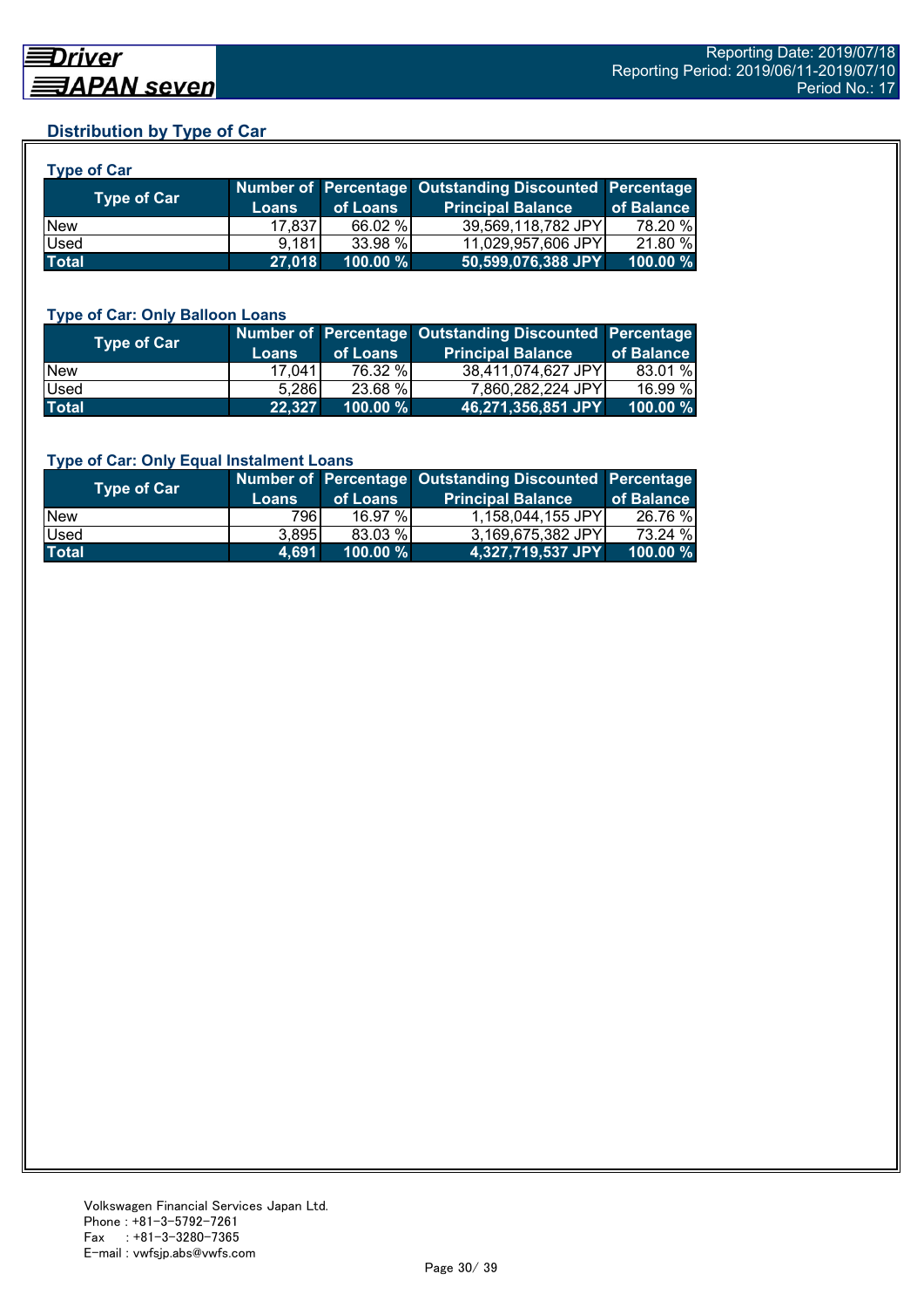## Distribution by Type of Car

### Type of Car

| Type of Car | Number of Loans | Percentage of Loans | Outstanding Discounted Principal Balance | Percentage of Balance |
|---|---|---|---|---|
| New | 17,837 | 66.02 % | 39,569,118,782 JPY | 78.20 % |
| Used | 9,181 | 33.98 % | 11,029,957,606 JPY | 21.80 % |
| **Total** | **27,018** | **100.00 %** | **50,599,076,388 JPY** | **100.00 %** |

### Type of Car: Only Balloon Loans

| Type of Car | Number of Loans | Percentage of Loans | Outstanding Discounted Principal Balance | Percentage of Balance |
|---|---|---|---|---|
| New | 17,041 | 76.32 % | 38,411,074,627 JPY | 83.01 % |
| Used | 5,286 | 23.68 % | 7,860,282,224 JPY | 16.99 % |
| **Total** | **22,327** | **100.00 %** | **46,271,356,851 JPY** | **100.00 %** |

### Type of Car: Only Equal Instalment Loans

| Type of Car | Number of Loans | Percentage of Loans | Outstanding Discounted Principal Balance | Percentage of Balance |
|---|---|---|---|---|
| New | 796 | 16.97 % | 1,158,044,155 JPY | 26.76 % |
| Used | 3,895 | 83.03 % | 3,169,675,382 JPY | 73.24 % |
| **Total** | **4,691** | **100.00 %** | **4,327,719,537 JPY** | **100.00 %** |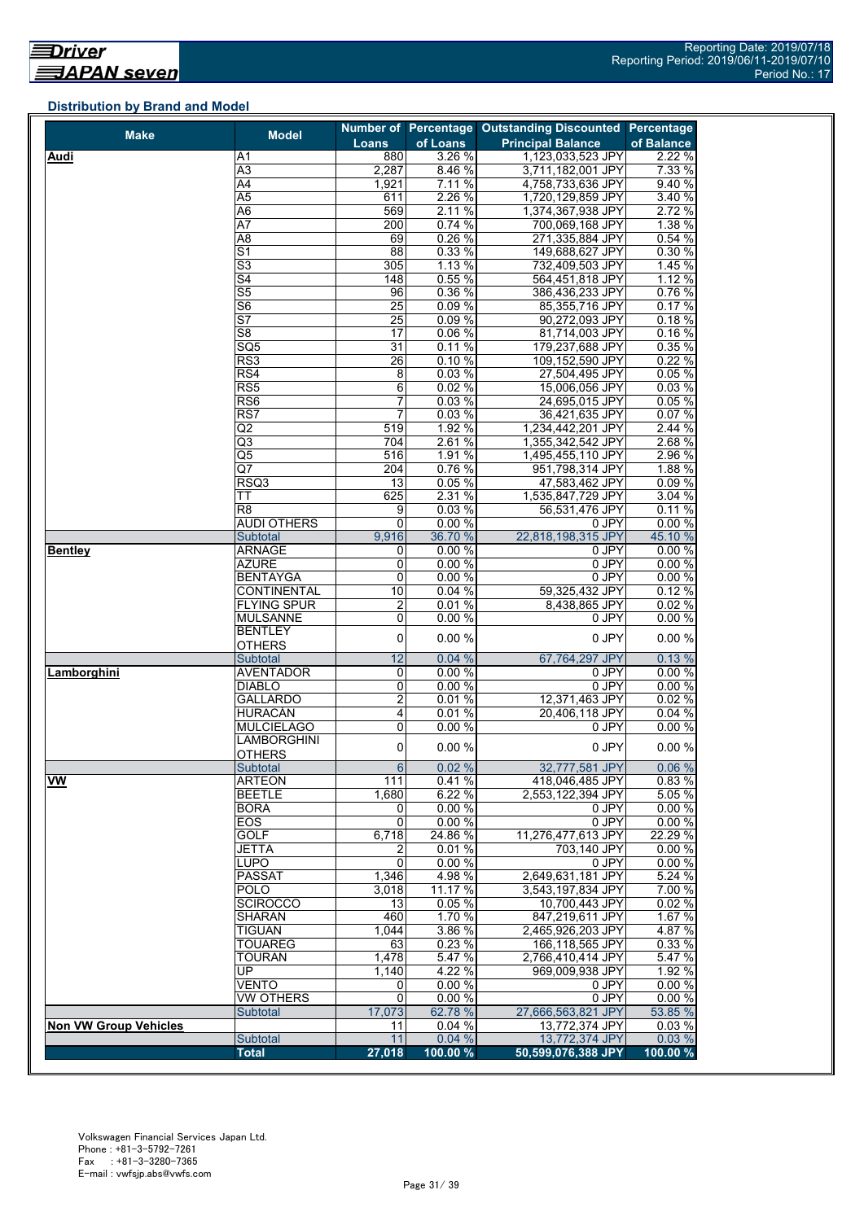## Distribution by Brand and Model

| Make | Model | Number of Loans | Percentage of Loans | Outstanding Discounted Principal Balance | Percentage of Balance |
|---|---|---|---|---|---|
| **Audi** | A1 | 880 | 3.26 % | 1,123,033,523 JPY | 2.22 % |
| | A3 | 2,287 | 8.46 % | 3,711,182,001 JPY | 7.33 % |
| | A4 | 1,921 | 7.11 % | 4,758,733,636 JPY | 9.40 % |
| | A5 | 611 | 2.26 % | 1,720,129,859 JPY | 3.40 % |
| | A6 | 569 | 2.11 % | 1,374,367,938 JPY | 2.72 % |
| | A7 | 200 | 0.74 % | 700,069,168 JPY | 1.38 % |
| | A8 | 69 | 0.26 % | 271,335,884 JPY | 0.54 % |
| | S1 | 88 | 0.33 % | 149,688,627 JPY | 0.30 % |
| | S3 | 305 | 1.13 % | 732,409,503 JPY | 1.45 % |
| | S4 | 148 | 0.55 % | 564,451,818 JPY | 1.12 % |
| | S5 | 96 | 0.36 % | 386,436,233 JPY | 0.76 % |
| | S6 | 25 | 0.09 % | 85,355,716 JPY | 0.17 % |
| | S7 | 25 | 0.09 % | 90,272,093 JPY | 0.18 % |
| | S8 | 17 | 0.06 % | 81,714,003 JPY | 0.16 % |
| | SQ5 | 31 | 0.11 % | 179,237,688 JPY | 0.35 % |
| | RS3 | 26 | 0.10 % | 109,152,590 JPY | 0.22 % |
| | RS4 | 8 | 0.03 % | 27,504,495 JPY | 0.05 % |
| | RS5 | 6 | 0.02 % | 15,006,056 JPY | 0.03 % |
| | RS6 | 7 | 0.03 % | 24,695,015 JPY | 0.05 % |
| | RS7 | 7 | 0.03 % | 36,421,635 JPY | 0.07 % |
| | Q2 | 519 | 1.92 % | 1,234,442,201 JPY | 2.44 % |
| | Q3 | 704 | 2.61 % | 1,355,342,542 JPY | 2.68 % |
| | Q5 | 516 | 1.91 % | 1,495,455,110 JPY | 2.96 % |
| | Q7 | 204 | 0.76 % | 951,798,314 JPY | 1.88 % |
| | RSQ3 | 13 | 0.05 % | 47,583,462 JPY | 0.09 % |
| | TT | 625 | 2.31 % | 1,535,847,729 JPY | 3.04 % |
| | R8 | 9 | 0.03 % | 56,531,476 JPY | 0.11 % |
| | AUDI OTHERS | 0 | 0.00 % | 0 JPY | 0.00 % |
| | Subtotal | 9,916 | 36.70 % | 22,818,198,315 JPY | 45.10 % |
| **Bentley** | ARNAGE | 0 | 0.00 % | 0 JPY | 0.00 % |
| | AZURE | 0 | 0.00 % | 0 JPY | 0.00 % |
| | BENTAYGA | 0 | 0.00 % | 0 JPY | 0.00 % |
| | CONTINENTAL | 10 | 0.04 % | 59,325,432 JPY | 0.12 % |
| | FLYING SPUR | 2 | 0.01 % | 8,438,865 JPY | 0.02 % |
| | MULSANNE | 0 | 0.00 % | 0 JPY | 0.00 % |
| | BENTLEY OTHERS | 0 | 0.00 % | 0 JPY | 0.00 % |
| | Subtotal | 12 | 0.04 % | 67,764,297 JPY | 0.13 % |
| **Lamborghini** | AVENTADOR | 0 | 0.00 % | 0 JPY | 0.00 % |
| | DIABLO | 0 | 0.00 % | 0 JPY | 0.00 % |
| | GALLARDO | 2 | 0.01 % | 12,371,463 JPY | 0.02 % |
| | HURACÀN | 4 | 0.01 % | 20,406,118 JPY | 0.04 % |
| | MULCIELAGO | 0 | 0.00 % | 0 JPY | 0.00 % |
| | LAMBORGHINI OTHERS | 0 | 0.00 % | 0 JPY | 0.00 % |
| | Subtotal | 6 | 0.02 % | 32,777,581 JPY | 0.06 % |
| **VW** | ARTEON | 111 | 0.41 % | 418,046,485 JPY | 0.83 % |
| | BEETLE | 1,680 | 6.22 % | 2,553,122,394 JPY | 5.05 % |
| | BORA | 0 | 0.00 % | 0 JPY | 0.00 % |
| | EOS | 0 | 0.00 % | 0 JPY | 0.00 % |
| | GOLF | 6,718 | 24.86 % | 11,276,477,613 JPY | 22.29 % |
| | JETTA | 2 | 0.01 % | 703,140 JPY | 0.00 % |
| | LUPO | 0 | 0.00 % | 0 JPY | 0.00 % |
| | PASSAT | 1,346 | 4.98 % | 2,649,631,181 JPY | 5.24 % |
| | POLO | 3,018 | 11.17 % | 3,543,197,834 JPY | 7.00 % |
| | SCIROCCO | 13 | 0.05 % | 10,700,443 JPY | 0.02 % |
| | SHARAN | 460 | 1.70 % | 847,219,611 JPY | 1.67 % |
| | TIGUAN | 1,044 | 3.86 % | 2,465,926,203 JPY | 4.87 % |
| | TOUAREG | 63 | 0.23 % | 166,118,565 JPY | 0.33 % |
| | TOURAN | 1,478 | 5.47 % | 2,766,410,414 JPY | 5.47 % |
| | UP | 1,140 | 4.22 % | 969,009,938 JPY | 1.92 % |
| | VENTO | 0 | 0.00 % | 0 JPY | 0.00 % |
| | VW OTHERS | 0 | 0.00 % | 0 JPY | 0.00 % |
| | Subtotal | 17,073 | 62.78 % | 27,666,563,821 JPY | 53.85 % |
| **Non VW Group Vehicles** | | 11 | 0.04 % | 13,772,374 JPY | 0.03 % |
| | Subtotal | 11 | 0.04 % | 13,772,374 JPY | 0.03 % |
| | **Total** | **27,018** | **100.00 %** | **50,599,076,388 JPY** | **100.00 %** |

Volkswagen Financial Services Japan Ltd.
Phone : +81-3-5792-7261
Fax : +81-3-3280-7365
E-mail : vwfsjp.abs@vwfs.com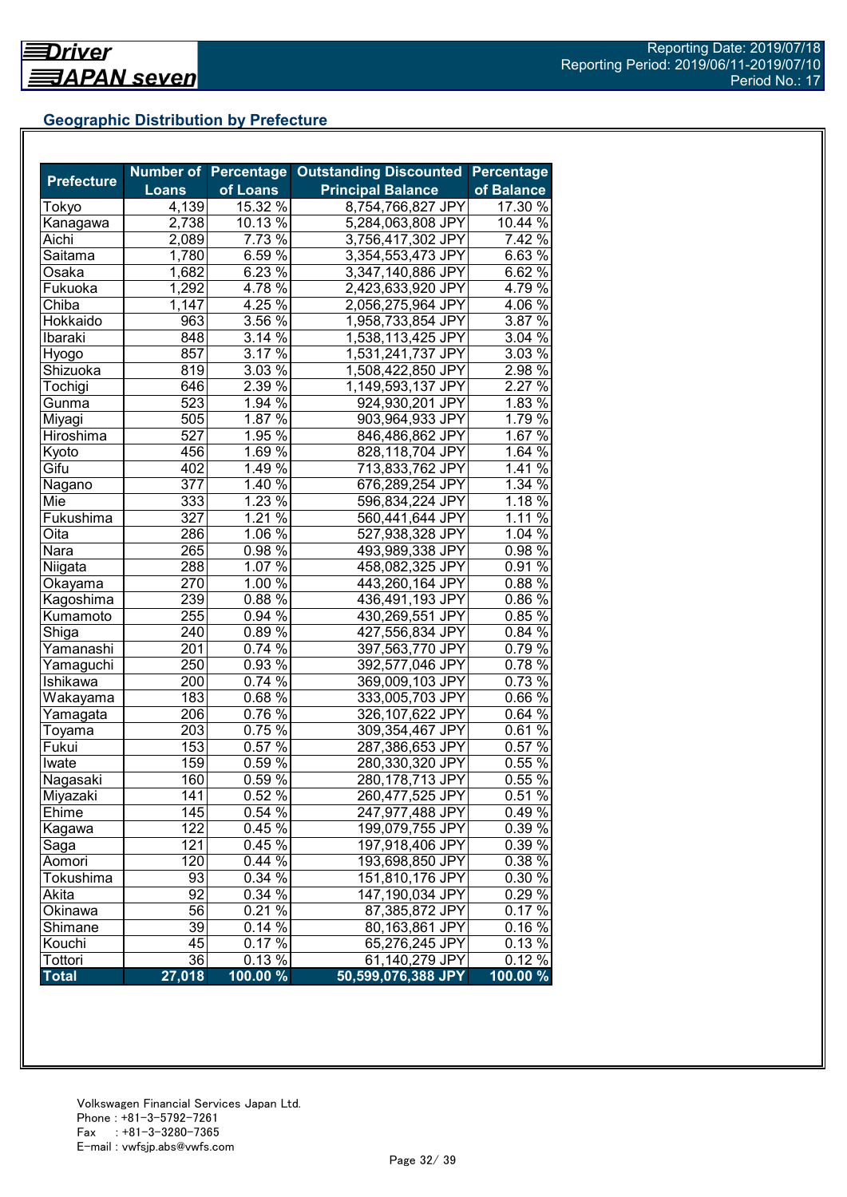Driver JAPAN seven

Reporting Date: 2019/07/18
Reporting Period: 2019/06/11-2019/07/10
Period No.: 17

## Geographic Distribution by Prefecture

| Prefecture | Number of Loans | Percentage of Loans | Outstanding Discounted Principal Balance | Percentage of Balance |
|---|---|---|---|---|
| Tokyo | 4,139 | 15.32 % | 8,754,766,827 JPY | 17.30 % |
| Kanagawa | 2,738 | 10.13 % | 5,284,063,808 JPY | 10.44 % |
| Aichi | 2,089 | 7.73 % | 3,756,417,302 JPY | 7.42 % |
| Saitama | 1,780 | 6.59 % | 3,354,553,473 JPY | 6.63 % |
| Osaka | 1,682 | 6.23 % | 3,347,140,886 JPY | 6.62 % |
| Fukuoka | 1,292 | 4.78 % | 2,423,633,920 JPY | 4.79 % |
| Chiba | 1,147 | 4.25 % | 2,056,275,964 JPY | 4.06 % |
| Hokkaido | 963 | 3.56 % | 1,958,733,854 JPY | 3.87 % |
| Ibaraki | 848 | 3.14 % | 1,538,113,425 JPY | 3.04 % |
| Hyogo | 857 | 3.17 % | 1,531,241,737 JPY | 3.03 % |
| Shizuoka | 819 | 3.03 % | 1,508,422,850 JPY | 2.98 % |
| Tochigi | 646 | 2.39 % | 1,149,593,137 JPY | 2.27 % |
| Gunma | 523 | 1.94 % | 924,930,201 JPY | 1.83 % |
| Miyagi | 505 | 1.87 % | 903,964,933 JPY | 1.79 % |
| Hiroshima | 527 | 1.95 % | 846,486,862 JPY | 1.67 % |
| Kyoto | 456 | 1.69 % | 828,118,704 JPY | 1.64 % |
| Gifu | 402 | 1.49 % | 713,833,762 JPY | 1.41 % |
| Nagano | 377 | 1.40 % | 676,289,254 JPY | 1.34 % |
| Mie | 333 | 1.23 % | 596,834,224 JPY | 1.18 % |
| Fukushima | 327 | 1.21 % | 560,441,644 JPY | 1.11 % |
| Oita | 286 | 1.06 % | 527,938,328 JPY | 1.04 % |
| Nara | 265 | 0.98 % | 493,989,338 JPY | 0.98 % |
| Niigata | 288 | 1.07 % | 458,082,325 JPY | 0.91 % |
| Okayama | 270 | 1.00 % | 443,260,164 JPY | 0.88 % |
| Kagoshima | 239 | 0.88 % | 436,491,193 JPY | 0.86 % |
| Kumamoto | 255 | 0.94 % | 430,269,551 JPY | 0.85 % |
| Shiga | 240 | 0.89 % | 427,556,834 JPY | 0.84 % |
| Yamanashi | 201 | 0.74 % | 397,563,770 JPY | 0.79 % |
| Yamaguchi | 250 | 0.93 % | 392,577,046 JPY | 0.78 % |
| Ishikawa | 200 | 0.74 % | 369,009,103 JPY | 0.73 % |
| Wakayama | 183 | 0.68 % | 333,005,703 JPY | 0.66 % |
| Yamagata | 206 | 0.76 % | 326,107,622 JPY | 0.64 % |
| Toyama | 203 | 0.75 % | 309,354,467 JPY | 0.61 % |
| Fukui | 153 | 0.57 % | 287,386,653 JPY | 0.57 % |
| Iwate | 159 | 0.59 % | 280,330,320 JPY | 0.55 % |
| Nagasaki | 160 | 0.59 % | 280,178,713 JPY | 0.55 % |
| Miyazaki | 141 | 0.52 % | 260,477,525 JPY | 0.51 % |
| Ehime | 145 | 0.54 % | 247,977,488 JPY | 0.49 % |
| Kagawa | 122 | 0.45 % | 199,079,755 JPY | 0.39 % |
| Saga | 121 | 0.45 % | 197,918,406 JPY | 0.39 % |
| Aomori | 120 | 0.44 % | 193,698,850 JPY | 0.38 % |
| Tokushima | 93 | 0.34 % | 151,810,176 JPY | 0.30 % |
| Akita | 92 | 0.34 % | 147,190,034 JPY | 0.29 % |
| Okinawa | 56 | 0.21 % | 87,385,872 JPY | 0.17 % |
| Shimane | 39 | 0.14 % | 80,163,861 JPY | 0.16 % |
| Kouchi | 45 | 0.17 % | 65,276,245 JPY | 0.13 % |
| Tottori | 36 | 0.13 % | 61,140,279 JPY | 0.12 % |
| **Total** | **27,018** | **100.00 %** | **50,599,076,388 JPY** | **100.00 %** |

Volkswagen Financial Services Japan Ltd.
Phone : +81-3-5792-7261
Fax : +81-3-3280-7365
E-mail : vwfsjp.abs@vwfs.com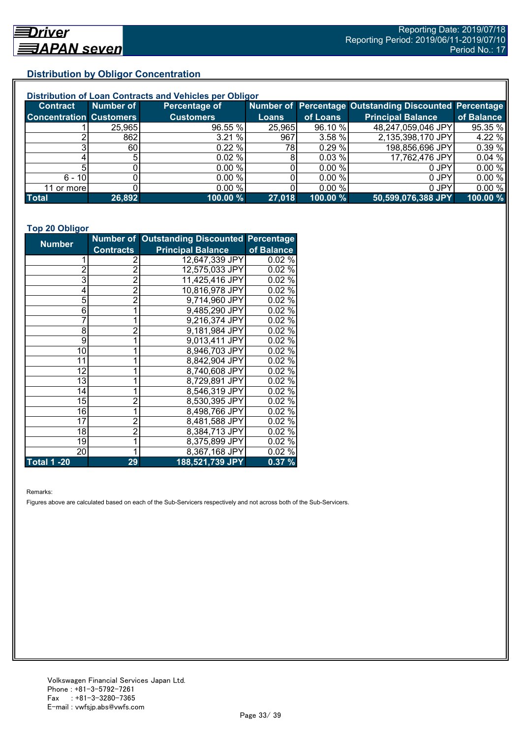## Distribution by Obligor Concentration

### Distribution of Loan Contracts and Vehicles per Obligor

| Contract Concentration | Number of Customers | Percentage of Customers | Number of Loans | Percentage of Loans | Outstanding Discounted Principal Balance | Percentage of Balance |
|---|---|---|---|---|---|---|
| 1 | 25,965 | 96.55 % | 25,965 | 96.10 % | 48,247,059,046 JPY | 95.35 % |
| 2 | 862 | 3.21 % | 967 | 3.58 % | 2,135,398,170 JPY | 4.22 % |
| 3 | 60 | 0.22 % | 78 | 0.29 % | 198,856,696 JPY | 0.39 % |
| 4 | 5 | 0.02 % | 8 | 0.03 % | 17,762,476 JPY | 0.04 % |
| 5 | 0 | 0.00 % | 0 | 0.00 % | 0 JPY | 0.00 % |
| 6 - 10 | 0 | 0.00 % | 0 | 0.00 % | 0 JPY | 0.00 % |
| 11 or more | 0 | 0.00 % | 0 | 0.00 % | 0 JPY | 0.00 % |
| **Total** | **26,892** | **100.00 %** | **27,018** | **100.00 %** | **50,599,076,388 JPY** | **100.00 %** |

### Top 20 Obligor

| Number | Number of Contracts | Outstanding Discounted Principal Balance | Percentage of Balance |
|---|---|---|---|
| 1 | 2 | 12,647,339 JPY | 0.02 % |
| 2 | 2 | 12,575,033 JPY | 0.02 % |
| 3 | 2 | 11,425,416 JPY | 0.02 % |
| 4 | 2 | 10,816,978 JPY | 0.02 % |
| 5 | 2 | 9,714,960 JPY | 0.02 % |
| 6 | 1 | 9,485,290 JPY | 0.02 % |
| 7 | 1 | 9,216,374 JPY | 0.02 % |
| 8 | 2 | 9,181,984 JPY | 0.02 % |
| 9 | 1 | 9,013,411 JPY | 0.02 % |
| 10 | 1 | 8,946,703 JPY | 0.02 % |
| 11 | 1 | 8,842,904 JPY | 0.02 % |
| 12 | 1 | 8,740,608 JPY | 0.02 % |
| 13 | 1 | 8,729,891 JPY | 0.02 % |
| 14 | 1 | 8,546,319 JPY | 0.02 % |
| 15 | 2 | 8,530,395 JPY | 0.02 % |
| 16 | 1 | 8,498,766 JPY | 0.02 % |
| 17 | 2 | 8,481,588 JPY | 0.02 % |
| 18 | 2 | 8,384,713 JPY | 0.02 % |
| 19 | 1 | 8,375,899 JPY | 0.02 % |
| 20 | 1 | 8,367,168 JPY | 0.02 % |
| **Total 1 -20** | **29** | **188,521,739 JPY** | **0.37 %** |

Remarks:

Figures above are calculated based on each of the Sub-Servicers respectively and not across both of the Sub-Servicers.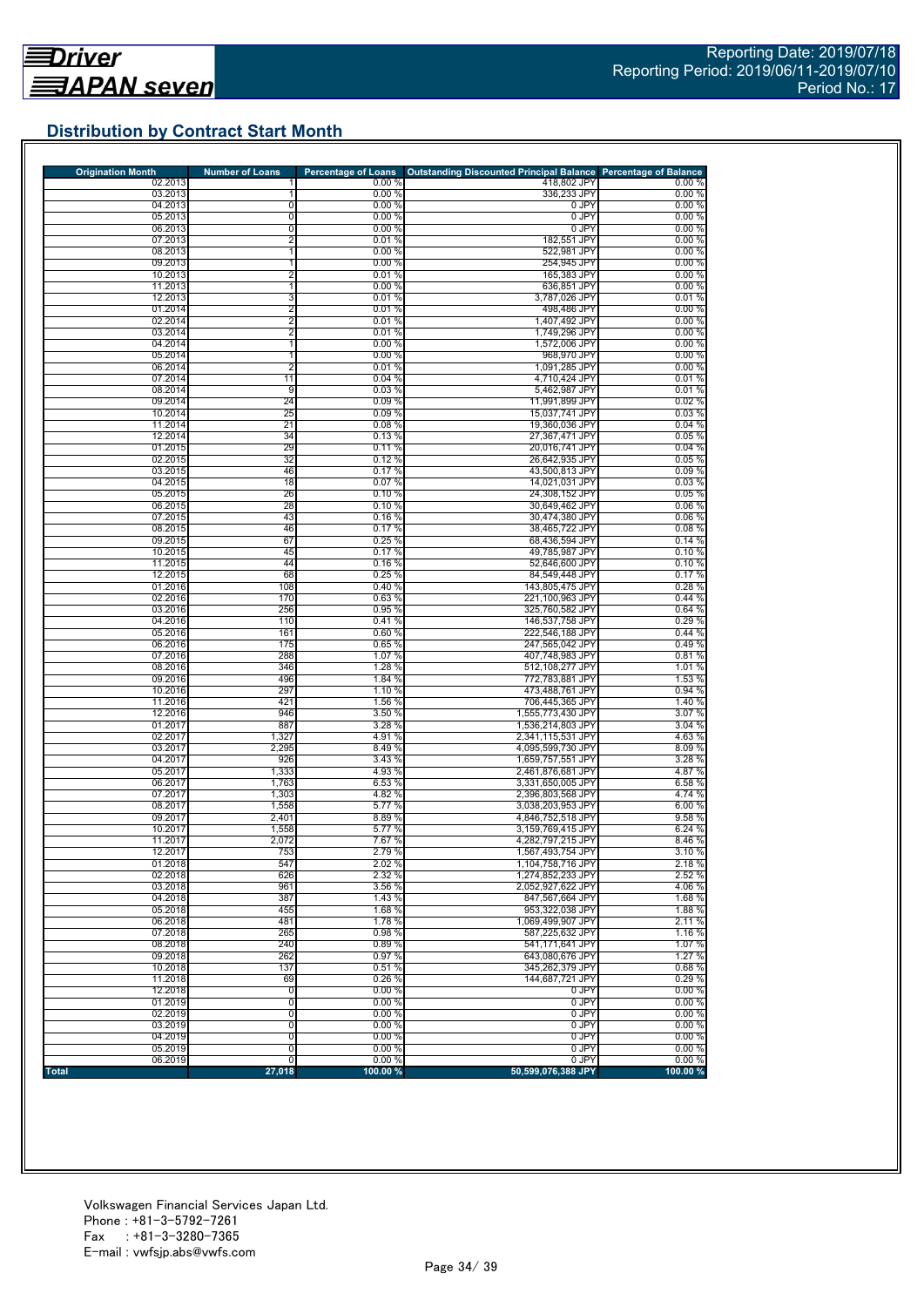## Distribution by Contract Start Month

| Origination Month | Number of Loans | Percentage of Loans | Outstanding Discounted Principal Balance | Percentage of Balance |
|---|---|---|---|---|
| 02.2013 | 1 | 0.00 % | 418,802 JPY | 0.00 % |
| 03.2013 | 1 | 0.00 % | 336,233 JPY | 0.00 % |
| 04.2013 | 0 | 0.00 % | 0 JPY | 0.00 % |
| 05.2013 | 0 | 0.00 % | 0 JPY | 0.00 % |
| 06.2013 | 0 | 0.00 % | 0 JPY | 0.00 % |
| 07.2013 | 2 | 0.01 % | 182,551 JPY | 0.00 % |
| 08.2013 | 1 | 0.00 % | 522,981 JPY | 0.00 % |
| 09.2013 | 1 | 0.00 % | 254,945 JPY | 0.00 % |
| 10.2013 | 2 | 0.01 % | 165,383 JPY | 0.00 % |
| 11.2013 | 1 | 0.00 % | 636,851 JPY | 0.00 % |
| 12.2013 | 3 | 0.01 % | 3,787,026 JPY | 0.01 % |
| 01.2014 | 2 | 0.01 % | 498,486 JPY | 0.00 % |
| 02.2014 | 2 | 0.01 % | 1,407,492 JPY | 0.00 % |
| 03.2014 | 2 | 0.01 % | 1,749,296 JPY | 0.00 % |
| 04.2014 | 1 | 0.00 % | 1,572,006 JPY | 0.00 % |
| 05.2014 | 1 | 0.00 % | 968,970 JPY | 0.00 % |
| 06.2014 | 2 | 0.01 % | 1,091,285 JPY | 0.00 % |
| 07.2014 | 11 | 0.04 % | 4,710,424 JPY | 0.01 % |
| 08.2014 | 9 | 0.03 % | 5,462,987 JPY | 0.01 % |
| 09.2014 | 24 | 0.09 % | 11,991,899 JPY | 0.02 % |
| 10.2014 | 25 | 0.09 % | 15,037,741 JPY | 0.03 % |
| 11.2014 | 21 | 0.08 % | 19,360,036 JPY | 0.04 % |
| 12.2014 | 34 | 0.13 % | 27,367,471 JPY | 0.05 % |
| 01.2015 | 29 | 0.11 % | 20,016,741 JPY | 0.04 % |
| 02.2015 | 32 | 0.12 % | 26,642,935 JPY | 0.05 % |
| 03.2015 | 46 | 0.17 % | 43,500,813 JPY | 0.09 % |
| 04.2015 | 18 | 0.07 % | 14,021,031 JPY | 0.03 % |
| 05.2015 | 26 | 0.10 % | 24,308,152 JPY | 0.05 % |
| 06.2015 | 28 | 0.10 % | 30,649,462 JPY | 0.06 % |
| 07.2015 | 43 | 0.16 % | 30,474,380 JPY | 0.06 % |
| 08.2015 | 46 | 0.17 % | 38,465,722 JPY | 0.08 % |
| 09.2015 | 67 | 0.25 % | 68,436,594 JPY | 0.14 % |
| 10.2015 | 45 | 0.17 % | 49,785,987 JPY | 0.10 % |
| 11.2015 | 44 | 0.16 % | 52,646,600 JPY | 0.10 % |
| 12.2015 | 68 | 0.25 % | 84,549,448 JPY | 0.17 % |
| 01.2016 | 108 | 0.40 % | 143,805,475 JPY | 0.28 % |
| 02.2016 | 170 | 0.63 % | 221,100,963 JPY | 0.44 % |
| 03.2016 | 256 | 0.95 % | 325,760,582 JPY | 0.64 % |
| 04.2016 | 110 | 0.41 % | 146,537,758 JPY | 0.29 % |
| 05.2016 | 161 | 0.60 % | 222,546,188 JPY | 0.44 % |
| 06.2016 | 175 | 0.65 % | 247,565,042 JPY | 0.49 % |
| 07.2016 | 288 | 1.07 % | 407,748,983 JPY | 0.81 % |
| 08.2016 | 346 | 1.28 % | 512,108,277 JPY | 1.01 % |
| 09.2016 | 496 | 1.84 % | 772,783,881 JPY | 1.53 % |
| 10.2016 | 297 | 1.10 % | 473,488,761 JPY | 0.94 % |
| 11.2016 | 421 | 1.56 % | 706,445,365 JPY | 1.40 % |
| 12.2016 | 946 | 3.50 % | 1,555,773,430 JPY | 3.07 % |
| 01.2017 | 887 | 3.28 % | 1,536,214,803 JPY | 3.04 % |
| 02.2017 | 1,327 | 4.91 % | 2,341,115,531 JPY | 4.63 % |
| 03.2017 | 2,295 | 8.49 % | 4,095,599,730 JPY | 8.09 % |
| 04.2017 | 926 | 3.43 % | 1,659,757,551 JPY | 3.28 % |
| 05.2017 | 1,333 | 4.93 % | 2,461,876,681 JPY | 4.87 % |
| 06.2017 | 1,763 | 6.53 % | 3,331,650,005 JPY | 6.58 % |
| 07.2017 | 1,303 | 4.82 % | 2,396,803,568 JPY | 4.74 % |
| 08.2017 | 1,558 | 5.77 % | 3,038,203,953 JPY | 6.00 % |
| 09.2017 | 2,401 | 8.89 % | 4,846,752,518 JPY | 9.58 % |
| 10.2017 | 1,558 | 5.77 % | 3,159,769,415 JPY | 6.24 % |
| 11.2017 | 2,072 | 7.67 % | 4,282,797,215 JPY | 8.46 % |
| 12.2017 | 753 | 2.79 % | 1,567,493,754 JPY | 3.10 % |
| 01.2018 | 547 | 2.02 % | 1,104,758,716 JPY | 2.18 % |
| 02.2018 | 626 | 2.32 % | 1,274,852,233 JPY | 2.52 % |
| 03.2018 | 961 | 3.56 % | 2,052,927,622 JPY | 4.06 % |
| 04.2018 | 387 | 1.43 % | 847,567,664 JPY | 1.68 % |
| 05.2018 | 455 | 1.68 % | 953,322,038 JPY | 1.88 % |
| 06.2018 | 481 | 1.78 % | 1,069,499,907 JPY | 2.11 % |
| 07.2018 | 265 | 0.98 % | 587,225,632 JPY | 1.16 % |
| 08.2018 | 240 | 0.89 % | 541,171,641 JPY | 1.07 % |
| 09.2018 | 262 | 0.97 % | 643,080,676 JPY | 1.27 % |
| 10.2018 | 137 | 0.51 % | 345,262,379 JPY | 0.68 % |
| 11.2018 | 69 | 0.26 % | 144,687,721 JPY | 0.29 % |
| 12.2018 | 0 | 0.00 % | 0 JPY | 0.00 % |
| 01.2019 | 0 | 0.00 % | 0 JPY | 0.00 % |
| 02.2019 | 0 | 0.00 % | 0 JPY | 0.00 % |
| 03.2019 | 0 | 0.00 % | 0 JPY | 0.00 % |
| 04.2019 | 0 | 0.00 % | 0 JPY | 0.00 % |
| 05.2019 | 0 | 0.00 % | 0 JPY | 0.00 % |
| 06.2019 | 0 | 0.00 % | 0 JPY | 0.00 % |
| **Total** | **27,018** | **100.00 %** | **50,599,076,388 JPY** | **100.00 %** |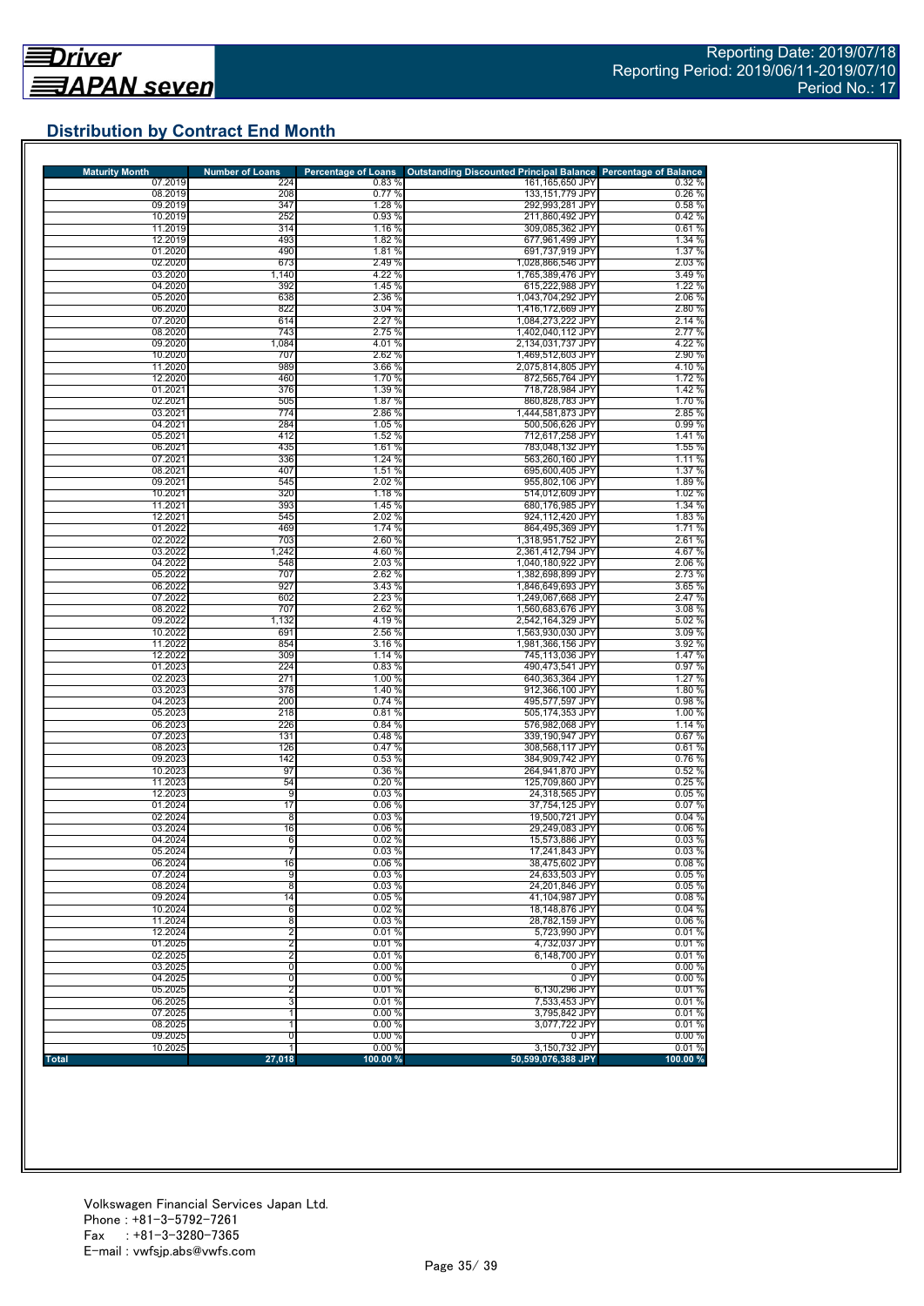Reporting Date: 2019/07/18
Reporting Period: 2019/06/11-2019/07/10
Period No.: 17

## Distribution by Contract End Month

| Maturity Month | Number of Loans | Percentage of Loans | Outstanding Discounted Principal Balance | Percentage of Balance |
|---|---|---|---|---|
| 07.2019 | 224 | 0.83 % | 161,165,650 JPY | 0.32 % |
| 08.2019 | 208 | 0.77 % | 133,151,779 JPY | 0.26 % |
| 09.2019 | 347 | 1.28 % | 292,993,281 JPY | 0.58 % |
| 10.2019 | 252 | 0.93 % | 211,860,492 JPY | 0.42 % |
| 11.2019 | 314 | 1.16 % | 309,085,362 JPY | 0.61 % |
| 12.2019 | 493 | 1.82 % | 677,961,499 JPY | 1.34 % |
| 01.2020 | 490 | 1.81 % | 691,737,919 JPY | 1.37 % |
| 02.2020 | 673 | 2.49 % | 1,028,866,546 JPY | 2.03 % |
| 03.2020 | 1,140 | 4.22 % | 1,765,389,476 JPY | 3.49 % |
| 04.2020 | 392 | 1.45 % | 615,222,988 JPY | 1.22 % |
| 05.2020 | 638 | 2.36 % | 1,043,704,292 JPY | 2.06 % |
| 06.2020 | 822 | 3.04 % | 1,416,172,669 JPY | 2.80 % |
| 07.2020 | 614 | 2.27 % | 1,084,273,222 JPY | 2.14 % |
| 08.2020 | 743 | 2.75 % | 1,402,040,112 JPY | 2.77 % |
| 09.2020 | 1,084 | 4.01 % | 2,134,031,737 JPY | 4.22 % |
| 10.2020 | 707 | 2.62 % | 1,469,512,603 JPY | 2.90 % |
| 11.2020 | 989 | 3.66 % | 2,075,814,805 JPY | 4.10 % |
| 12.2020 | 460 | 1.70 % | 872,565,764 JPY | 1.72 % |
| 01.2021 | 376 | 1.39 % | 718,728,984 JPY | 1.42 % |
| 02.2021 | 505 | 1.87 % | 860,828,783 JPY | 1.70 % |
| 03.2021 | 774 | 2.86 % | 1,444,581,873 JPY | 2.85 % |
| 04.2021 | 284 | 1.05 % | 500,506,626 JPY | 0.99 % |
| 05.2021 | 412 | 1.52 % | 712,617,258 JPY | 1.41 % |
| 06.2021 | 435 | 1.61 % | 783,048,132 JPY | 1.55 % |
| 07.2021 | 336 | 1.24 % | 563,260,160 JPY | 1.11 % |
| 08.2021 | 407 | 1.51 % | 695,600,405 JPY | 1.37 % |
| 09.2021 | 545 | 2.02 % | 955,802,106 JPY | 1.89 % |
| 10.2021 | 320 | 1.18 % | 514,012,609 JPY | 1.02 % |
| 11.2021 | 393 | 1.45 % | 680,176,985 JPY | 1.34 % |
| 12.2021 | 545 | 2.02 % | 924,112,420 JPY | 1.83 % |
| 01.2022 | 469 | 1.74 % | 864,495,369 JPY | 1.71 % |
| 02.2022 | 703 | 2.60 % | 1,318,951,752 JPY | 2.61 % |
| 03.2022 | 1,242 | 4.60 % | 2,361,412,794 JPY | 4.67 % |
| 04.2022 | 548 | 2.03 % | 1,040,180,922 JPY | 2.06 % |
| 05.2022 | 707 | 2.62 % | 1,382,698,899 JPY | 2.73 % |
| 06.2022 | 927 | 3.43 % | 1,846,649,693 JPY | 3.65 % |
| 07.2022 | 602 | 2.23 % | 1,249,067,668 JPY | 2.47 % |
| 08.2022 | 707 | 2.62 % | 1,560,683,676 JPY | 3.08 % |
| 09.2022 | 1,132 | 4.19 % | 2,542,164,329 JPY | 5.02 % |
| 10.2022 | 691 | 2.56 % | 1,563,930,030 JPY | 3.09 % |
| 11.2022 | 854 | 3.16 % | 1,981,366,156 JPY | 3.92 % |
| 12.2022 | 309 | 1.14 % | 745,113,036 JPY | 1.47 % |
| 01.2023 | 224 | 0.83 % | 490,473,541 JPY | 0.97 % |
| 02.2023 | 271 | 1.00 % | 640,363,364 JPY | 1.27 % |
| 03.2023 | 378 | 1.40 % | 912,366,100 JPY | 1.80 % |
| 04.2023 | 200 | 0.74 % | 495,577,597 JPY | 0.98 % |
| 05.2023 | 218 | 0.81 % | 505,174,353 JPY | 1.00 % |
| 06.2023 | 226 | 0.84 % | 576,982,068 JPY | 1.14 % |
| 07.2023 | 131 | 0.48 % | 339,190,947 JPY | 0.67 % |
| 08.2023 | 126 | 0.47 % | 308,568,117 JPY | 0.61 % |
| 09.2023 | 142 | 0.53 % | 384,909,742 JPY | 0.76 % |
| 10.2023 | 97 | 0.36 % | 264,941,870 JPY | 0.52 % |
| 11.2023 | 54 | 0.20 % | 125,709,860 JPY | 0.25 % |
| 12.2023 | 9 | 0.03 % | 24,318,565 JPY | 0.05 % |
| 01.2024 | 17 | 0.06 % | 37,754,125 JPY | 0.07 % |
| 02.2024 | 8 | 0.03 % | 19,500,721 JPY | 0.04 % |
| 03.2024 | 16 | 0.06 % | 29,249,083 JPY | 0.06 % |
| 04.2024 | 6 | 0.02 % | 15,573,886 JPY | 0.03 % |
| 05.2024 | 7 | 0.03 % | 17,241,843 JPY | 0.03 % |
| 06.2024 | 16 | 0.06 % | 38,475,602 JPY | 0.08 % |
| 07.2024 | 9 | 0.03 % | 24,633,503 JPY | 0.05 % |
| 08.2024 | 8 | 0.03 % | 24,201,846 JPY | 0.05 % |
| 09.2024 | 14 | 0.05 % | 41,104,987 JPY | 0.08 % |
| 10.2024 | 6 | 0.02 % | 18,148,876 JPY | 0.04 % |
| 11.2024 | 8 | 0.03 % | 28,782,159 JPY | 0.06 % |
| 12.2024 | 2 | 0.01 % | 5,723,990 JPY | 0.01 % |
| 01.2025 | 2 | 0.01 % | 4,732,037 JPY | 0.01 % |
| 02.2025 | 2 | 0.01 % | 6,148,700 JPY | 0.01 % |
| 03.2025 | 0 | 0.00 % | 0 JPY | 0.00 % |
| 04.2025 | 0 | 0.00 % | 0 JPY | 0.00 % |
| 05.2025 | 2 | 0.01 % | 6,130,296 JPY | 0.01 % |
| 06.2025 | 3 | 0.01 % | 7,533,453 JPY | 0.01 % |
| 07.2025 | 1 | 0.00 % | 3,795,842 JPY | 0.01 % |
| 08.2025 | 1 | 0.00 % | 3,077,722 JPY | 0.01 % |
| 09.2025 | 0 | 0.00 % | 0 JPY | 0.00 % |
| 10.2025 | 1 | 0.00 % | 3,150,732 JPY | 0.01 % |
| **Total** | **27,018** | **100.00 %** | **50,599,076,388 JPY** | **100.00 %** |

Volkswagen Financial Services Japan Ltd.
Phone : +81-3-5792-7261
Fax : +81-3-3280-7365
E-mail : vwfsjp.abs@vwfs.com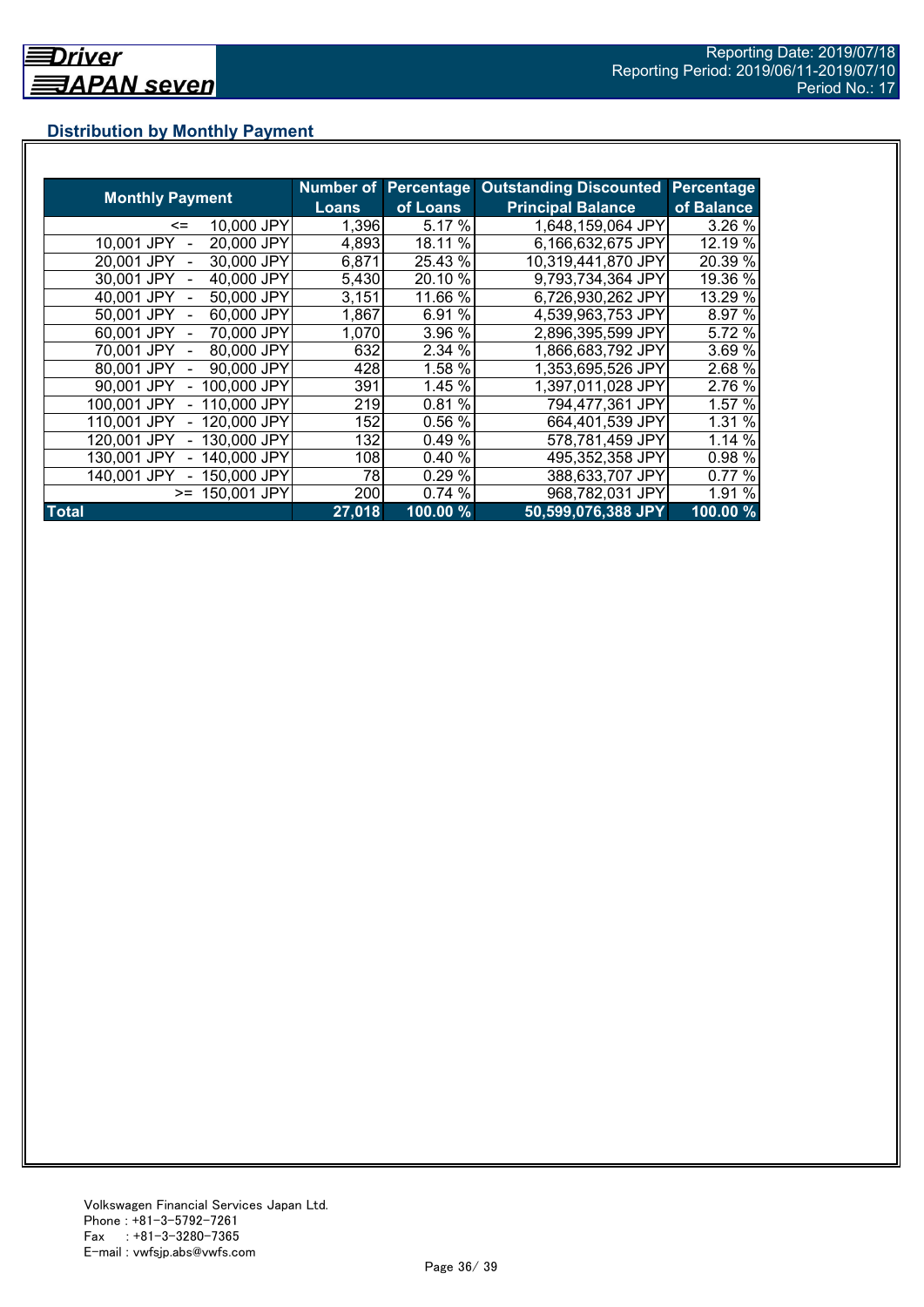## Distribution by Monthly Payment

| Monthly Payment | Number of Loans | Percentage of Loans | Outstanding Discounted Principal Balance | Percentage of Balance |
|---|---|---|---|---|
| <= 10,000 JPY | 1,396 | 5.17 % | 1,648,159,064 JPY | 3.26 % |
| 10,001 JPY - 20,000 JPY | 4,893 | 18.11 % | 6,166,632,675 JPY | 12.19 % |
| 20,001 JPY - 30,000 JPY | 6,871 | 25.43 % | 10,319,441,870 JPY | 20.39 % |
| 30,001 JPY - 40,000 JPY | 5,430 | 20.10 % | 9,793,734,364 JPY | 19.36 % |
| 40,001 JPY - 50,000 JPY | 3,151 | 11.66 % | 6,726,930,262 JPY | 13.29 % |
| 50,001 JPY - 60,000 JPY | 1,867 | 6.91 % | 4,539,963,753 JPY | 8.97 % |
| 60,001 JPY - 70,000 JPY | 1,070 | 3.96 % | 2,896,395,599 JPY | 5.72 % |
| 70,001 JPY - 80,000 JPY | 632 | 2.34 % | 1,866,683,792 JPY | 3.69 % |
| 80,001 JPY - 90,000 JPY | 428 | 1.58 % | 1,353,695,526 JPY | 2.68 % |
| 90,001 JPY - 100,000 JPY | 391 | 1.45 % | 1,397,011,028 JPY | 2.76 % |
| 100,001 JPY - 110,000 JPY | 219 | 0.81 % | 794,477,361 JPY | 1.57 % |
| 110,001 JPY - 120,000 JPY | 152 | 0.56 % | 664,401,539 JPY | 1.31 % |
| 120,001 JPY - 130,000 JPY | 132 | 0.49 % | 578,781,459 JPY | 1.14 % |
| 130,001 JPY - 140,000 JPY | 108 | 0.40 % | 495,352,358 JPY | 0.98 % |
| 140,001 JPY - 150,000 JPY | 78 | 0.29 % | 388,633,707 JPY | 0.77 % |
| >= 150,001 JPY | 200 | 0.74 % | 968,782,031 JPY | 1.91 % |
| **Total** | **27,018** | **100.00 %** | **50,599,076,388 JPY** | **100.00 %** |

Volkswagen Financial Services Japan Ltd.
Phone : +81-3-5792-7261
Fax : +81-3-3280-7365
E-mail : vwfsjp.abs@vwfs.com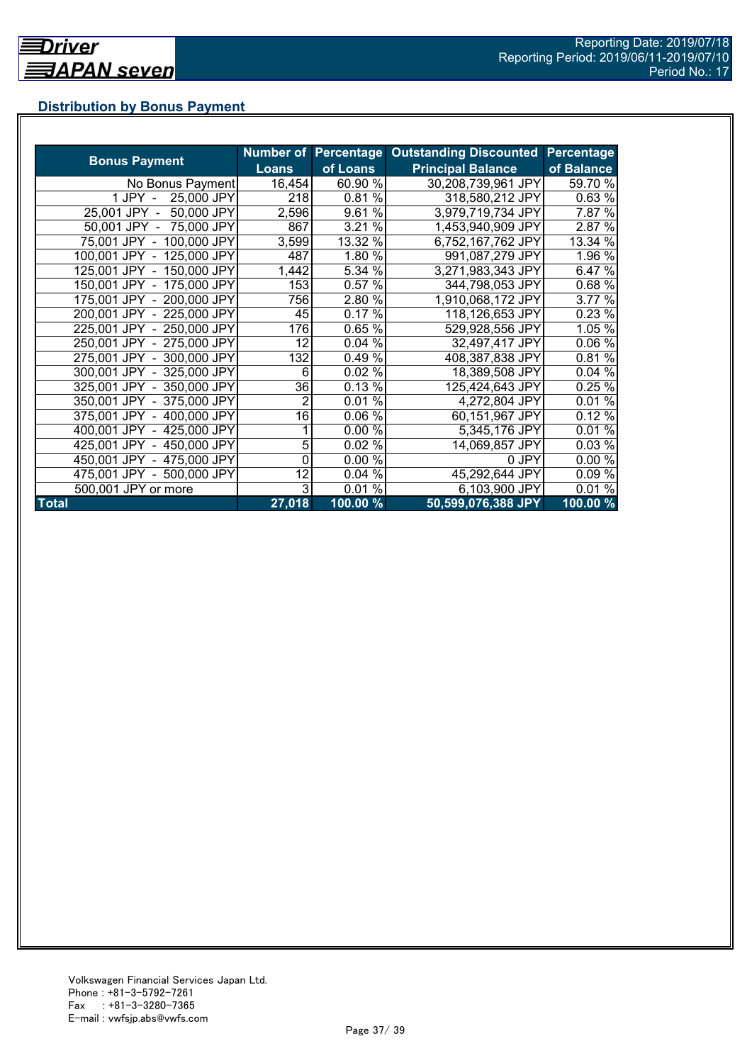## Distribution by Bonus Payment

| Bonus Payment | Number of Loans | Percentage of Loans | Outstanding Discounted Principal Balance | Percentage of Balance |
|---|---|---|---|---|
| No Bonus Payment | 16,454 | 60.90 % | 30,208,739,961 JPY | 59.70 % |
| 1 JPY - 25,000 JPY | 218 | 0.81 % | 318,580,212 JPY | 0.63 % |
| 25,001 JPY - 50,000 JPY | 2,596 | 9.61 % | 3,979,719,734 JPY | 7.87 % |
| 50,001 JPY - 75,000 JPY | 867 | 3.21 % | 1,453,940,909 JPY | 2.87 % |
| 75,001 JPY - 100,000 JPY | 3,599 | 13.32 % | 6,752,167,762 JPY | 13.34 % |
| 100,001 JPY - 125,000 JPY | 487 | 1.80 % | 991,087,279 JPY | 1.96 % |
| 125,001 JPY - 150,000 JPY | 1,442 | 5.34 % | 3,271,983,343 JPY | 6.47 % |
| 150,001 JPY - 175,000 JPY | 153 | 0.57 % | 344,798,053 JPY | 0.68 % |
| 175,001 JPY - 200,000 JPY | 756 | 2.80 % | 1,910,068,172 JPY | 3.77 % |
| 200,001 JPY - 225,000 JPY | 45 | 0.17 % | 118,126,653 JPY | 0.23 % |
| 225,001 JPY - 250,000 JPY | 176 | 0.65 % | 529,928,556 JPY | 1.05 % |
| 250,001 JPY - 275,000 JPY | 12 | 0.04 % | 32,497,417 JPY | 0.06 % |
| 275,001 JPY - 300,000 JPY | 132 | 0.49 % | 408,387,838 JPY | 0.81 % |
| 300,001 JPY - 325,000 JPY | 6 | 0.02 % | 18,389,508 JPY | 0.04 % |
| 325,001 JPY - 350,000 JPY | 36 | 0.13 % | 125,424,643 JPY | 0.25 % |
| 350,001 JPY - 375,000 JPY | 2 | 0.01 % | 4,272,804 JPY | 0.01 % |
| 375,001 JPY - 400,000 JPY | 16 | 0.06 % | 60,151,967 JPY | 0.12 % |
| 400,001 JPY - 425,000 JPY | 1 | 0.00 % | 5,345,176 JPY | 0.01 % |
| 425,001 JPY - 450,000 JPY | 5 | 0.02 % | 14,069,857 JPY | 0.03 % |
| 450,001 JPY - 475,000 JPY | 0 | 0.00 % | 0 JPY | 0.00 % |
| 475,001 JPY - 500,000 JPY | 12 | 0.04 % | 45,292,644 JPY | 0.09 % |
| 500,001 JPY or more | 3 | 0.01 % | 6,103,900 JPY | 0.01 % |
| **Total** | **27,018** | **100.00 %** | **50,599,076,388 JPY** | **100.00 %** |

Volkswagen Financial Services Japan Ltd.
Phone : +81-3-5792-7261
Fax : +81-3-3280-7365
E-mail : vwfsjp.abs@vwfs.com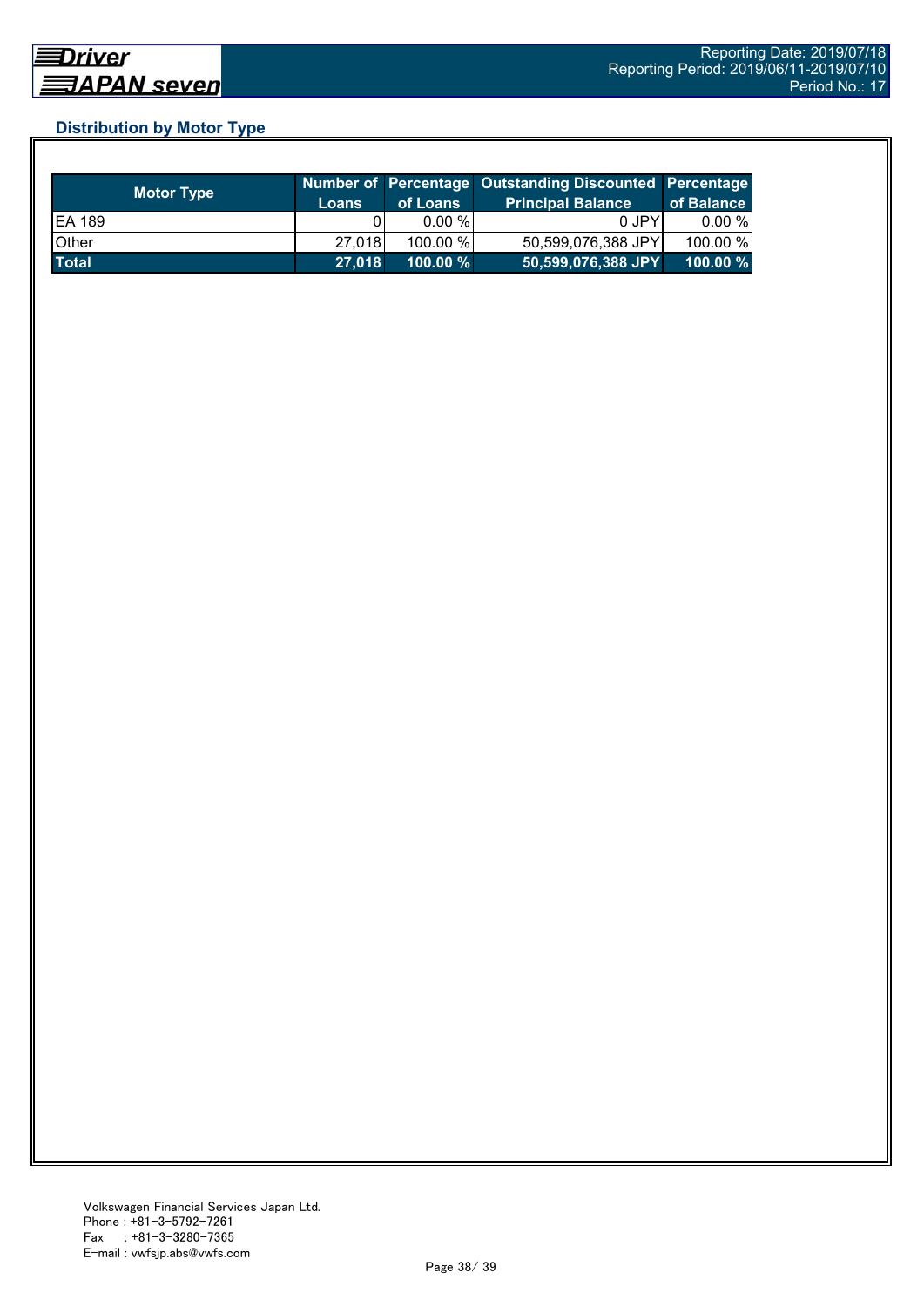## Distribution by Motor Type

| Motor Type | Number of Loans | Percentage of Loans | Outstanding Discounted Principal Balance | Percentage of Balance |
|---|---|---|---|---|
| EA 189 | 0 | 0.00 % | 0 JPY | 0.00 % |
| Other | 27,018 | 100.00 % | 50,599,076,388 JPY | 100.00 % |
| **Total** | **27,018** | **100.00 %** | **50,599,076,388 JPY** | **100.00 %** |

Volkswagen Financial Services Japan Ltd.
Phone : +81-3-5792-7261
Fax : +81-3-3280-7365
E-mail : vwfsjp.abs@vwfs.com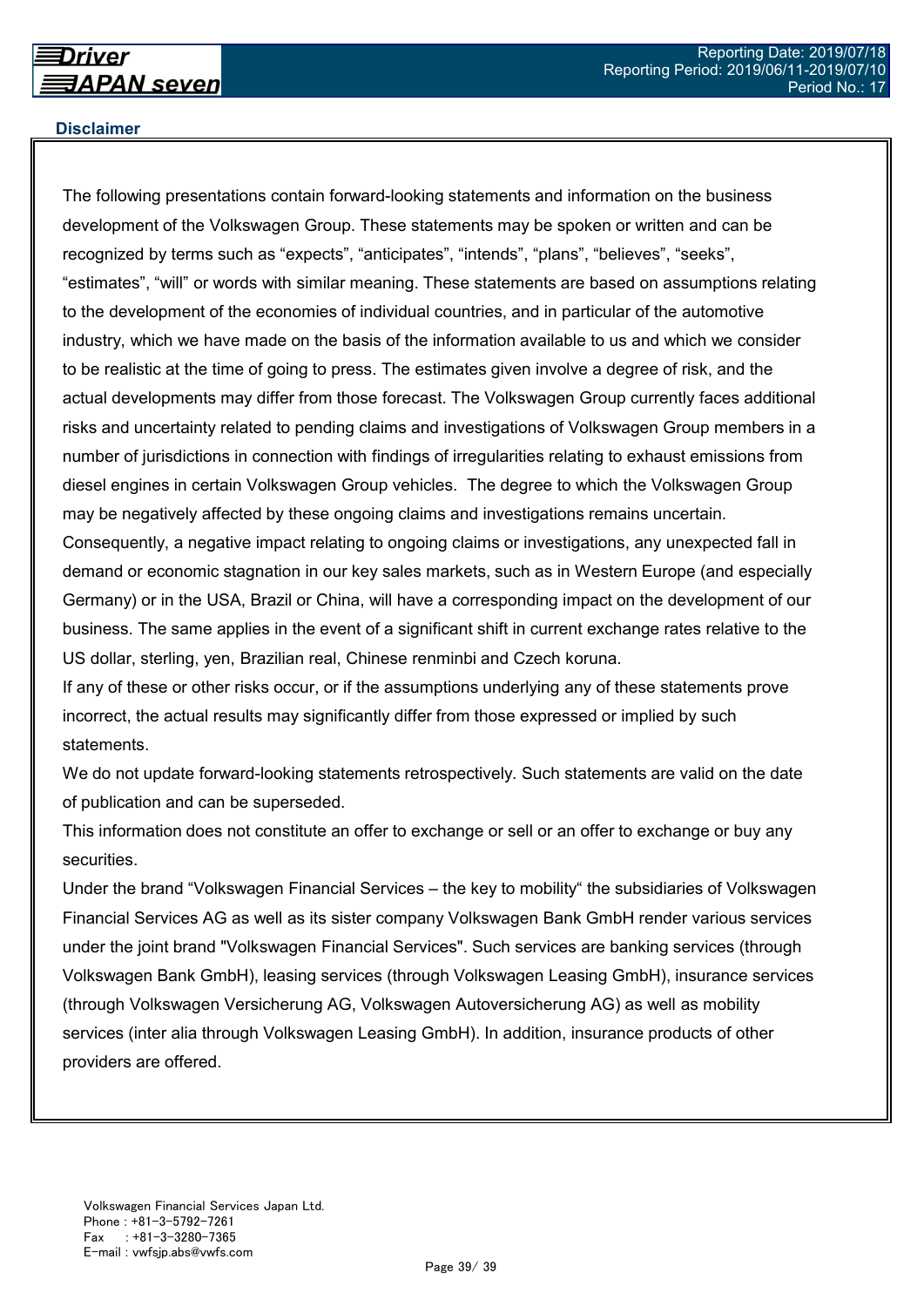## Disclaimer

The following presentations contain forward-looking statements and information on the business development of the Volkswagen Group. These statements may be spoken or written and can be recognized by terms such as “expects”, “anticipates”, “intends”, “plans”, “believes”, “seeks”, “estimates”, “will” or words with similar meaning. These statements are based on assumptions relating to the development of the economies of individual countries, and in particular of the automotive industry, which we have made on the basis of the information available to us and which we consider to be realistic at the time of going to press. The estimates given involve a degree of risk, and the actual developments may differ from those forecast. The Volkswagen Group currently faces additional risks and uncertainty related to pending claims and investigations of Volkswagen Group members in a number of jurisdictions in connection with findings of irregularities relating to exhaust emissions from diesel engines in certain Volkswagen Group vehicles. The degree to which the Volkswagen Group may be negatively affected by these ongoing claims and investigations remains uncertain.
Consequently, a negative impact relating to ongoing claims or investigations, any unexpected fall in demand or economic stagnation in our key sales markets, such as in Western Europe (and especially Germany) or in the USA, Brazil or China, will have a corresponding impact on the development of our business. The same applies in the event of a significant shift in current exchange rates relative to the US dollar, sterling, yen, Brazilian real, Chinese renminbi and Czech koruna.
If any of these or other risks occur, or if the assumptions underlying any of these statements prove incorrect, the actual results may significantly differ from those expressed or implied by such statements.
We do not update forward-looking statements retrospectively. Such statements are valid on the date of publication and can be superseded.
This information does not constitute an offer to exchange or sell or an offer to exchange or buy any securities.
Under the brand “Volkswagen Financial Services – the key to mobility“ the subsidiaries of Volkswagen Financial Services AG as well as its sister company Volkswagen Bank GmbH render various services under the joint brand "Volkswagen Financial Services". Such services are banking services (through Volkswagen Bank GmbH), leasing services (through Volkswagen Leasing GmbH), insurance services (through Volkswagen Versicherung AG, Volkswagen Autoversicherung AG) as well as mobility services (inter alia through Volkswagen Leasing GmbH). In addition, insurance products of other providers are offered.

Volkswagen Financial Services Japan Ltd.
Phone : +81-3-5792-7261
Fax : +81-3-3280-7365
E-mail : vwfsjp.abs@vwfs.com